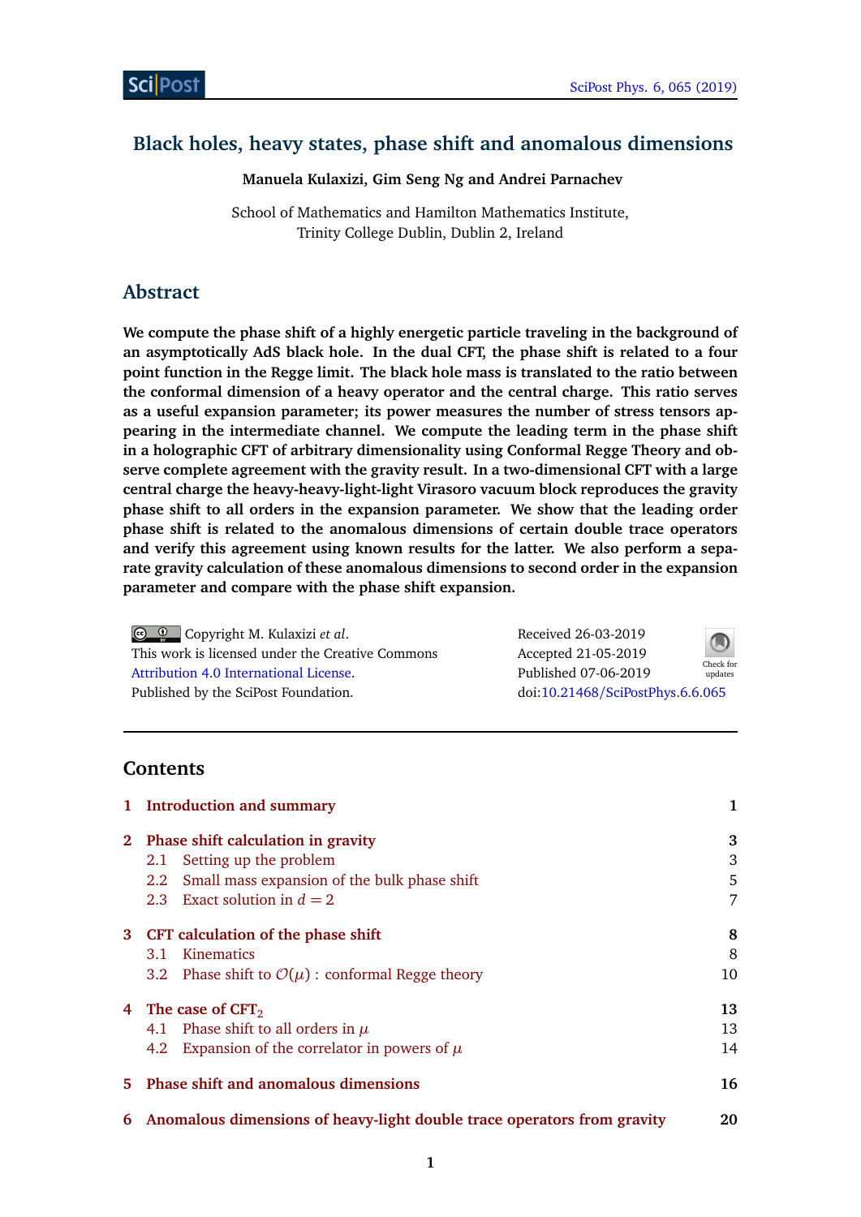# Black holes, heavy states, phase shift and anomalous dimensions

**Manuela Kulaxizi, Gim Seng Ng and Andrei Parnachev**

School of Mathematics and Hamilton Mathematics Institute,
Trinity College Dublin, Dublin 2, Ireland

## Abstract

**We compute the phase shift of a highly energetic particle traveling in the background of an asymptotically AdS black hole. In the dual CFT, the phase shift is related to a four point function in the Regge limit. The black hole mass is translated to the ratio between the conformal dimension of a heavy operator and the central charge. This ratio serves as a useful expansion parameter; its power measures the number of stress tensors appearing in the intermediate channel. We compute the leading term in the phase shift in a holographic CFT of arbitrary dimensionality using Conformal Regge Theory and observe complete agreement with the gravity result. In a two-dimensional CFT with a large central charge the heavy-heavy-light-light Virasoro vacuum block reproduces the gravity phase shift to all orders in the expansion parameter. We show that the leading order phase shift is related to the anomalous dimensions of certain double trace operators and verify this agreement using known results for the latter. We also perform a separate gravity calculation of these anomalous dimensions to second order in the expansion parameter and compare with the phase shift expansion.**

Copyright M. Kulaxizi *et al*.
This work is licensed under the Creative Commons Attribution 4.0 International License.
Published by the SciPost Foundation.

Received 26-03-2019
Accepted 21-05-2019
Published 07-06-2019
doi:10.21468/SciPostPhys.6.6.065

## Contents

- 1 Introduction and summary — 1
- 2 Phase shift calculation in gravity — 3
  - 2.1 Setting up the problem — 3
  - 2.2 Small mass expansion of the bulk phase shift — 5
  - 2.3 Exact solution in $d = 2$ — 7
- 3 CFT calculation of the phase shift — 8
  - 3.1 Kinematics — 8
  - 3.2 Phase shift to $\mathcal{O}(\mu)$ : conformal Regge theory — 10
- 4 The case of $\text{CFT}_2$ — 13
  - 4.1 Phase shift to all orders in $\mu$ — 13
  - 4.2 Expansion of the correlator in powers of $\mu$ — 14
- 5 Phase shift and anomalous dimensions — 16
- 6 Anomalous dimensions of heavy-light double trace operators from gravity — 20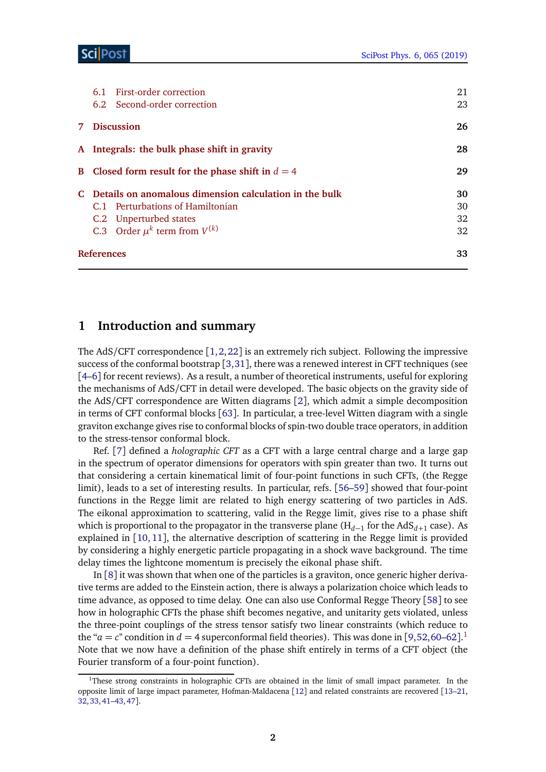6.1 First-order correction 21
6.2 Second-order correction 23

7 Discussion 26

A Integrals: the bulk phase shift in gravity 28

B Closed form result for the phase shift in $d = 4$ 29

C Details on anomalous dimension calculation in the bulk 30
C.1 Perturbations of Hamiltonian 30
C.2 Unperturbed states 32
C.3 Order $\mu^k$ term from $V^{(k)}$ 32

References 33

## 1 Introduction and summary

The AdS/CFT correspondence [1,2,22] is an extremely rich subject. Following the impressive success of the conformal bootstrap [3,31], there was a renewed interest in CFT techniques (see [4–6] for recent reviews). As a result, a number of theoretical instruments, useful for exploring the mechanisms of AdS/CFT in detail were developed. The basic objects on the gravity side of the AdS/CFT correspondence are Witten diagrams [2], which admit a simple decomposition in terms of CFT conformal blocks [63]. In particular, a tree-level Witten diagram with a single graviton exchange gives rise to conformal blocks of spin-two double trace operators, in addition to the stress-tensor conformal block.

Ref. [7] defined a *holographic CFT* as a CFT with a large central charge and a large gap in the spectrum of operator dimensions for operators with spin greater than two. It turns out that considering a certain kinematical limit of four-point functions in such CFTs, (the Regge limit), leads to a set of interesting results. In particular, refs. [56–59] showed that four-point functions in the Regge limit are related to high energy scattering of two particles in AdS. The eikonal approximation to scattering, valid in the Regge limit, gives rise to a phase shift which is proportional to the propagator in the transverse plane ($\mathrm{H}_{d-1}$ for the $\mathrm{AdS}_{d+1}$ case). As explained in [10,11], the alternative description of scattering in the Regge limit is provided by considering a highly energetic particle propagating in a shock wave background. The time delay times the lightcone momentum is precisely the eikonal phase shift.

In [8] it was shown that when one of the particles is a graviton, once generic higher derivative terms are added to the Einstein action, there is always a polarization choice which leads to time advance, as opposed to time delay. One can also use Conformal Regge Theory [58] to see how in holographic CFTs the phase shift becomes negative, and unitarity gets violated, unless the three-point couplings of the stress tensor satisfy two linear constraints (which reduce to the "$a = c$" condition in $d = 4$ superconformal field theories). This was done in [9,52,60–62].[1] Note that we now have a definition of the phase shift entirely in terms of a CFT object (the Fourier transform of a four-point function).

[1] These strong constraints in holographic CFTs are obtained in the limit of small impact parameter. In the opposite limit of large impact parameter, Hofman-Maldacena [12] and related constraints are recovered [13–21, 32,33,41–43,47].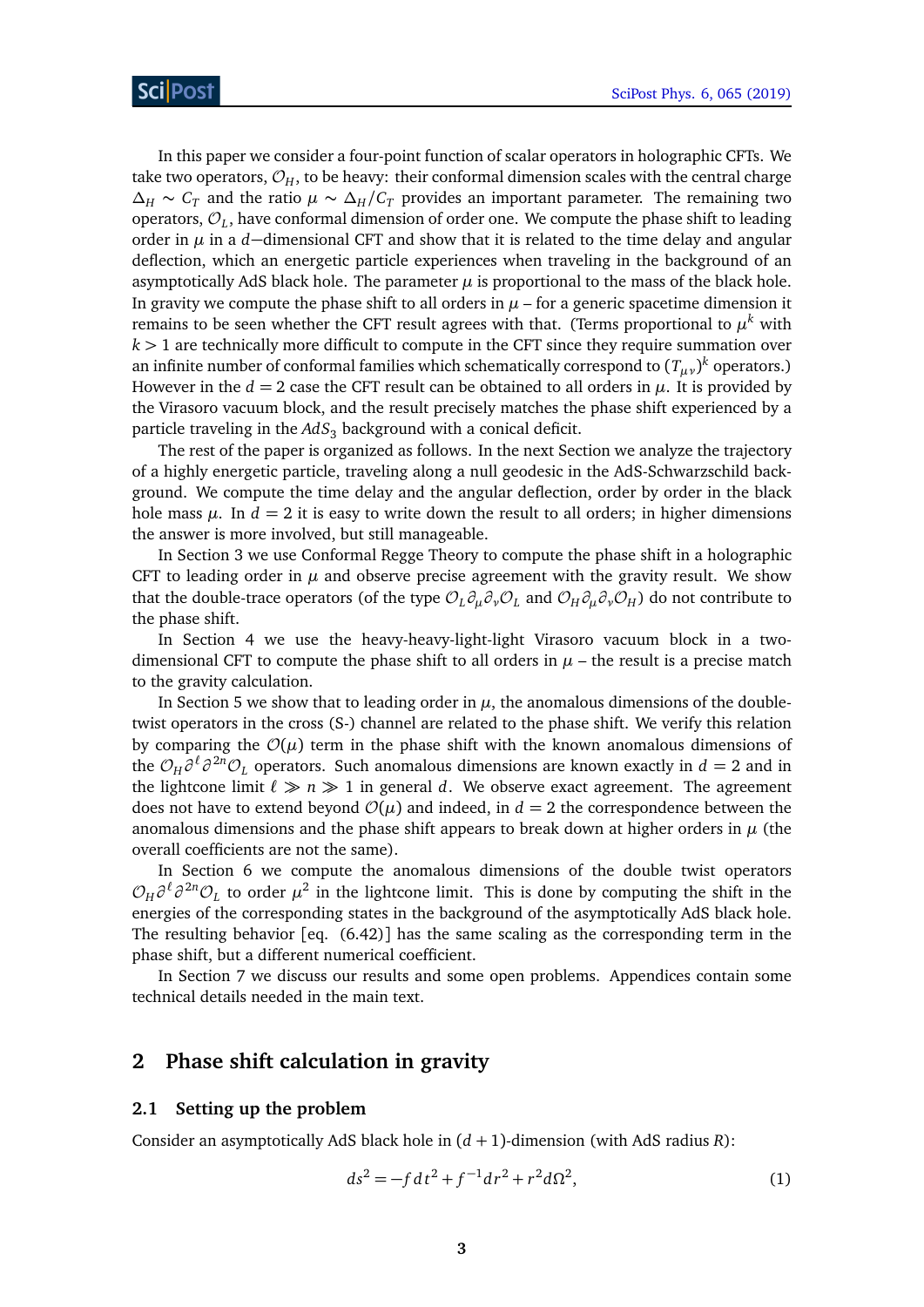In this paper we consider a four-point function of scalar operators in holographic CFTs. We take two operators, $\mathcal{O}_H$, to be heavy: their conformal dimension scales with the central charge $\Delta_H \sim C_T$ and the ratio $\mu \sim \Delta_H/C_T$ provides an important parameter. The remaining two operators, $\mathcal{O}_L$, have conformal dimension of order one. We compute the phase shift to leading order in $\mu$ in a $d-$dimensional CFT and show that it is related to the time delay and angular deflection, which an energetic particle experiences when traveling in the background of an asymptotically AdS black hole. The parameter $\mu$ is proportional to the mass of the black hole. In gravity we compute the phase shift to all orders in $\mu$ – for a generic spacetime dimension it remains to be seen whether the CFT result agrees with that. (Terms proportional to $\mu^k$ with $k > 1$ are technically more difficult to compute in the CFT since they require summation over an infinite number of conformal families which schematically correspond to $(T_{\mu\nu})^k$ operators.) However in the $d = 2$ case the CFT result can be obtained to all orders in $\mu$. It is provided by the Virasoro vacuum block, and the result precisely matches the phase shift experienced by a particle traveling in the $AdS_3$ background with a conical deficit.

The rest of the paper is organized as follows. In the next Section we analyze the trajectory of a highly energetic particle, traveling along a null geodesic in the AdS-Schwarzschild background. We compute the time delay and the angular deflection, order by order in the black hole mass $\mu$. In $d = 2$ it is easy to write down the result to all orders; in higher dimensions the answer is more involved, but still manageable.

In Section 3 we use Conformal Regge Theory to compute the phase shift in a holographic CFT to leading order in $\mu$ and observe precise agreement with the gravity result. We show that the double-trace operators (of the type $\mathcal{O}_L \partial_\mu \partial_\nu \mathcal{O}_L$ and $\mathcal{O}_H \partial_\mu \partial_\nu \mathcal{O}_H$) do not contribute to the phase shift.

In Section 4 we use the heavy-heavy-light-light Virasoro vacuum block in a two-dimensional CFT to compute the phase shift to all orders in $\mu$ – the result is a precise match to the gravity calculation.

In Section 5 we show that to leading order in $\mu$, the anomalous dimensions of the double-twist operators in the cross (S-) channel are related to the phase shift. We verify this relation by comparing the $\mathcal{O}(\mu)$ term in the phase shift with the known anomalous dimensions of the $\mathcal{O}_H \partial^\ell \partial^{2n} \mathcal{O}_L$ operators. Such anomalous dimensions are known exactly in $d = 2$ and in the lightcone limit $\ell \gg n \gg 1$ in general $d$. We observe exact agreement. The agreement does not have to extend beyond $\mathcal{O}(\mu)$ and indeed, in $d = 2$ the correspondence between the anomalous dimensions and the phase shift appears to break down at higher orders in $\mu$ (the overall coefficients are not the same).

In Section 6 we compute the anomalous dimensions of the double twist operators $\mathcal{O}_H \partial^\ell \partial^{2n} \mathcal{O}_L$ to order $\mu^2$ in the lightcone limit. This is done by computing the shift in the energies of the corresponding states in the background of the asymptotically AdS black hole. The resulting behavior [eq. (6.42)] has the same scaling as the corresponding term in the phase shift, but a different numerical coefficient.

In Section 7 we discuss our results and some open problems. Appendices contain some technical details needed in the main text.

## 2 Phase shift calculation in gravity

### 2.1 Setting up the problem

Consider an asymptotically AdS black hole in $(d+1)$-dimension (with AdS radius $R$):

$$ds^2 = -f\, dt^2 + f^{-1} dr^2 + r^2 d\Omega^2, \tag{1}$$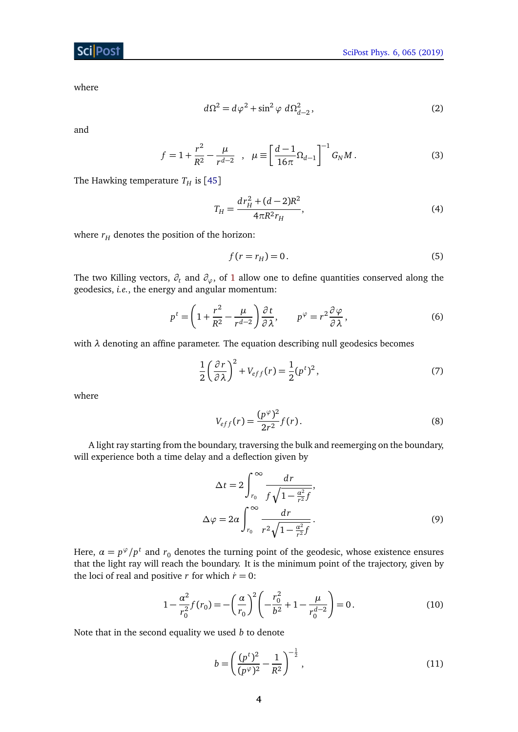where

$$d\Omega^2 = d\varphi^2 + \sin^2\varphi \; d\Omega_{d-2}^2 \,, \tag{2}$$

and

$$f = 1 + \frac{r^2}{R^2} - \frac{\mu}{r^{d-2}} \quad , \quad \mu \equiv \left[\frac{d-1}{16\pi}\Omega_{d-1}\right]^{-1} G_N M \,. \tag{3}$$

The Hawking temperature $T_H$ is [45]

$$T_H = \frac{d r_H^2 + (d-2)R^2}{4\pi R^2 r_H}, \tag{4}$$

where $r_H$ denotes the position of the horizon:

$$f(r = r_H) = 0 \,. \tag{5}$$

The two Killing vectors, $\partial_t$ and $\partial_\varphi$, of 1 allow one to define quantities conserved along the geodesics, *i.e.*, the energy and angular momentum:

$$p^t = \left(1 + \frac{r^2}{R^2} - \frac{\mu}{r^{d-2}}\right)\frac{\partial t}{\partial \lambda}, \qquad p^\varphi = r^2 \frac{\partial \varphi}{\partial \lambda}, \tag{6}$$

with $\lambda$ denoting an affine parameter. The equation describing null geodesics becomes

$$\frac{1}{2}\left(\frac{\partial r}{\partial \lambda}\right)^2 + V_{eff}(r) = \frac{1}{2}(p^t)^2 \,, \tag{7}$$

where

$$V_{eff}(r) = \frac{(p^\varphi)^2}{2r^2} f(r) \,. \tag{8}$$

A light ray starting from the boundary, traversing the bulk and reemerging on the boundary, will experience both a time delay and a deflection given by

$$\begin{aligned}
\Delta t &= 2\int_{r_0}^{\infty} \frac{dr}{f\sqrt{1 - \frac{\alpha^2}{r^2} f}}, \\
\Delta \varphi &= 2\alpha \int_{r_0}^{\infty} \frac{dr}{r^2\sqrt{1 - \frac{\alpha^2}{r^2} f}} \,.
\end{aligned} \tag{9}$$

Here, $\alpha = p^\varphi / p^t$ and $r_0$ denotes the turning point of the geodesic, whose existence ensures that the light ray will reach the boundary. It is the minimum point of the trajectory, given by the loci of real and positive $r$ for which $\dot{r} = 0$:

$$1 - \frac{\alpha^2}{r_0^2} f(r_0) = -\left(\frac{\alpha}{r_0}\right)^2 \left(-\frac{r_0^2}{b^2} + 1 - \frac{\mu}{r_0^{d-2}}\right) = 0 \,. \tag{10}$$

Note that in the second equality we used $b$ to denote

$$b = \left(\frac{(p^t)^2}{(p^\varphi)^2} - \frac{1}{R^2}\right)^{-\frac{1}{2}} \,, \tag{11}$$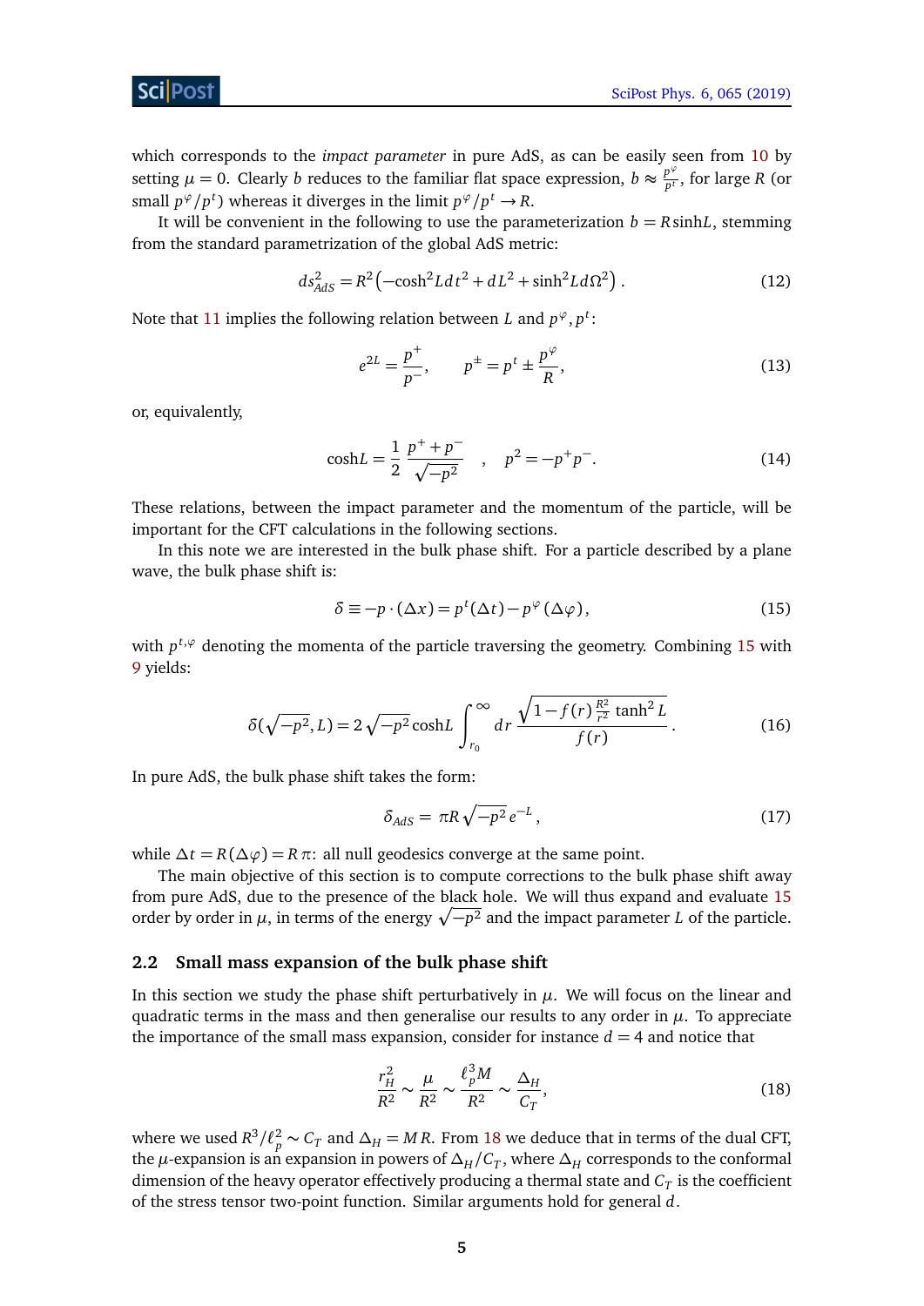which corresponds to the *impact parameter* in pure AdS, as can be easily seen from 10 by setting $\mu = 0$. Clearly $b$ reduces to the familiar flat space expression, $b \approx \frac{p^\varphi}{p^t}$, for large $R$ (or small $p^\varphi/p^t$) whereas it diverges in the limit $p^\varphi/p^t \to R$.

It will be convenient in the following to use the parameterization $b = R\sinh L$, stemming from the standard parametrization of the global AdS metric:

$$ds^2_{AdS} = R^2\left(-\cosh^2 L dt^2 + dL^2 + \sinh^2 L d\Omega^2\right) . \tag{12}$$

Note that 11 implies the following relation between $L$ and $p^\varphi, p^t$:

$$e^{2L} = \frac{p^+}{p^-}, \qquad p^\pm = p^t \pm \frac{p^\varphi}{R}, \tag{13}$$

or, equivalently,

$$\cosh L = \frac{1}{2}\frac{p^+ + p^-}{\sqrt{-p^2}} \quad , \quad p^2 = -p^+ p^-. \tag{14}$$

These relations, between the impact parameter and the momentum of the particle, will be important for the CFT calculations in the following sections.

In this note we are interested in the bulk phase shift. For a particle described by a plane wave, the bulk phase shift is:

$$\delta \equiv -p \cdot (\Delta x) = p^t(\Delta t) - p^\varphi(\Delta\varphi), \tag{15}$$

with $p^{t,\varphi}$ denoting the momenta of the particle traversing the geometry. Combining 15 with 9 yields:

$$\delta(\sqrt{-p^2}, L) = 2\sqrt{-p^2}\cosh L \int_{r_0}^{\infty} dr \, \frac{\sqrt{1 - f(r)\frac{R^2}{r^2}\tanh^2 L}}{f(r)} . \tag{16}$$

In pure AdS, the bulk phase shift takes the form:

$$\delta_{AdS} = \pi R\sqrt{-p^2}\, e^{-L} , \tag{17}$$

while $\Delta t = R(\Delta\varphi) = R\pi$: all null geodesics converge at the same point.

The main objective of this section is to compute corrections to the bulk phase shift away from pure AdS, due to the presence of the black hole. We will thus expand and evaluate 15 order by order in $\mu$, in terms of the energy $\sqrt{-p^2}$ and the impact parameter $L$ of the particle.

## 2.2 Small mass expansion of the bulk phase shift

In this section we study the phase shift perturbatively in $\mu$. We will focus on the linear and quadratic terms in the mass and then generalise our results to any order in $\mu$. To appreciate the importance of the small mass expansion, consider for instance $d = 4$ and notice that

$$\frac{r_H^2}{R^2} \sim \frac{\mu}{R^2} \sim \frac{\ell_p^3 M}{R^2} \sim \frac{\Delta_H}{C_T}, \tag{18}$$

where we used $R^3/\ell_p^2 \sim C_T$ and $\Delta_H = MR$. From 18 we deduce that in terms of the dual CFT, the $\mu$-expansion is an expansion in powers of $\Delta_H/C_T$, where $\Delta_H$ corresponds to the conformal dimension of the heavy operator effectively producing a thermal state and $C_T$ is the coefficient of the stress tensor two-point function. Similar arguments hold for general $d$.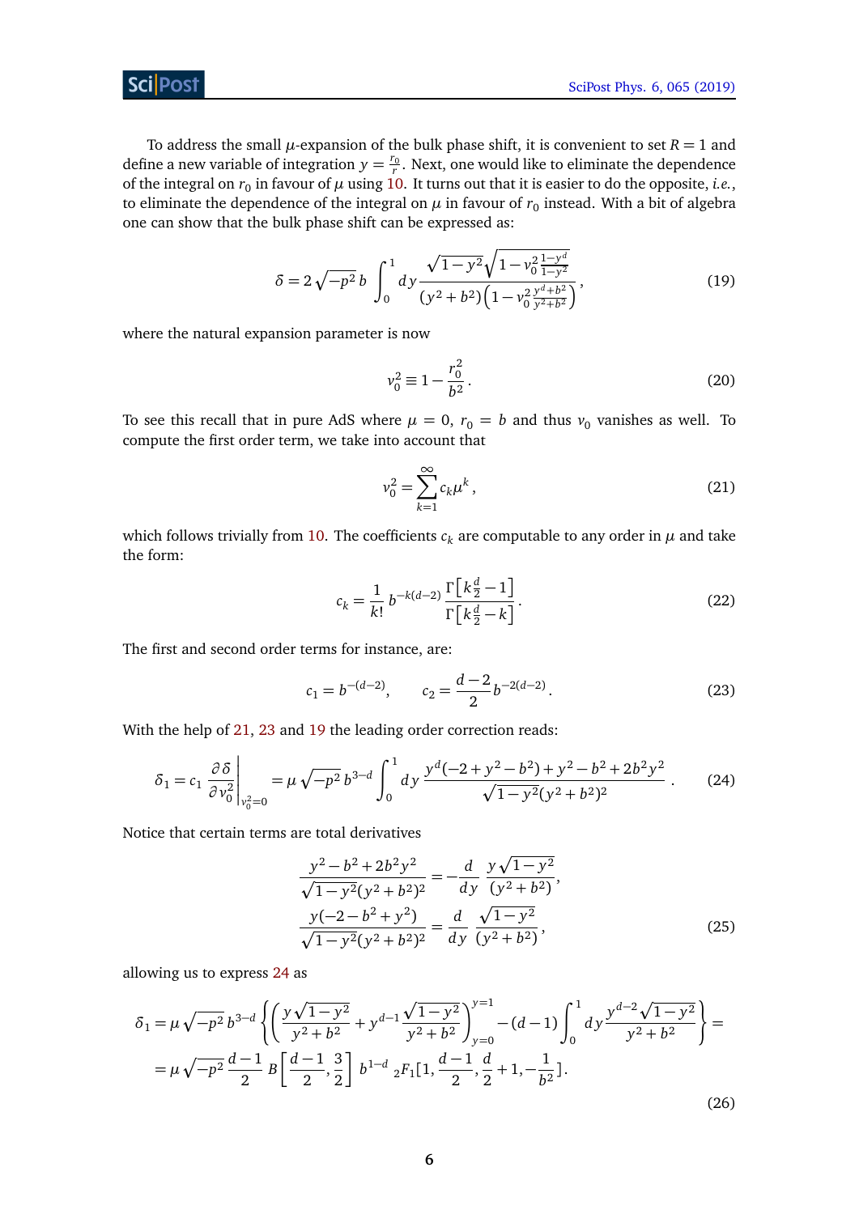To address the small $\mu$-expansion of the bulk phase shift, it is convenient to set $R = 1$ and define a new variable of integration $y = \frac{r_0}{r}$. Next, one would like to eliminate the dependence of the integral on $r_0$ in favour of $\mu$ using 10. It turns out that it is easier to do the opposite, *i.e.*, to eliminate the dependence of the integral on $\mu$ in favour of $r_0$ instead. With a bit of algebra one can show that the bulk phase shift can be expressed as:

$$\delta = 2\sqrt{-p^2}\, b \int_0^1 dy \frac{\sqrt{1-y^2}\sqrt{1-v_0^2 \frac{1-y^d}{1-y^2}}}{(y^2+b^2)\left(1-v_0^2 \frac{y^d+b^2}{y^2+b^2}\right)}, \tag{19}$$

where the natural expansion parameter is now

$$v_0^2 \equiv 1 - \frac{r_0^2}{b^2}. \tag{20}$$

To see this recall that in pure AdS where $\mu = 0$, $r_0 = b$ and thus $v_0$ vanishes as well. To compute the first order term, we take into account that

$$v_0^2 = \sum_{k=1}^{\infty} c_k \mu^k, \tag{21}$$

which follows trivially from 10. The coefficients $c_k$ are computable to any order in $\mu$ and take the form:

$$c_k = \frac{1}{k!}\, b^{-k(d-2)} \frac{\Gamma\left[k\frac{d}{2}-1\right]}{\Gamma\left[k\frac{d}{2}-k\right]}. \tag{22}$$

The first and second order terms for instance, are:

$$c_1 = b^{-(d-2)}, \qquad c_2 = \frac{d-2}{2} b^{-2(d-2)}. \tag{23}$$

With the help of 21, 23 and 19 the leading order correction reads:

$$\delta_1 = c_1 \left.\frac{\partial \delta}{\partial v_0^2}\right|_{v_0^2=0} = \mu\sqrt{-p^2}\, b^{3-d} \int_0^1 dy\, \frac{y^d(-2+y^2-b^2)+y^2-b^2+2b^2y^2}{\sqrt{1-y^2}(y^2+b^2)^2}. \tag{24}$$

Notice that certain terms are total derivatives

$$\begin{aligned}
\frac{y^2-b^2+2b^2y^2}{\sqrt{1-y^2}(y^2+b^2)^2} &= -\frac{d}{dy}\, \frac{y\sqrt{1-y^2}}{(y^2+b^2)}, \\
\frac{y(-2-b^2+y^2)}{\sqrt{1-y^2}(y^2+b^2)^2} &= \frac{d}{dy}\, \frac{\sqrt{1-y^2}}{(y^2+b^2)},
\end{aligned} \tag{25}$$

allowing us to express 24 as

$$\begin{aligned}
\delta_1 &= \mu\sqrt{-p^2}\, b^{3-d} \left\{ \left( \frac{y\sqrt{1-y^2}}{y^2+b^2} + y^{d-1}\frac{\sqrt{1-y^2}}{y^2+b^2} \right)_{y=0}^{y=1} - (d-1)\int_0^1 dy \frac{y^{d-2}\sqrt{1-y^2}}{y^2+b^2} \right\} = \\
&= \mu\sqrt{-p^2}\, \frac{d-1}{2}\, B\left[\frac{d-1}{2}, \frac{3}{2}\right] b^{1-d}\, {}_2F_1[1, \frac{d-1}{2}, \frac{d}{2}+1, -\frac{1}{b^2}].
\end{aligned} \tag{26}$$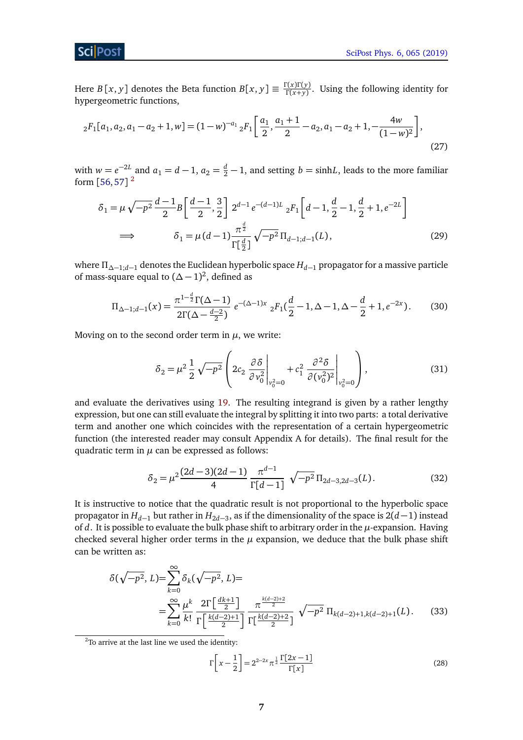Here $B[x,y]$ denotes the Beta function $B[x,y] \equiv \frac{\Gamma(x)\Gamma(y)}{\Gamma(x+y)}$. Using the following identity for hypergeometric functions,

$$
{}_2F_1[a_1, a_2, a_1 - a_2 + 1, w] = (1-w)^{-a_1}\, {}_2F_1\left[\frac{a_1}{2}, \frac{a_1+1}{2} - a_2, a_1 - a_2 + 1, -\frac{4w}{(1-w)^2}\right], \tag{27}
$$

with $w = e^{-2L}$ and $a_1 = d-1$, $a_2 = \frac{d}{2} - 1$, and setting $b = \sinh L$, leads to the more familiar form [56, 57] [2]

$$
\begin{aligned}
\delta_1 = \mu\sqrt{-p^2}\,\frac{d-1}{2} B\left[\frac{d-1}{2}, \frac{3}{2}\right] 2^{d-1} e^{-(d-1)L}\, {}_2F_1\left[d-1, \frac{d}{2}-1, \frac{d}{2}+1, e^{-2L}\right] \\
\Longrightarrow \qquad \delta_1 = \mu\,(d-1)\frac{\pi^{\frac{d}{2}}}{\Gamma[\frac{d}{2}]}\sqrt{-p^2}\,\Pi_{d-1;d-1}(L),
\end{aligned} \tag{29}
$$

where $\Pi_{\Delta-1;d-1}$ denotes the Euclidean hyperbolic space $H_{d-1}$ propagator for a massive particle of mass-square equal to $(\Delta-1)^2$, defined as

$$
\Pi_{\Delta-1;d-1}(x) = \frac{\pi^{1-\frac{d}{2}}\Gamma(\Delta-1)}{2\Gamma(\Delta - \frac{d-2}{2})}\, e^{-(\Delta-1)x}\, {}_2F_1\left(\frac{d}{2}-1, \Delta-1, \Delta-\frac{d}{2}+1, e^{-2x}\right). \tag{30}
$$

Moving on to the second order term in $\mu$, we write:

$$
\delta_2 = \mu^2\,\frac{1}{2}\sqrt{-p^2}\left(2c_2 \left.\frac{\partial \delta}{\partial v_0^2}\right|_{v_0^2=0} + c_1^2 \left.\frac{\partial^2 \delta}{\partial (v_0^2)^2}\right|_{v_0^2=0}\right), \tag{31}
$$

and evaluate the derivatives using 19. The resulting integrand is given by a rather lengthy expression, but one can still evaluate the integral by splitting it into two parts: a total derivative term and another one which coincides with the representation of a certain hypergeometric function (the interested reader may consult Appendix A for details). The final result for the quadratic term in $\mu$ can be expressed as follows:

$$
\delta_2 = \mu^2 \frac{(2d-3)(2d-1)}{4}\,\frac{\pi^{d-1}}{\Gamma[d-1]}\,\sqrt{-p^2}\,\Pi_{2d-3,2d-3}(L). \tag{32}
$$

It is instructive to notice that the quadratic result is not proportional to the hyperbolic space propagator in $H_{d-1}$ but rather in $H_{2d-3}$, as if the dimensionality of the space is $2(d-1)$ instead of $d$. It is possible to evaluate the bulk phase shift to arbitrary order in the $\mu$-expansion. Having checked several higher order terms in the $\mu$ expansion, we deduce that the bulk phase shift can be written as:

$$
\begin{aligned}
\delta(\sqrt{-p^2}, L) &= \sum_{k=0}^{\infty} \delta_k(\sqrt{-p^2}, L) = \\
&= \sum_{k=0}^{\infty} \frac{\mu^k}{k!}\,\frac{2\Gamma\left[\frac{dk+1}{2}\right]}{\Gamma\left[\frac{k(d-2)+1}{2}\right]}\,\frac{\pi^{\frac{k(d-2)+2}{2}}}{\Gamma[\frac{k(d-2)+2}{2}]}\,\sqrt{-p^2}\,\Pi_{k(d-2)+1,k(d-2)+1}(L).
\end{aligned} \tag{33}
$$

---

[2] To arrive at the last line we used the identity:

$$
\Gamma\left[x - \frac{1}{2}\right] = 2^{2-2x}\pi^{\frac{1}{2}}\frac{\Gamma[2x-1]}{\Gamma[x]} \tag{28}
$$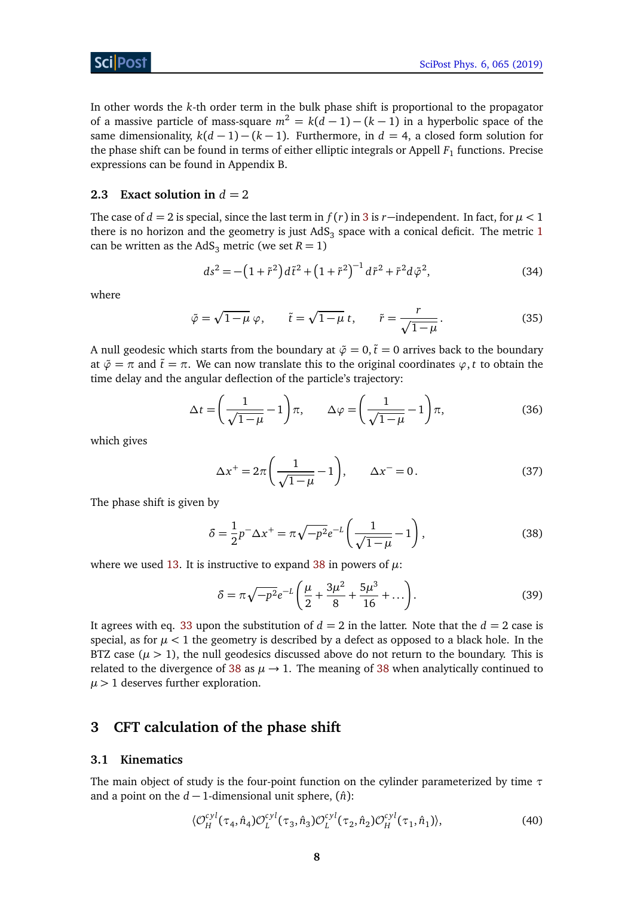In other words the $k$-th order term in the bulk phase shift is proportional to the propagator of a massive particle of mass-square $m^2 = k(d-1)-(k-1)$ in a hyperbolic space of the same dimensionality, $k(d-1)-(k-1)$. Furthermore, in $d=4$, a closed form solution for the phase shift can be found in terms of either elliptic integrals or Appell $F_1$ functions. Precise expressions can be found in Appendix B.

### 2.3 Exact solution in $d=2$

The case of $d=2$ is special, since the last term in $f(r)$ in 3 is $r$—independent. In fact, for $\mu<1$ there is no horizon and the geometry is just AdS$_3$ space with a conical deficit. The metric 1 can be written as the AdS$_3$ metric (we set $R=1$)

$$ds^2 = -\left(1+\tilde{r}^2\right)d\tilde{t}^2 + \left(1+\tilde{r}^2\right)^{-1}d\tilde{r}^2 + \tilde{r}^2 d\tilde{\varphi}^2, \tag{34}$$

where

$$\tilde{\varphi} = \sqrt{1-\mu}\,\varphi, \qquad \tilde{t} = \sqrt{1-\mu}\,t, \qquad \tilde{r} = \frac{r}{\sqrt{1-\mu}}. \tag{35}$$

A null geodesic which starts from the boundary at $\tilde{\varphi}=0, \tilde{t}=0$ arrives back to the boundary at $\tilde{\varphi}=\pi$ and $\tilde{t}=\pi$. We can now translate this to the original coordinates $\varphi, t$ to obtain the time delay and the angular deflection of the particle's trajectory:

$$\Delta t = \left(\frac{1}{\sqrt{1-\mu}}-1\right)\pi, \qquad \Delta\varphi = \left(\frac{1}{\sqrt{1-\mu}}-1\right)\pi, \tag{36}$$

which gives

$$\Delta x^+ = 2\pi\left(\frac{1}{\sqrt{1-\mu}}-1\right), \qquad \Delta x^- = 0. \tag{37}$$

The phase shift is given by

$$\delta = \frac{1}{2}p^-\Delta x^+ = \pi\sqrt{-p^2}e^{-L}\left(\frac{1}{\sqrt{1-\mu}}-1\right), \tag{38}$$

where we used 13. It is instructive to expand 38 in powers of $\mu$:

$$\delta = \pi\sqrt{-p^2}e^{-L}\left(\frac{\mu}{2}+\frac{3\mu^2}{8}+\frac{5\mu^3}{16}+\ldots\right). \tag{39}$$

It agrees with eq. 33 upon the substitution of $d=2$ in the latter. Note that the $d=2$ case is special, as for $\mu<1$ the geometry is described by a defect as opposed to a black hole. In the BTZ case ($\mu>1$), the null geodesics discussed above do not return to the boundary. This is related to the divergence of 38 as $\mu\to 1$. The meaning of 38 when analytically continued to $\mu>1$ deserves further exploration.

## 3 CFT calculation of the phase shift

### 3.1 Kinematics

The main object of study is the four-point function on the cylinder parameterized by time $\tau$ and a point on the $d-1$-dimensional unit sphere, ($\hat{n}$):

$$\langle \mathcal{O}_H^{cyl}(\tau_4,\hat{n}_4)\mathcal{O}_L^{cyl}(\tau_3,\hat{n}_3)\mathcal{O}_L^{cyl}(\tau_2,\hat{n}_2)\mathcal{O}_H^{cyl}(\tau_1,\hat{n}_1)\rangle, \tag{40}$$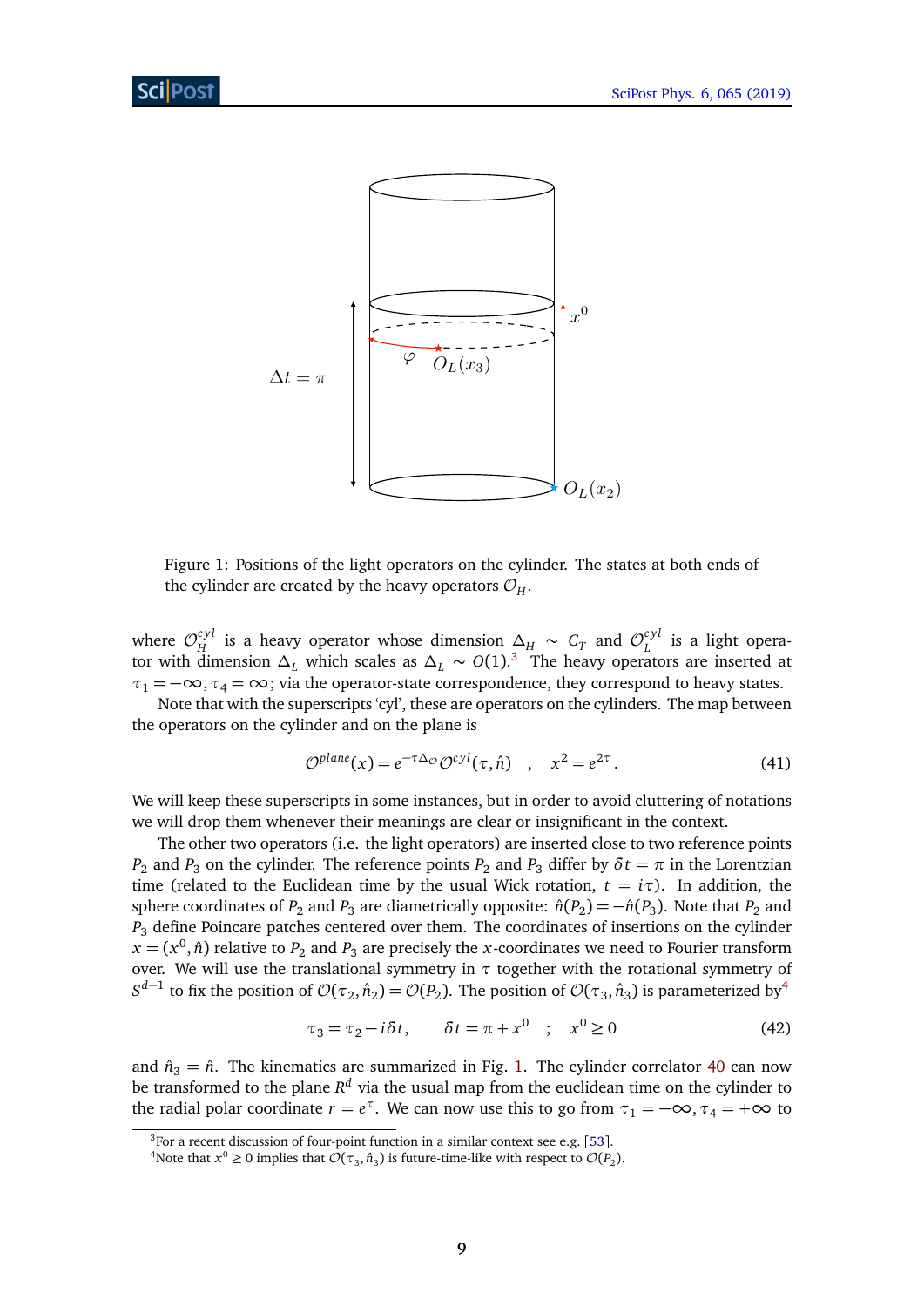Figure 1: Positions of the light operators on the cylinder. The states at both ends of the cylinder are created by the heavy operators $\mathcal{O}_H$.

where $\mathcal{O}_H^{cyl}$ is a heavy operator whose dimension $\Delta_H \sim C_T$ and $\mathcal{O}_L^{cyl}$ is a light operator with dimension $\Delta_L$ which scales as $\Delta_L \sim O(1)$.[3] The heavy operators are inserted at $\tau_1 = -\infty, \tau_4 = \infty$; via the operator-state correspondence, they correspond to heavy states.

Note that with the superscripts 'cyl', these are operators on the cylinders. The map between the operators on the cylinder and on the plane is

$$\mathcal{O}^{plane}(x) = e^{-\tau\Delta_\mathcal{O}}\mathcal{O}^{cyl}(\tau, \hat{n}) \quad , \quad x^2 = e^{2\tau} . \tag{41}$$

We will keep these superscripts in some instances, but in order to avoid cluttering of notations we will drop them whenever their meanings are clear or insignificant in the context.

The other two operators (i.e. the light operators) are inserted close to two reference points $P_2$ and $P_3$ on the cylinder. The reference points $P_2$ and $P_3$ differ by $\delta t = \pi$ in the Lorentzian time (related to the Euclidean time by the usual Wick rotation, $t = i\tau$). In addition, the sphere coordinates of $P_2$ and $P_3$ are diametrically opposite: $\hat{n}(P_2) = -\hat{n}(P_3)$. Note that $P_2$ and $P_3$ define Poincare patches centered over them. The coordinates of insertions on the cylinder $x = (x^0, \hat{n})$ relative to $P_2$ and $P_3$ are precisely the $x$-coordinates we need to Fourier transform over. We will use the translational symmetry in $\tau$ together with the rotational symmetry of $S^{d-1}$ to fix the position of $\mathcal{O}(\tau_2, \hat{n}_2) = \mathcal{O}(P_2)$. The position of $\mathcal{O}(\tau_3, \hat{n}_3)$ is parameterized by[4]

$$\tau_3 = \tau_2 - i\delta t, \qquad \delta t = \pi + x^0 \quad ; \quad x^0 \geq 0 \tag{42}$$

and $\hat{n}_3 = \hat{n}$. The kinematics are summarized in Fig. 1. The cylinder correlator 40 can now be transformed to the plane $R^d$ via the usual map from the euclidean time on the cylinder to the radial polar coordinate $r = e^\tau$. We can now use this to go from $\tau_1 = -\infty, \tau_4 = +\infty$ to

[3] For a recent discussion of four-point function in a similar context see e.g. [53].

[4] Note that $x^0 \geq 0$ implies that $\mathcal{O}(\tau_3, \hat{n}_3)$ is future-time-like with respect to $\mathcal{O}(P_2)$.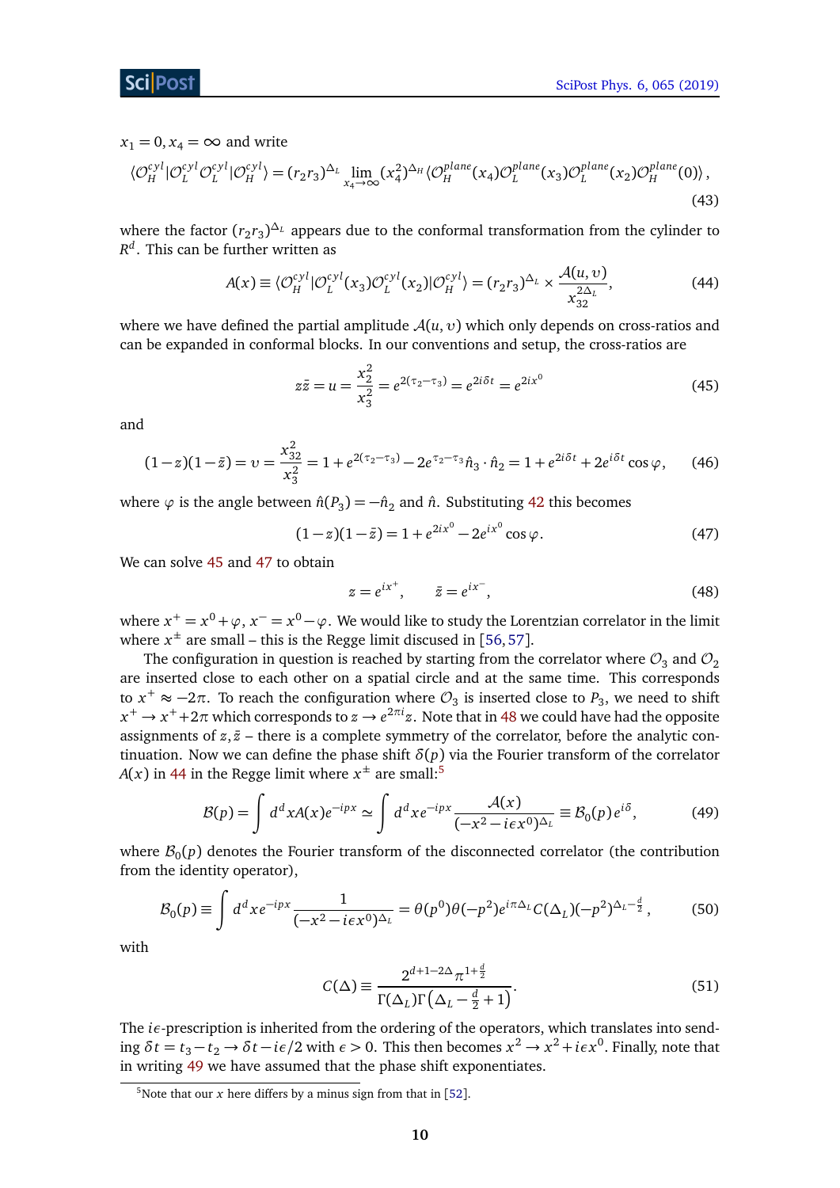$x_1 = 0, x_4 = \infty$ and write

$$\langle \mathcal{O}_H^{cyl} | \mathcal{O}_L^{cyl} \mathcal{O}_L^{cyl} | \mathcal{O}_H^{cyl} \rangle = (r_2 r_3)^{\Delta_L} \lim_{x_4 \to \infty} (x_4^2)^{\Delta_H} \langle \mathcal{O}_H^{plane}(x_4) \mathcal{O}_L^{plane}(x_3) \mathcal{O}_L^{plane}(x_2) \mathcal{O}_H^{plane}(0) \rangle, \tag{43}$$

where the factor $(r_2 r_3)^{\Delta_L}$ appears due to the conformal transformation from the cylinder to $R^d$. This can be further written as

$$A(x) \equiv \langle \mathcal{O}_H^{cyl} | \mathcal{O}_L^{cyl}(x_3) \mathcal{O}_L^{cyl}(x_2) | \mathcal{O}_H^{cyl} \rangle = (r_2 r_3)^{\Delta_L} \times \frac{\mathcal{A}(u,v)}{x_{32}^{2\Delta_L}}, \tag{44}$$

where we have defined the partial amplitude $\mathcal{A}(u,v)$ which only depends on cross-ratios and can be expanded in conformal blocks. In our conventions and setup, the cross-ratios are

$$z\bar{z} = u = \frac{x_2^2}{x_3^2} = e^{2(\tau_2 - \tau_3)} = e^{2i\delta t} = e^{2ix^0} \tag{45}$$

and

$$(1-z)(1-\bar{z}) = v = \frac{x_{32}^2}{x_3^2} = 1 + e^{2(\tau_2-\tau_3)} - 2e^{\tau_2-\tau_3} \hat{n}_3 \cdot \hat{n}_2 = 1 + e^{2i\delta t} + 2e^{i\delta t} \cos\varphi, \tag{46}$$

where $\varphi$ is the angle between $\hat{n}(P_3) = -\hat{n}_2$ and $\hat{n}$. Substituting 42 this becomes

$$(1-z)(1-\bar{z}) = 1 + e^{2ix^0} - 2e^{ix^0} \cos\varphi. \tag{47}$$

We can solve 45 and 47 to obtain

$$z = e^{ix^+}, \qquad \bar{z} = e^{ix^-}, \tag{48}$$

where $x^+ = x^0 + \varphi$, $x^- = x^0 - \varphi$. We would like to study the Lorentzian correlator in the limit where $x^\pm$ are small – this is the Regge limit discused in [56, 57].

The configuration in question is reached by starting from the correlator where $\mathcal{O}_3$ and $\mathcal{O}_2$ are inserted close to each other on a spatial circle and at the same time. This corresponds to $x^+ \approx -2\pi$. To reach the configuration where $\mathcal{O}_3$ is inserted close to $P_3$, we need to shift $x^+ \to x^+ + 2\pi$ which corresponds to $z \to e^{2\pi i} z$. Note that in 48 we could have had the opposite assignments of $z, \bar{z}$ – there is a complete symmetry of the correlator, before the analytic continuation. Now we can define the phase shift $\delta(p)$ via the Fourier transform of the correlator $A(x)$ in 44 in the Regge limit where $x^\pm$ are small:[5]

$$\mathcal{B}(p) = \int d^d x A(x) e^{-ipx} \simeq \int d^d x e^{-ipx} \frac{\mathcal{A}(x)}{(-x^2 - i\epsilon x^0)^{\Delta_L}} \equiv \mathcal{B}_0(p) e^{i\delta}, \tag{49}$$

where $\mathcal{B}_0(p)$ denotes the Fourier transform of the disconnected correlator (the contribution from the identity operator),

$$\mathcal{B}_0(p) \equiv \int d^d x e^{-ipx} \frac{1}{(-x^2 - i\epsilon x^0)^{\Delta_L}} = \theta(p^0)\theta(-p^2) e^{i\pi\Delta_L} C(\Delta_L)(-p^2)^{\Delta_L - \frac{d}{2}}, \tag{50}$$

with

$$C(\Delta) \equiv \frac{2^{d+1-2\Delta} \pi^{1+\frac{d}{2}}}{\Gamma(\Delta_L)\Gamma\left(\Delta_L - \frac{d}{2} + 1\right)}. \tag{51}$$

The $i\epsilon$-prescription is inherited from the ordering of the operators, which translates into sending $\delta t = t_3 - t_2 \to \delta t - i\epsilon/2$ with $\epsilon > 0$. This then becomes $x^2 \to x^2 + i\epsilon x^0$. Finally, note that in writing 49 we have assumed that the phase shift exponentiates.

[5] Note that our $x$ here differs by a minus sign from that in [52].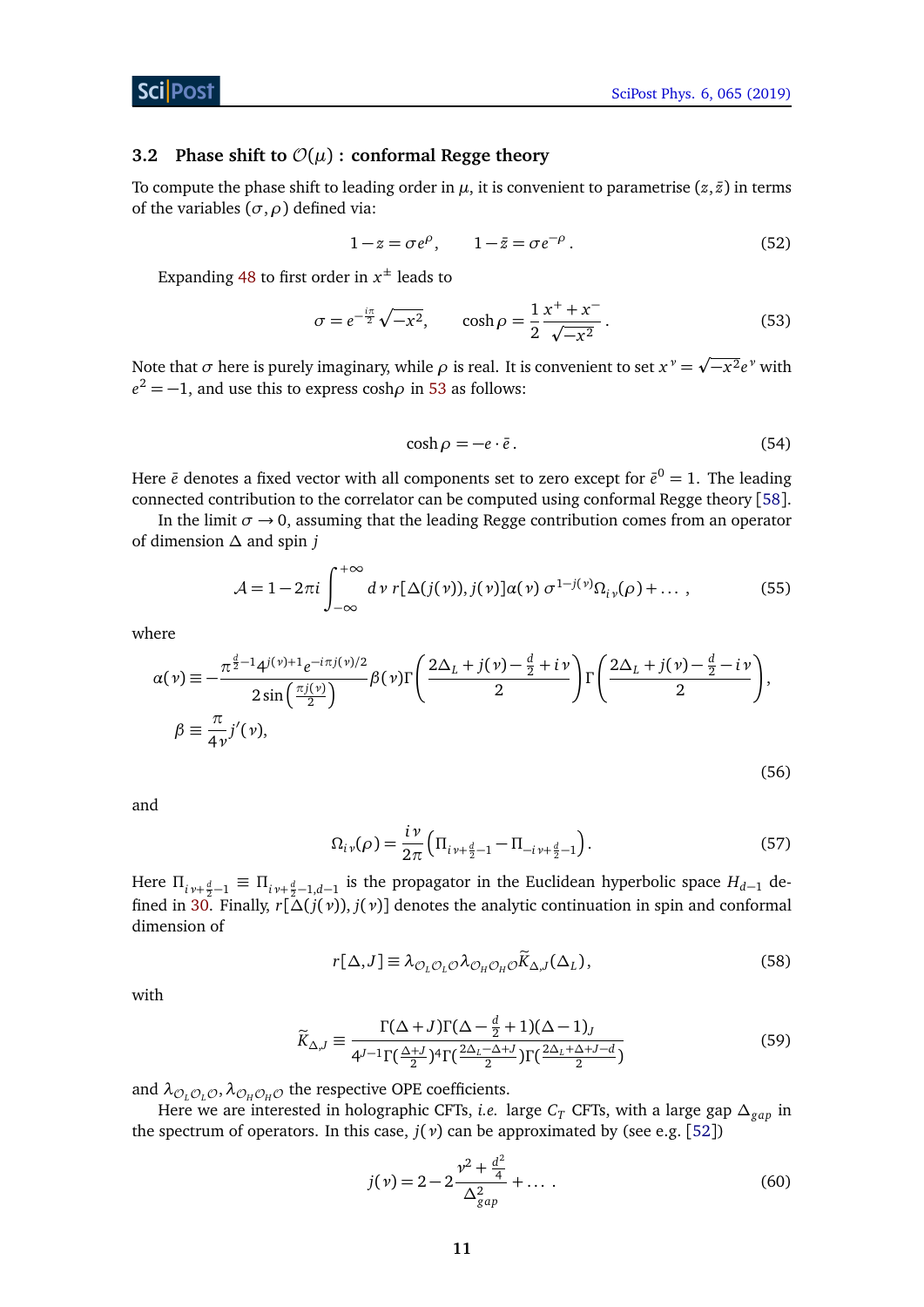### 3.2 Phase shift to $\mathcal{O}(\mu)$ : conformal Regge theory

To compute the phase shift to leading order in $\mu$, it is convenient to parametrise $(z, \bar{z})$ in terms of the variables $(\sigma, \rho)$ defined via:

$$1 - z = \sigma e^{\rho}, \qquad 1 - \bar{z} = \sigma e^{-\rho}. \tag{52}$$

Expanding 48 to first order in $x^{\pm}$ leads to

$$\sigma = e^{-\frac{i\pi}{2}} \sqrt{-x^2}, \qquad \cosh \rho = \frac{1}{2} \frac{x^+ + x^-}{\sqrt{-x^2}}. \tag{53}$$

Note that $\sigma$ here is purely imaginary, while $\rho$ is real. It is convenient to set $x^{\nu} = \sqrt{-x^2} e^{\nu}$ with $e^2 = -1$, and use this to express $\cosh\rho$ in 53 as follows:

$$\cosh \rho = -e \cdot \bar{e}. \tag{54}$$

Here $\bar{e}$ denotes a fixed vector with all components set to zero except for $\bar{e}^0 = 1$. The leading connected contribution to the correlator can be computed using conformal Regge theory [58].

In the limit $\sigma \to 0$, assuming that the leading Regge contribution comes from an operator of dimension $\Delta$ and spin $j$

$$\mathcal{A} = 1 - 2\pi i \int_{-\infty}^{+\infty} d\nu \; r[\Delta(j(\nu)), j(\nu)] \alpha(\nu) \; \sigma^{1-j(\nu)} \Omega_{i\nu}(\rho) + \dots \,, \tag{55}$$

where

$$\begin{aligned} \alpha(\nu) &\equiv -\frac{\pi^{\frac{d}{2}-1} 4^{j(\nu)+1} e^{-i\pi j(\nu)/2}}{2\sin\left(\frac{\pi j(\nu)}{2}\right)} \beta(\nu) \Gamma\left(\frac{2\Delta_L + j(\nu) - \frac{d}{2} + i\nu}{2}\right) \Gamma\left(\frac{2\Delta_L + j(\nu) - \frac{d}{2} - i\nu}{2}\right), \\ \beta &\equiv \frac{\pi}{4\nu} j'(\nu), \end{aligned} \tag{56}$$

and

$$\Omega_{i\nu}(\rho) = \frac{i\nu}{2\pi} \left( \Pi_{i\nu + \frac{d}{2} - 1} - \Pi_{-i\nu + \frac{d}{2} - 1} \right). \tag{57}$$

Here $\Pi_{i\nu+\frac{d}{2}-1} \equiv \Pi_{i\nu+\frac{d}{2}-1, d-1}$ is the propagator in the Euclidean hyperbolic space $H_{d-1}$ defined in 30. Finally, $r[\Delta(j(\nu)), j(\nu)]$ denotes the analytic continuation in spin and conformal dimension of

$$r[\Delta, J] \equiv \lambda_{\mathcal{O}_L \mathcal{O}_L \mathcal{O}} \lambda_{\mathcal{O}_H \mathcal{O}_H \mathcal{O}} \widetilde{K}_{\Delta, J}(\Delta_L), \tag{58}$$

with

$$\widetilde{K}_{\Delta,J} \equiv \frac{\Gamma(\Delta + J)\Gamma(\Delta - \frac{d}{2} + 1)(\Delta - 1)_J}{4^{J-1}\Gamma(\frac{\Delta+J}{2})^4 \Gamma(\frac{2\Delta_L - \Delta + J}{2})\Gamma(\frac{2\Delta_L + \Delta + J - d}{2})} \tag{59}$$

and $\lambda_{\mathcal{O}_L \mathcal{O}_L \mathcal{O}}, \lambda_{\mathcal{O}_H \mathcal{O}_H \mathcal{O}}$ the respective OPE coefficients.

Here we are interested in holographic CFTs, *i.e.* large $C_T$ CFTs, with a large gap $\Delta_{gap}$ in the spectrum of operators. In this case, $j(\nu)$ can be approximated by (see e.g. [52])

$$j(\nu) = 2 - 2\frac{\nu^2 + \frac{d^2}{4}}{\Delta_{gap}^2} + \dots \,. \tag{60}$$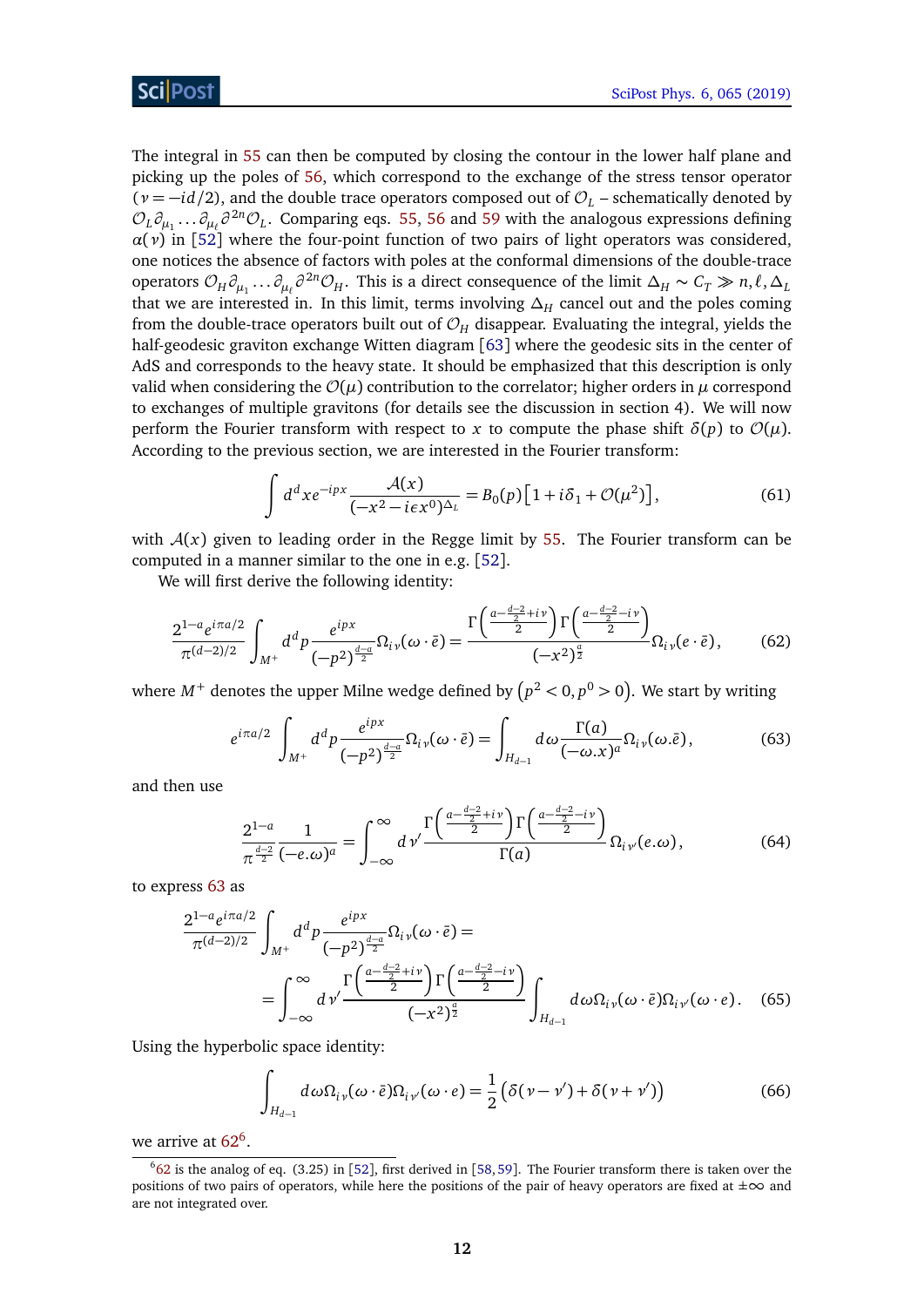The integral in 55 can then be computed by closing the contour in the lower half plane and picking up the poles of 56, which correspond to the exchange of the stress tensor operator ($\nu = -id/2$), and the double trace operators composed out of $\mathcal{O}_L$ – schematically denoted by $\mathcal{O}_L \partial_{\mu_1} \ldots \partial_{\mu_\ell} \partial^{2n} \mathcal{O}_L$. Comparing eqs. 55, 56 and 59 with the analogous expressions defining $\alpha(\nu)$ in [52] where the four-point function of two pairs of light operators was considered, one notices the absence of factors with poles at the conformal dimensions of the double-trace operators $\mathcal{O}_H \partial_{\mu_1} \ldots \partial_{\mu_\ell} \partial^{2n} \mathcal{O}_H$. This is a direct consequence of the limit $\Delta_H \sim C_T \gg n, \ell, \Delta_L$ that we are interested in. In this limit, terms involving $\Delta_H$ cancel out and the poles coming from the double-trace operators built out of $\mathcal{O}_H$ disappear. Evaluating the integral, yields the half-geodesic graviton exchange Witten diagram [63] where the geodesic sits in the center of AdS and corresponds to the heavy state. It should be emphasized that this description is only valid when considering the $\mathcal{O}(\mu)$ contribution to the correlator; higher orders in $\mu$ correspond to exchanges of multiple gravitons (for details see the discussion in section 4). We will now perform the Fourier transform with respect to $x$ to compute the phase shift $\delta(p)$ to $\mathcal{O}(\mu)$. According to the previous section, we are interested in the Fourier transform:

$$\int d^d x e^{-ipx} \frac{\mathcal{A}(x)}{(-x^2 - i\epsilon x^0)^{\Delta_L}} = B_0(p)\left[1 + i\delta_1 + \mathcal{O}(\mu^2)\right], \tag{61}$$

with $\mathcal{A}(x)$ given to leading order in the Regge limit by 55. The Fourier transform can be computed in a manner similar to the one in e.g. [52].

We will first derive the following identity:

$$\frac{2^{1-a} e^{i\pi a/2}}{\pi^{(d-2)/2}} \int_{M^+} d^d p \frac{e^{ipx}}{(-p^2)^{\frac{d-a}{2}}} \Omega_{i\nu}(\omega \cdot \bar{e}) = \frac{\Gamma\left(\frac{a - \frac{d-2}{2} + i\nu}{2}\right) \Gamma\left(\frac{a - \frac{d-2}{2} - i\nu}{2}\right)}{(-x^2)^{\frac{a}{2}}} \Omega_{i\nu}(e \cdot \bar{e}), \tag{62}$$

where $M^+$ denotes the upper Milne wedge defined by $\left(p^2 < 0, p^0 > 0\right)$. We start by writing

$$e^{i\pi a/2} \int_{M^+} d^d p \frac{e^{ipx}}{(-p^2)^{\frac{d-a}{2}}} \Omega_{i\nu}(\omega \cdot \bar{e}) = \int_{H_{d-1}} d\omega \frac{\Gamma(a)}{(-\omega.x)^a} \Omega_{i\nu}(\omega.\bar{e}), \tag{63}$$

and then use

$$\frac{2^{1-a}}{\pi^{\frac{d-2}{2}}} \frac{1}{(-e.\omega)^a} = \int_{-\infty}^{\infty} d\nu' \frac{\Gamma\left(\frac{a - \frac{d-2}{2} + i\nu}{2}\right) \Gamma\left(\frac{a - \frac{d-2}{2} - i\nu}{2}\right)}{\Gamma(a)} \Omega_{i\nu'}(e.\omega), \tag{64}$$

to express 63 as

$$\begin{aligned}
&\frac{2^{1-a} e^{i\pi a/2}}{\pi^{(d-2)/2}} \int_{M^+} d^d p \frac{e^{ipx}}{(-p^2)^{\frac{d-a}{2}}} \Omega_{i\nu}(\omega \cdot \bar{e}) = \\
&= \int_{-\infty}^{\infty} d\nu' \frac{\Gamma\left(\frac{a - \frac{d-2}{2} + i\nu}{2}\right) \Gamma\left(\frac{a - \frac{d-2}{2} - i\nu}{2}\right)}{(-x^2)^{\frac{a}{2}}} \int_{H_{d-1}} d\omega \Omega_{i\nu}(\omega \cdot \bar{e}) \Omega_{i\nu'}(\omega \cdot e).
\end{aligned} \tag{65}$$

Using the hyperbolic space identity:

$$\int_{H_{d-1}} d\omega \Omega_{i\nu}(\omega \cdot \bar{e}) \Omega_{i\nu'}(\omega \cdot e) = \frac{1}{2}\left(\delta(\nu - \nu') + \delta(\nu + \nu')\right) \tag{66}$$

we arrive at 62[6].

[6] 62 is the analog of eq. (3.25) in [52], first derived in [58,59]. The Fourier transform there is taken over the positions of two pairs of operators, while here the positions of the pair of heavy operators are fixed at $\pm\infty$ and are not integrated over.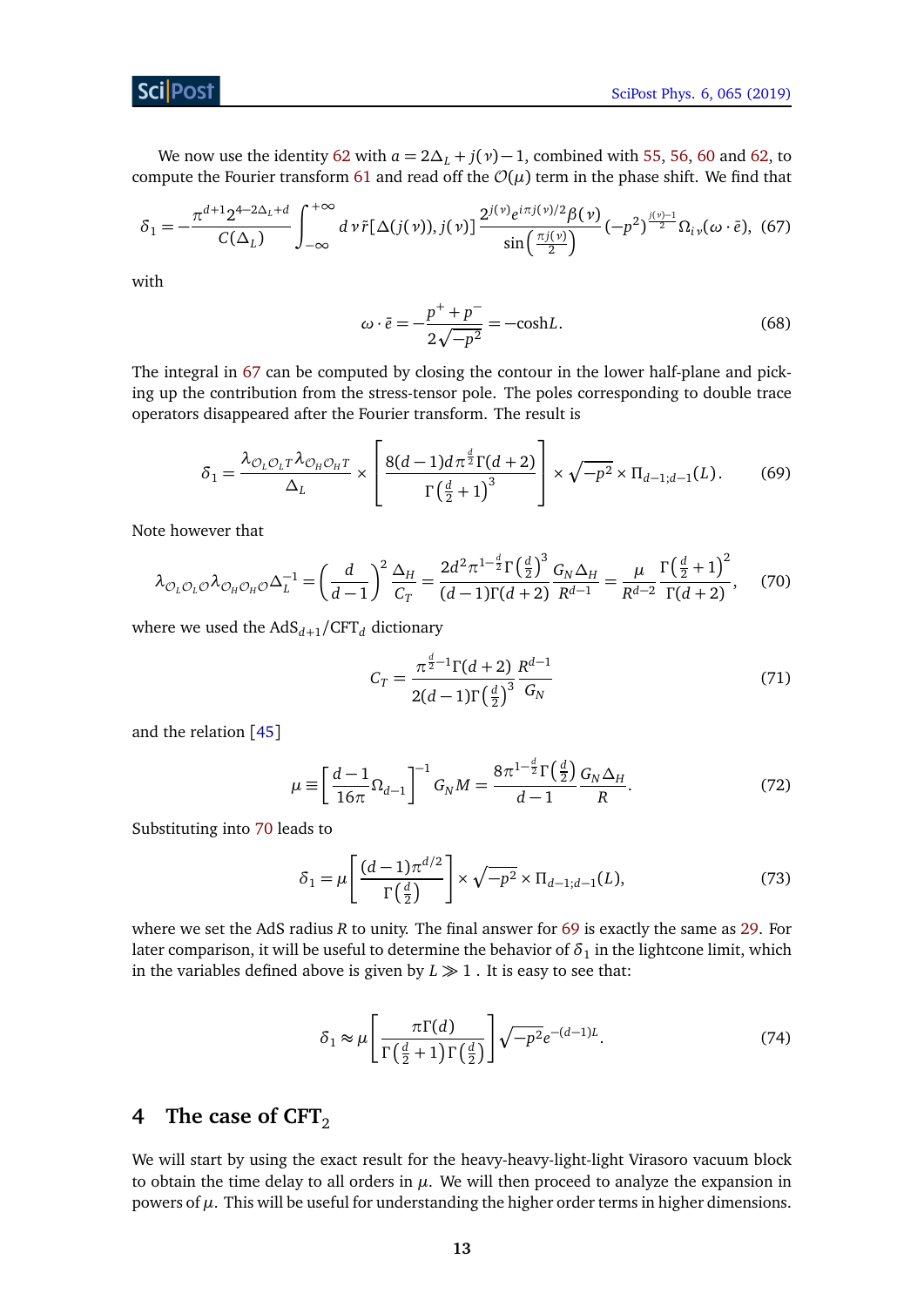We now use the identity 62 with $a = 2\Delta_L + j(\nu) - 1$, combined with 55, 56, 60 and 62, to compute the Fourier transform 61 and read off the $\mathcal{O}(\mu)$ term in the phase shift. We find that

$$\delta_1 = -\frac{\pi^{d+1} 2^{4-2\Delta_L+d}}{C(\Delta_L)} \int_{-\infty}^{+\infty} d\nu\, \tilde{r}[\Delta(j(\nu)), j(\nu)] \frac{2^{j(\nu)} e^{i\pi j(\nu)/2} \beta(\nu)}{\sin\left(\frac{\pi j(\nu)}{2}\right)} (-p^2)^{\frac{j(\nu)-1}{2}} \Omega_{i\nu}(\omega \cdot \bar{e}), \tag{67}$$

with

$$\omega \cdot \bar{e} = -\frac{p^+ + p^-}{2\sqrt{-p^2}} = -\cosh L. \tag{68}$$

The integral in 67 can be computed by closing the contour in the lower half-plane and picking up the contribution from the stress-tensor pole. The poles corresponding to double trace operators disappeared after the Fourier transform. The result is

$$\delta_1 = \frac{\lambda_{\mathcal{O}_L \mathcal{O}_L T} \lambda_{\mathcal{O}_H \mathcal{O}_H T}}{\Delta_L} \times \left[ \frac{8(d-1) d \pi^{\frac{d}{2}} \Gamma(d+2)}{\Gamma\left(\frac{d}{2}+1\right)^3} \right] \times \sqrt{-p^2} \times \Pi_{d-1;d-1}(L). \tag{69}$$

Note however that

$$\lambda_{\mathcal{O}_L \mathcal{O}_L \mathcal{O}} \lambda_{\mathcal{O}_H \mathcal{O}_H \mathcal{O}} \Delta_L^{-1} = \left(\frac{d}{d-1}\right)^2 \frac{\Delta_H}{C_T} = \frac{2 d^2 \pi^{1-\frac{d}{2}} \Gamma\left(\frac{d}{2}\right)^3}{(d-1)\Gamma(d+2)} \frac{G_N \Delta_H}{R^{d-1}} = \frac{\mu}{R^{d-2}} \frac{\Gamma\left(\frac{d}{2}+1\right)^2}{\Gamma(d+2)}, \tag{70}$$

where we used the $\text{AdS}_{d+1}/\text{CFT}_d$ dictionary

$$C_T = \frac{\pi^{\frac{d}{2}-1} \Gamma(d+2)}{2(d-1)\Gamma\left(\frac{d}{2}\right)^3} \frac{R^{d-1}}{G_N} \tag{71}$$

and the relation [45]

$$\mu \equiv \left[\frac{d-1}{16\pi} \Omega_{d-1}\right]^{-1} G_N M = \frac{8\pi^{1-\frac{d}{2}} \Gamma\left(\frac{d}{2}\right)}{d-1} \frac{G_N \Delta_H}{R}. \tag{72}$$

Substituting into 70 leads to

$$\delta_1 = \mu \left[ \frac{(d-1)\pi^{d/2}}{\Gamma\left(\frac{d}{2}\right)} \right] \times \sqrt{-p^2} \times \Pi_{d-1;d-1}(L), \tag{73}$$

where we set the AdS radius $R$ to unity. The final answer for 69 is exactly the same as 29. For later comparison, it will be useful to determine the behavior of $\delta_1$ in the lightcone limit, which in the variables defined above is given by $L \gg 1$ . It is easy to see that:

$$\delta_1 \approx \mu \left[ \frac{\pi \Gamma(d)}{\Gamma\left(\frac{d}{2}+1\right)\Gamma\left(\frac{d}{2}\right)} \right] \sqrt{-p^2} e^{-(d-1)L}. \tag{74}$$

## 4 The case of $\text{CFT}_2$

We will start by using the exact result for the heavy-heavy-light-light Virasoro vacuum block to obtain the time delay to all orders in $\mu$. We will then proceed to analyze the expansion in powers of $\mu$. This will be useful for understanding the higher order terms in higher dimensions.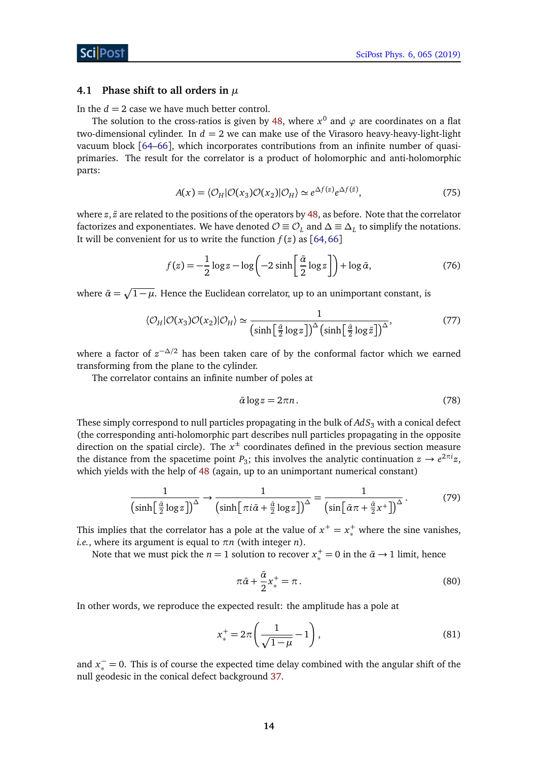### 4.1 Phase shift to all orders in $\mu$

In the $d = 2$ case we have much better control.

The solution to the cross-ratios is given by 48, where $x^0$ and $\varphi$ are coordinates on a flat two-dimensional cylinder. In $d = 2$ we can make use of the Virasoro heavy-heavy-light-light vacuum block [64–66], which incorporates contributions from an infinite number of quasi-primaries. The result for the correlator is a product of holomorphic and anti-holomorphic parts:

$$A(x) = \langle \mathcal{O}_H | \mathcal{O}(x_3)\mathcal{O}(x_2) | \mathcal{O}_H \rangle \simeq e^{\Delta f(z)} e^{\Delta f(\bar{z})}, \tag{75}$$

where $z, \bar{z}$ are related to the positions of the operators by 48, as before. Note that the correlator factorizes and exponentiates. We have denoted $\mathcal{O} \equiv \mathcal{O}_L$ and $\Delta \equiv \Delta_L$ to simplify the notations. It will be convenient for us to write the function $f(z)$ as [64, 66]

$$f(z) = -\frac{1}{2}\log z - \log\left(-2\sinh\left[\frac{\bar{\alpha}}{2}\log z\right]\right) + \log\bar{\alpha}, \tag{76}$$

where $\bar{\alpha} = \sqrt{1-\mu}$. Hence the Euclidean correlator, up to an unimportant constant, is

$$\langle \mathcal{O}_H | \mathcal{O}(x_3)\mathcal{O}(x_2) | \mathcal{O}_H \rangle \simeq \frac{1}{\left(\sinh\left[\frac{\bar{\alpha}}{2}\log z\right]\right)^{\Delta}\left(\sinh\left[\frac{\bar{\alpha}}{2}\log \bar{z}\right]\right)^{\Delta}}, \tag{77}$$

where a factor of $z^{-\Delta/2}$ has been taken care of by the conformal factor which we earned transforming from the plane to the cylinder.

The correlator contains an infinite number of poles at

$$\bar{\alpha}\log z = 2\pi n. \tag{78}$$

These simply correspond to null particles propagating in the bulk of $AdS_3$ with a conical defect (the corresponding anti-holomorphic part describes null particles propagating in the opposite direction on the spatial circle). The $x^{\pm}$ coordinates defined in the previous section measure the distance from the spacetime point $P_3$; this involves the analytic continuation $z \to e^{2\pi i}z$, which yields with the help of 48 (again, up to an unimportant numerical constant)

$$\frac{1}{\left(\sinh\left[\frac{\bar{\alpha}}{2}\log z\right]\right)^{\Delta}} \to \frac{1}{\left(\sinh\left[\pi i\bar{\alpha} + \frac{\bar{\alpha}}{2}\log z\right]\right)^{\Delta}} = \frac{1}{\left(\sin\left[\bar{\alpha}\pi + \frac{\bar{\alpha}}{2}x^{+}\right]\right)^{\Delta}}. \tag{79}$$

This implies that the correlator has a pole at the value of $x^+ = x^+_*$ where the sine vanishes, *i.e.*, where its argument is equal to $\pi n$ (with integer $n$).

Note that we must pick the $n = 1$ solution to recover $x^+_* = 0$ in the $\bar{\alpha} \to 1$ limit, hence

$$\pi\bar{\alpha} + \frac{\bar{\alpha}}{2}x^+_* = \pi. \tag{80}$$

In other words, we reproduce the expected result: the amplitude has a pole at

$$x^+_* = 2\pi\left(\frac{1}{\sqrt{1-\mu}} - 1\right), \tag{81}$$

and $x^-_* = 0$. This is of course the expected time delay combined with the angular shift of the null geodesic in the conical defect background 37.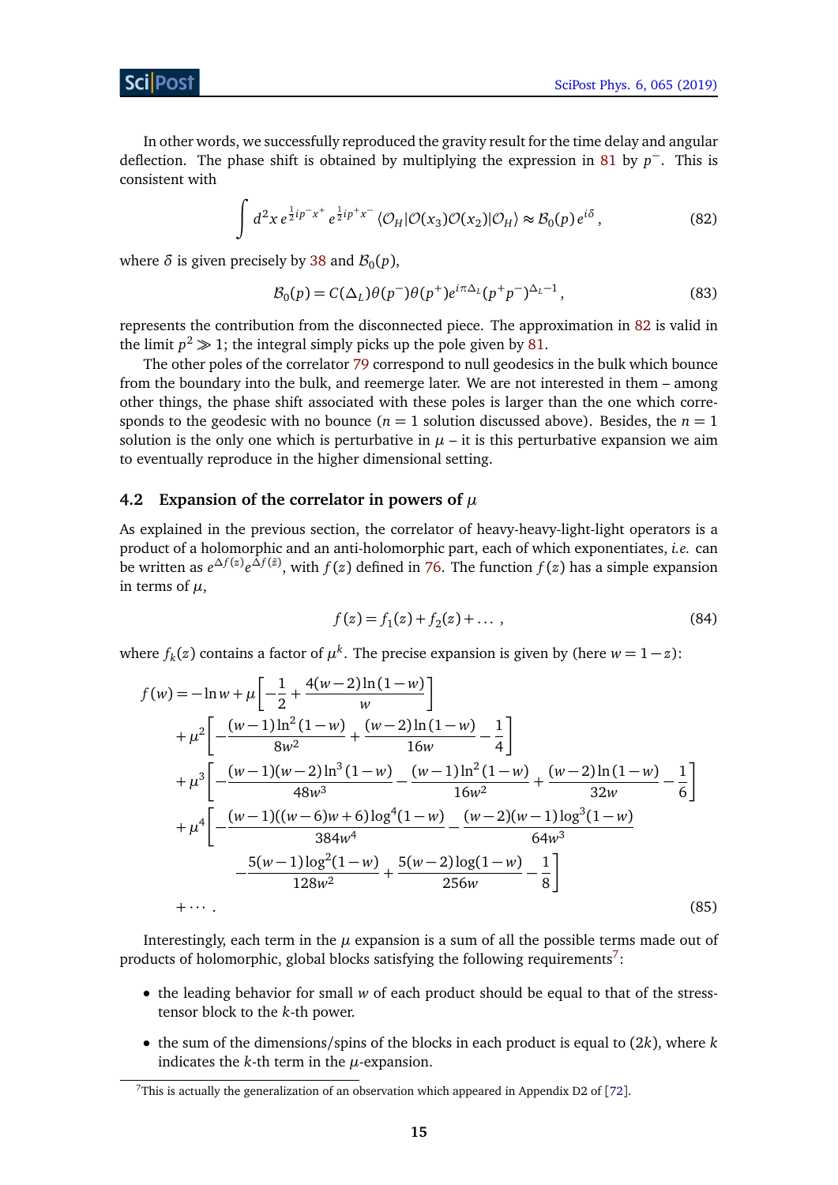In other words, we successfully reproduced the gravity result for the time delay and angular deflection. The phase shift is obtained by multiplying the expression in 81 by $p^-$. This is consistent with

$$\int d^2x\, e^{\frac{1}{2}ip^-x^+}\, e^{\frac{1}{2}ip^+x^-}\, \langle \mathcal{O}_H|\mathcal{O}(x_3)\mathcal{O}(x_2)|\mathcal{O}_H\rangle \approx \mathcal{B}_0(p)\, e^{i\delta}\,, \tag{82}$$

where $\delta$ is given precisely by 38 and $\mathcal{B}_0(p)$,

$$\mathcal{B}_0(p) = C(\Delta_L)\theta(p^-)\theta(p^+)e^{i\pi\Delta_L}(p^+p^-)^{\Delta_L-1}\,, \tag{83}$$

represents the contribution from the disconnected piece. The approximation in 82 is valid in the limit $p^2 \gg 1$; the integral simply picks up the pole given by 81.

The other poles of the correlator 79 correspond to null geodesics in the bulk which bounce from the boundary into the bulk, and reemerge later. We are not interested in them – among other things, the phase shift associated with these poles is larger than the one which corresponds to the geodesic with no bounce ($n = 1$ solution discussed above). Besides, the $n = 1$ solution is the only one which is perturbative in $\mu$ – it is this perturbative expansion we aim to eventually reproduce in the higher dimensional setting.

## 4.2 Expansion of the correlator in powers of $\mu$

As explained in the previous section, the correlator of heavy-heavy-light-light operators is a product of a holomorphic and an anti-holomorphic part, each of which exponentiates, *i.e.* can be written as $e^{\Delta f(z)}e^{\bar{\Delta} f(\bar{z})}$, with $f(z)$ defined in 76. The function $f(z)$ has a simple expansion in terms of $\mu$,

$$f(z) = f_1(z) + f_2(z) + \ldots\,, \tag{84}$$

where $f_k(z)$ contains a factor of $\mu^k$. The precise expansion is given by (here $w = 1 - z$):

$$\begin{aligned}
f(w) = {} & -\ln w + \mu\left[-\frac{1}{2} + \frac{4(w-2)\ln(1-w)}{w}\right] \\
& + \mu^2\left[-\frac{(w-1)\ln^2(1-w)}{8w^2} + \frac{(w-2)\ln(1-w)}{16w} - \frac{1}{4}\right] \\
& + \mu^3\left[-\frac{(w-1)(w-2)\ln^3(1-w)}{48w^3} - \frac{(w-1)\ln^2(1-w)}{16w^2} + \frac{(w-2)\ln(1-w)}{32w} - \frac{1}{6}\right] \\
& + \mu^4\left[-\frac{(w-1)((w-6)w+6)\log^4(1-w)}{384w^4} - \frac{(w-2)(w-1)\log^3(1-w)}{64w^3}\right. \\
& \qquad \left. - \frac{5(w-1)\log^2(1-w)}{128w^2} + \frac{5(w-2)\log(1-w)}{256w} - \frac{1}{8}\right] \\
& + \cdots\,.
\end{aligned} \tag{85}$$

Interestingly, each term in the $\mu$ expansion is a sum of all the possible terms made out of products of holomorphic, global blocks satisfying the following requirements[7]:

- the leading behavior for small $w$ of each product should be equal to that of the stress-tensor block to the $k$-th power.
- the sum of the dimensions/spins of the blocks in each product is equal to $(2k)$, where $k$ indicates the $k$-th term in the $\mu$-expansion.

[7] This is actually the generalization of an observation which appeared in Appendix D2 of [72].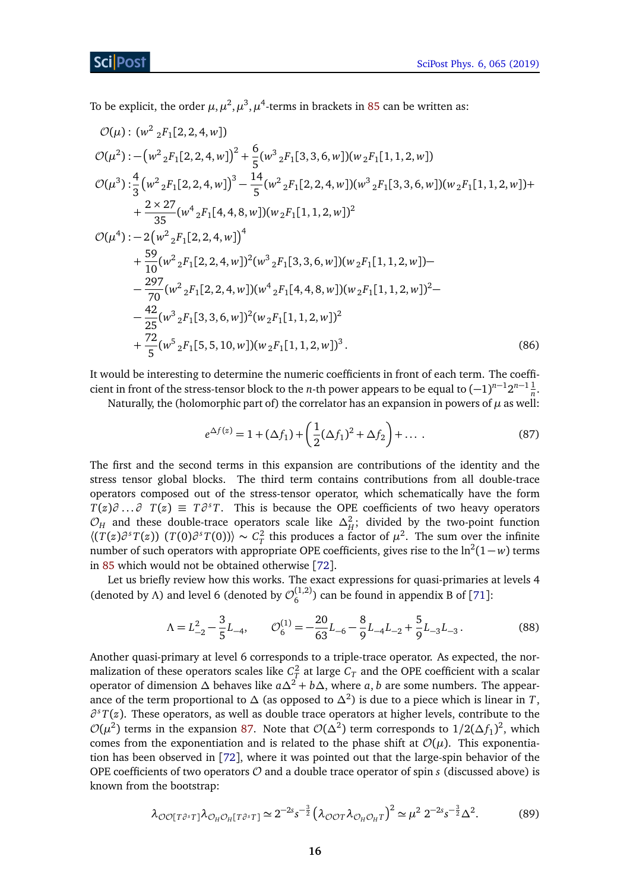To be explicit, the order $\mu, \mu^2, \mu^3, \mu^4$-terms in brackets in 85 can be written as:

$$
\begin{aligned}
&\mathcal{O}(\mu): \ (w^2\, {}_2F_1[2,2,4,w]) \\
&\mathcal{O}(\mu^2): -\left(w^2\, {}_2F_1[2,2,4,w]\right)^2 + \frac{6}{5}(w^3\, {}_2F_1[3,3,6,w])(w\, {}_2F_1[1,1,2,w]) \\
&\mathcal{O}(\mu^3): \frac{4}{3}\left(w^2\, {}_2F_1[2,2,4,w]\right)^3 - \frac{14}{5}(w^2\, {}_2F_1[2,2,4,w])(w^3\, {}_2F_1[3,3,6,w])(w\, {}_2F_1[1,1,2,w]) + \\
&\qquad + \frac{2\times 27}{35}(w^4\, {}_2F_1[4,4,8,w])(w\, {}_2F_1[1,1,2,w])^2 \\
&\mathcal{O}(\mu^4): -2\left(w^2\, {}_2F_1[2,2,4,w]\right)^4 \\
&\qquad + \frac{59}{10}(w^2\, {}_2F_1[2,2,4,w])^2(w^3\, {}_2F_1[3,3,6,w])(w\, {}_2F_1[1,1,2,w]) - \\
&\qquad - \frac{297}{70}(w^2\, {}_2F_1[2,2,4,w])(w^4\, {}_2F_1[4,4,8,w])(w\, {}_2F_1[1,1,2,w])^2 - \\
&\qquad - \frac{42}{25}(w^3\, {}_2F_1[3,3,6,w])^2(w\, {}_2F_1[1,1,2,w])^2 \\
&\qquad + \frac{72}{5}(w^5\, {}_2F_1[5,5,10,w])(w\, {}_2F_1[1,1,2,w])^3 \,.
\end{aligned}
\tag{86}
$$

It would be interesting to determine the numeric coefficients in front of each term. The coefficient in front of the stress-tensor block to the $n$-th power appears to be equal to $(-1)^{n-1}2^{n-1}\frac{1}{n}$.

Naturally, the (holomorphic part of) the correlator has an expansion in powers of $\mu$ as well:

$$
e^{\Delta f(z)} = 1 + (\Delta f_1) + \left(\frac{1}{2}(\Delta f_1)^2 + \Delta f_2\right) + \dots \,. \tag{87}
$$

The first and the second terms in this expansion are contributions of the identity and the stress tensor global blocks. The third term contains contributions from all double-trace operators composed out of the stress-tensor operator, which schematically have the form $T(z)\partial \dots \partial\ T(z) \equiv T\partial^s T$. This is because the OPE coefficients of two heavy operators $\mathcal{O}_H$ and these double-trace operators scale like $\Delta_H^2$; divided by the two-point function $\langle (T(z)\partial^s T(z))\ (T(0)\partial^s T(0))\rangle \sim C_T^2$ this produces a factor of $\mu^2$. The sum over the infinite number of such operators with appropriate OPE coefficients, gives rise to the $\ln^2(1-w)$ terms in 85 which would not be obtained otherwise [72].

Let us briefly review how this works. The exact expressions for quasi-primaries at levels 4 (denoted by $\Lambda$) and level 6 (denoted by $\mathcal{O}_6^{(1,2)}$) can be found in appendix B of [71]:

$$
\Lambda = L_{-2}^2 - \frac{3}{5}L_{-4}, \qquad \mathcal{O}_6^{(1)} = -\frac{20}{63}L_{-6} - \frac{8}{9}L_{-4}L_{-2} + \frac{5}{9}L_{-3}L_{-3}\,. \tag{88}
$$

Another quasi-primary at level 6 corresponds to a triple-trace operator. As expected, the normalization of these operators scales like $C_T^2$ at large $C_T$ and the OPE coefficient with a scalar operator of dimension $\Delta$ behaves like $a\Delta^2 + b\Delta$, where $a, b$ are some numbers. The appearance of the term proportional to $\Delta$ (as opposed to $\Delta^2$) is due to a piece which is linear in $T$, $\partial^s T(z)$. These operators, as well as double trace operators at higher levels, contribute to the $\mathcal{O}(\mu^2)$ terms in the expansion 87. Note that $\mathcal{O}(\Delta^2)$ term corresponds to $1/2(\Delta f_1)^2$, which comes from the exponentiation and is related to the phase shift at $\mathcal{O}(\mu)$. This exponentiation has been observed in [72], where it was pointed out that the large-spin behavior of the OPE coefficients of two operators $\mathcal{O}$ and a double trace operator of spin $s$ (discussed above) is known from the bootstrap:

$$
\lambda_{\mathcal{O}\mathcal{O}[T\partial^s T]}\lambda_{\mathcal{O}_H\mathcal{O}_H[T\partial^s T]} \simeq 2^{-2s}s^{-\frac{3}{2}}\left(\lambda_{\mathcal{O}\mathcal{O}T}\lambda_{\mathcal{O}_H\mathcal{O}_H T}\right)^2 \simeq \mu^2\, 2^{-2s}s^{-\frac{3}{2}}\Delta^2. \tag{89}
$$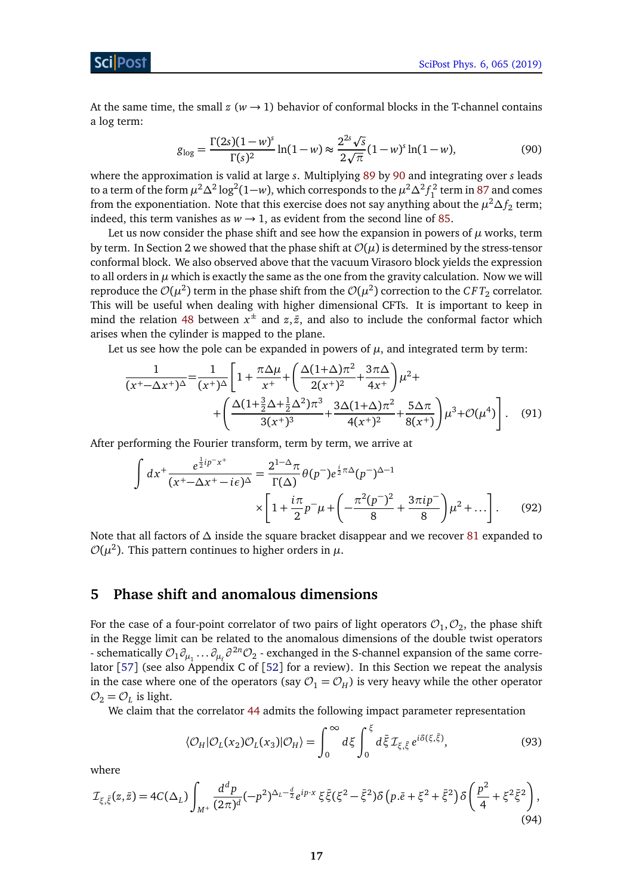At the same time, the small $z$ ($w \to 1$) behavior of conformal blocks in the T-channel contains a log term:

$$g_{\log} = \frac{\Gamma(2s)(1-w)^s}{\Gamma(s)^2}\ln(1-w) \approx \frac{2^{2s}\sqrt{s}}{2\sqrt{\pi}}(1-w)^s \ln(1-w), \tag{90}$$

where the approximation is valid at large $s$. Multiplying 89 by 90 and integrating over $s$ leads to a term of the form $\mu^2\Delta^2\log^2(1-w)$, which corresponds to the $\mu^2\Delta^2 f_1^2$ term in 87 and comes from the exponentiation. Note that this exercise does not say anything about the $\mu^2\Delta f_2$ term; indeed, this term vanishes as $w \to 1$, as evident from the second line of 85.

Let us now consider the phase shift and see how the expansion in powers of $\mu$ works, term by term. In Section 2 we showed that the phase shift at $\mathcal{O}(\mu)$ is determined by the stress-tensor conformal block. We also observed above that the vacuum Virasoro block yields the expression to all orders in $\mu$ which is exactly the same as the one from the gravity calculation. Now we will reproduce the $\mathcal{O}(\mu^2)$ term in the phase shift from the $\mathcal{O}(\mu^2)$ correction to the $CFT_2$ correlator. This will be useful when dealing with higher dimensional CFTs. It is important to keep in mind the relation 48 between $x^\pm$ and $z, \bar{z}$, and also to include the conformal factor which arises when the cylinder is mapped to the plane.

Let us see how the pole can be expanded in powers of $\mu$, and integrated term by term:

$$\begin{aligned}\frac{1}{(x^+ - \Delta x^+)^\Delta} = \frac{1}{(x^+)^\Delta}\Bigg[1 + \frac{\pi\Delta\mu}{x^+} + \left(\frac{\Delta(1+\Delta)\pi^2}{2(x^+)^2} + \frac{3\pi\Delta}{4x^+}\right)\mu^2 + \\ + \left(\frac{\Delta(1+\frac{3}{2}\Delta+\frac{1}{2}\Delta^2)\pi^3}{3(x^+)^3} + \frac{3\Delta(1+\Delta)\pi^2}{4(x^+)^2} + \frac{5\Delta\pi}{8(x^+)}\right)\mu^3 + \mathcal{O}(\mu^4)\Bigg].\end{aligned} \tag{91}$$

After performing the Fourier transform, term by term, we arrive at

$$\begin{aligned}\int dx^+ \frac{e^{\frac{1}{2}ip^- x^+}}{(x^+ - \Delta x^+ - i\epsilon)^\Delta} = \frac{2^{1-\Delta}\pi}{\Gamma(\Delta)}\theta(p^-)e^{\frac{i}{2}\pi\Delta}(p^-)^{\Delta-1} \\ \times\left[1 + \frac{i\pi}{2}p^-\mu + \left(-\frac{\pi^2(p^-)^2}{8} + \frac{3\pi i p^-}{8}\right)\mu^2 + \ldots\right].\end{aligned} \tag{92}$$

Note that all factors of $\Delta$ inside the square bracket disappear and we recover 81 expanded to $\mathcal{O}(\mu^2)$. This pattern continues to higher orders in $\mu$.

## 5 Phase shift and anomalous dimensions

For the case of a four-point correlator of two pairs of light operators $\mathcal{O}_1, \mathcal{O}_2$, the phase shift in the Regge limit can be related to the anomalous dimensions of the double twist operators - schematically $\mathcal{O}_1\partial_{\mu_1}\ldots\partial_{\mu_\ell}\partial^{2n}\mathcal{O}_2$ - exchanged in the S-channel expansion of the same correlator [57] (see also Appendix C of [52] for a review). In this Section we repeat the analysis in the case where one of the operators (say $\mathcal{O}_1 = \mathcal{O}_H$) is very heavy while the other operator $\mathcal{O}_2 = \mathcal{O}_L$ is light.

We claim that the correlator 44 admits the following impact parameter representation

$$\langle\mathcal{O}_H|\mathcal{O}_L(x_2)\mathcal{O}_L(x_3)|\mathcal{O}_H\rangle = \int_0^\infty d\xi \int_0^\xi d\bar{\xi}\, \mathcal{I}_{\xi,\bar{\xi}}\, e^{i\delta(\xi,\bar{\xi})}, \tag{93}$$

where

$$\mathcal{I}_{\xi,\bar{\xi}}(z,\bar{z}) = 4C(\Delta_L)\int_{M^+}\frac{d^d p}{(2\pi)^d}(-p^2)^{\Delta_L - \frac{d}{2}}e^{ip\cdot x}\,\xi\bar{\xi}(\xi^2-\bar{\xi}^2)\delta\left(p.\bar{e}+\xi^2+\bar{\xi}^2\right)\delta\left(\frac{p^2}{4}+\xi^2\bar{\xi}^2\right), \tag{94}$$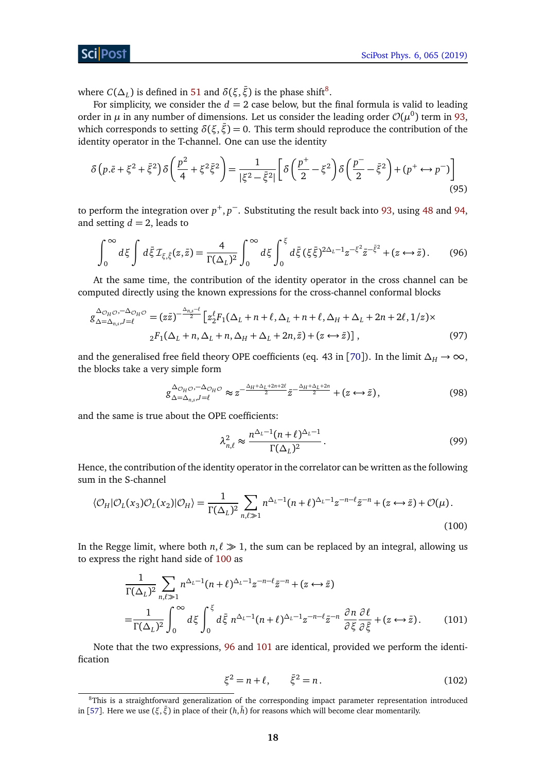where $C(\Delta_L)$ is defined in 51 and $\delta(\xi,\bar{\xi})$ is the phase shift[8].

For simplicity, we consider the $d=2$ case below, but the final formula is valid to leading order in $\mu$ in any number of dimensions. Let us consider the leading order $\mathcal{O}(\mu^0)$ term in 93, which corresponds to setting $\delta(\xi,\bar{\xi})=0$. This term should reproduce the contribution of the identity operator in the T-channel. One can use the identity

$$\delta\left(p.\bar{e}+\xi^2+\bar{\xi}^2\right)\delta\left(\frac{p^2}{4}+\xi^2\bar{\xi}^2\right)=\frac{1}{|\xi^2-\bar{\xi}^2|}\left[\delta\left(\frac{p^+}{2}-\xi^2\right)\delta\left(\frac{p^-}{2}-\bar{\xi}^2\right)+(p^+\leftrightarrow p^-)\right] \tag{95}$$

to perform the integration over $p^+,p^-$. Substituting the result back into 93, using 48 and 94, and setting $d=2$, leads to

$$\int_0^\infty d\xi\int d\bar{\xi}\,\mathcal{I}_{\xi,\bar{\xi}}(z,\bar{z})=\frac{4}{\Gamma(\Delta_L)^2}\int_0^\infty d\xi\int_0^\xi d\bar{\xi}\,(\xi\bar{\xi})^{2\Delta_L-1}z^{-\xi^2}\bar{z}^{-\bar{\xi}^2}+(z\leftrightarrow\bar{z})\,. \tag{96}$$

At the same time, the contribution of the identity operator in the cross channel can be computed directly using the known expressions for the cross-channel conformal blocks

$$\begin{aligned}g^{\Delta_{\mathcal{O}_H\mathcal{O}},-\Delta_{\mathcal{O}_H\mathcal{O}}}_{\Delta=\Delta_{n,s},J=\ell}=(z\bar{z})^{-\frac{\Delta_{n,s}-\ell}{2}}\big[&z_2^\ell F_1(\Delta_L+n+\ell,\Delta_L+n+\ell,\Delta_H+\Delta_L+2n+2\ell,1/z)\times\\&{}_2F_1(\Delta_L+n,\Delta_L+n,\Delta_H+\Delta_L+2n,\bar{z})+(z\leftrightarrow\bar{z})\big]\,,\end{aligned} \tag{97}$$

and the generalised free field theory OPE coefficients (eq. 43 in [70]). In the limit $\Delta_H\to\infty$, the blocks take a very simple form

$$g^{\Delta_{\mathcal{O}_H\mathcal{O}},-\Delta_{\mathcal{O}_H\mathcal{O}}}_{\Delta=\Delta_{n,s},J=\ell}\approx z^{-\frac{\Delta_H+\Delta_L+2n+2\ell}{2}}\bar{z}^{-\frac{\Delta_H+\Delta_L+2n}{2}}+(z\leftrightarrow\bar{z})\,, \tag{98}$$

and the same is true about the OPE coefficients:

$$\lambda^2_{n,\ell}\approx\frac{n^{\Delta_L-1}(n+\ell)^{\Delta_L-1}}{\Gamma(\Delta_L)^2}\,. \tag{99}$$

Hence, the contribution of the identity operator in the correlator can be written as the following sum in the S-channel

$$\langle\mathcal{O}_H|\mathcal{O}_L(x_3)\mathcal{O}_L(x_2)|\mathcal{O}_H\rangle=\frac{1}{\Gamma(\Delta_L)^2}\sum_{n,\ell\gg1}n^{\Delta_L-1}(n+\ell)^{\Delta_L-1}z^{-n-\ell}\bar{z}^{-n}+(z\leftrightarrow\bar{z})+\mathcal{O}(\mu)\,. \tag{100}$$

In the Regge limit, where both $n,\ell\gg1$, the sum can be replaced by an integral, allowing us to express the right hand side of 100 as

$$\begin{aligned}&\frac{1}{\Gamma(\Delta_L)^2}\sum_{n,\ell\gg1}n^{\Delta_L-1}(n+\ell)^{\Delta_L-1}z^{-n-\ell}\bar{z}^{-n}+(z\leftrightarrow\bar{z})\\=&\frac{1}{\Gamma(\Delta_L)^2}\int_0^\infty d\xi\int_0^\xi d\bar{\xi}\;n^{\Delta_L-1}(n+\ell)^{\Delta_L-1}z^{-n-\ell}\bar{z}^{-n}\,\frac{\partial n}{\partial\xi}\frac{\partial\ell}{\partial\bar{\xi}}+(z\leftrightarrow\bar{z})\,.\end{aligned} \tag{101}$$

Note that the two expressions, 96 and 101 are identical, provided we perform the identification

$$\xi^2=n+\ell,\qquad\bar{\xi}^2=n\,. \tag{102}$$

[8] This is a straightforward generalization of the corresponding impact parameter representation introduced in [57]. Here we use $(\xi,\bar{\xi})$ in place of their $(h,\bar{h})$ for reasons which will become clear momentarily.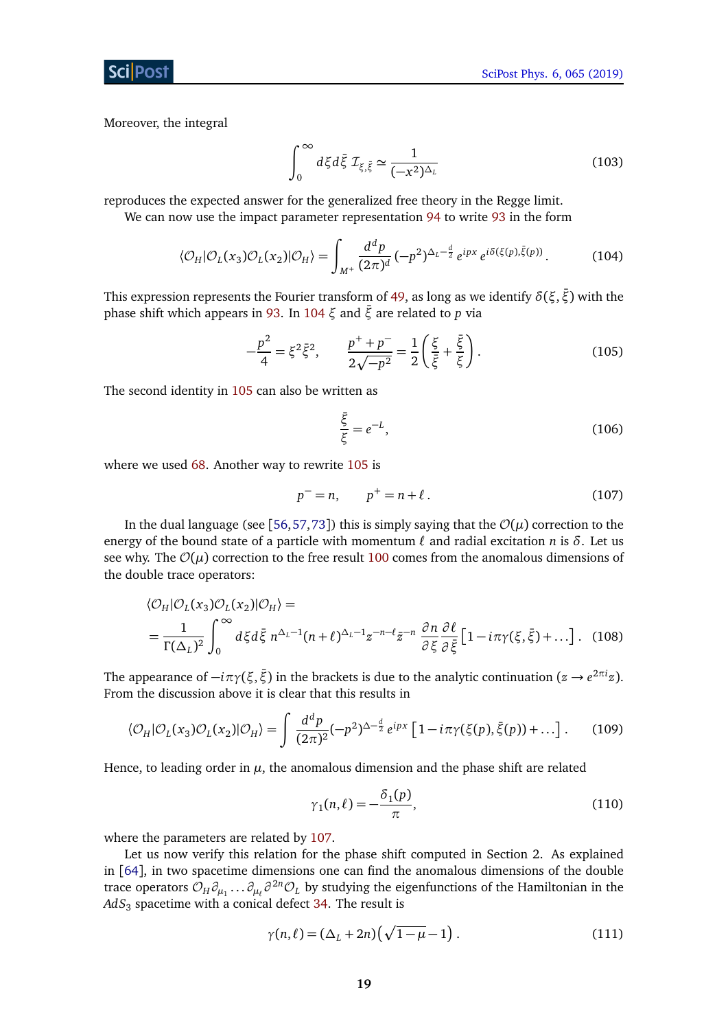Moreover, the integral

$$\int_0^\infty d\xi d\bar{\xi}\, \mathcal{I}_{\xi,\bar{\xi}} \simeq \frac{1}{(-x^2)^{\Delta_L}} \tag{103}$$

reproduces the expected answer for the generalized free theory in the Regge limit.

We can now use the impact parameter representation 94 to write 93 in the form

$$\langle \mathcal{O}_H|\mathcal{O}_L(x_3)\mathcal{O}_L(x_2)|\mathcal{O}_H\rangle = \int_{M^+} \frac{d^d p}{(2\pi)^d}\,(-p^2)^{\Delta_L-\frac{d}{2}}\, e^{ipx}\, e^{i\delta(\xi(p),\bar{\xi}(p))}\,. \tag{104}$$

This expression represents the Fourier transform of 49, as long as we identify $\delta(\xi,\bar{\xi})$ with the phase shift which appears in 93. In 104 $\xi$ and $\bar{\xi}$ are related to $p$ via

$$-\frac{p^2}{4} = \xi^2\bar{\xi}^2, \qquad \frac{p^+ + p^-}{2\sqrt{-p^2}} = \frac{1}{2}\left(\frac{\xi}{\bar{\xi}} + \frac{\bar{\xi}}{\xi}\right). \tag{105}$$

The second identity in 105 can also be written as

$$\frac{\bar{\xi}}{\xi} = e^{-L}, \tag{106}$$

where we used 68. Another way to rewrite 105 is

$$p^- = n, \qquad p^+ = n + \ell\,. \tag{107}$$

In the dual language (see [56,57,73]) this is simply saying that the $\mathcal{O}(\mu)$ correction to the energy of the bound state of a particle with momentum $\ell$ and radial excitation $n$ is $\delta$. Let us see why. The $\mathcal{O}(\mu)$ correction to the free result 100 comes from the anomalous dimensions of the double trace operators:

$$\begin{aligned}
&\langle \mathcal{O}_H|\mathcal{O}_L(x_3)\mathcal{O}_L(x_2)|\mathcal{O}_H\rangle = \\
&= \frac{1}{\Gamma(\Delta_L)^2}\int_0^\infty d\xi d\bar{\xi}\; n^{\Delta_L-1}(n+\ell)^{\Delta_L-1} z^{-n-\ell}\bar{z}^{-n}\,\frac{\partial n}{\partial \xi}\frac{\partial \ell}{\partial \bar{\xi}}\left[1 - i\pi\gamma(\xi,\bar{\xi}) + \ldots\right].
\end{aligned} \tag{108}$$

The appearance of $-i\pi\gamma(\xi,\bar{\xi})$ in the brackets is due to the analytic continuation ($z \to e^{2\pi i}z$). From the discussion above it is clear that this results in

$$\langle \mathcal{O}_H|\mathcal{O}_L(x_3)\mathcal{O}_L(x_2)|\mathcal{O}_H\rangle = \int \frac{d^d p}{(2\pi)^2}(-p^2)^{\Delta-\frac{d}{2}}\, e^{ipx}\left[1 - i\pi\gamma(\xi(p),\bar{\xi}(p)) + \ldots\right]. \tag{109}$$

Hence, to leading order in $\mu$, the anomalous dimension and the phase shift are related

$$\gamma_1(n,\ell) = -\frac{\delta_1(p)}{\pi}, \tag{110}$$

where the parameters are related by 107.

Let us now verify this relation for the phase shift computed in Section 2. As explained in [64], in two spacetime dimensions one can find the anomalous dimensions of the double trace operators $\mathcal{O}_H\partial_{\mu_1}\ldots\partial_{\mu_\ell}\partial^{2n}\mathcal{O}_L$ by studying the eigenfunctions of the Hamiltonian in the $AdS_3$ spacetime with a conical defect 34. The result is

$$\gamma(n,\ell) = (\Delta_L + 2n)\left(\sqrt{1-\mu} - 1\right). \tag{111}$$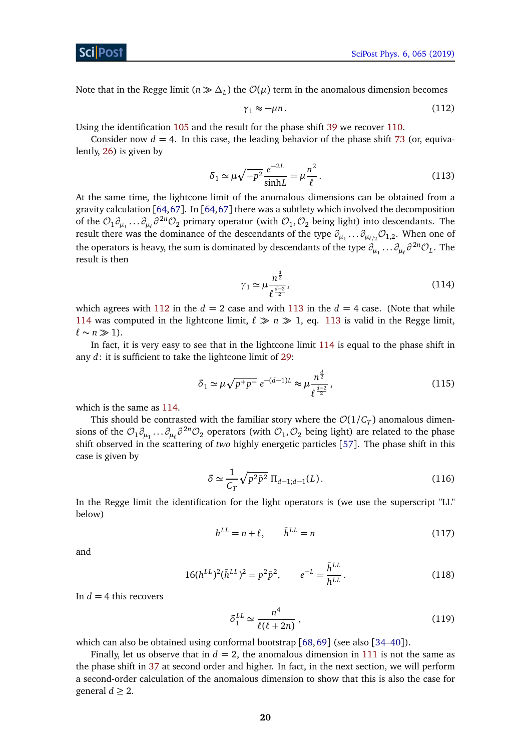Note that in the Regge limit ($n \gg \Delta_L$) the $\mathcal{O}(\mu)$ term in the anomalous dimension becomes

$$\gamma_1 \approx -\mu n \,. \tag{112}$$

Using the identification 105 and the result for the phase shift 39 we recover 110.

Consider now $d = 4$. In this case, the leading behavior of the phase shift 73 (or, equivalently, 26) is given by

$$\delta_1 \simeq \mu \sqrt{-p^2}\, \frac{e^{-2L}}{\sinh L} = \mu \frac{n^2}{\ell} \,. \tag{113}$$

At the same time, the lightcone limit of the anomalous dimensions can be obtained from a gravity calculation [64,67]. In [64,67] there was a subtlety which involved the decomposition of the $\mathcal{O}_1 \partial_{\mu_1} \ldots \partial_{\mu_\ell} \partial^{2n} \mathcal{O}_2$ primary operator (with $\mathcal{O}_1, \mathcal{O}_2$ being light) into descendants. The result there was the dominance of the descendants of the type $\partial_{\mu_1} \ldots \partial_{\mu_{\ell/2}} \mathcal{O}_{1,2}$. When one of the operators is heavy, the sum is dominated by descendants of the type $\partial_{\mu_1} \ldots \partial_{\mu_\ell} \partial^{2n} \mathcal{O}_L$. The result is then

$$\gamma_1 \simeq \mu \frac{n^{\frac{d}{2}}}{\ell^{\frac{d-2}{2}}}, \tag{114}$$

which agrees with 112 in the $d = 2$ case and with 113 in the $d = 4$ case. (Note that while 114 was computed in the lightcone limit, $\ell \gg n \gg 1$, eq. 113 is valid in the Regge limit, $\ell \sim n \gg 1$).

In fact, it is very easy to see that in the lightcone limit 114 is equal to the phase shift in any $d$: it is sufficient to take the lightcone limit of 29:

$$\delta_1 \simeq \mu \sqrt{p^+ p^-}\, e^{-(d-1)L} \approx \mu \frac{n^{\frac{d}{2}}}{\ell^{\frac{d-2}{2}}} \,, \tag{115}$$

which is the same as 114.

This should be contrasted with the familiar story where the $\mathcal{O}(1/C_T)$ anomalous dimensions of the $\mathcal{O}_1 \partial_{\mu_1} \ldots \partial_{\mu_\ell} \partial^{2n} \mathcal{O}_2$ operators (with $\mathcal{O}_1, \mathcal{O}_2$ being light) are related to the phase shift observed in the scattering of *two* highly energetic particles [57]. The phase shift in this case is given by

$$\delta \simeq \frac{1}{C_T} \sqrt{p^2 \bar{p}^2}\, \Pi_{d-1;d-1}(L) \,. \tag{116}$$

In the Regge limit the identification for the light operators is (we use the superscript "LL" below)

$$h^{LL} = n + \ell, \qquad \bar{h}^{LL} = n \tag{117}$$

and

$$16 (h^{LL})^2 (\bar{h}^{LL})^2 = p^2 \bar{p}^2, \qquad e^{-L} = \frac{\bar{h}^{LL}}{h^{LL}} \,. \tag{118}$$

In $d = 4$ this recovers

$$\delta_1^{LL} \simeq \frac{n^4}{\ell(\ell + 2n)} \,, \tag{119}$$

which can also be obtained using conformal bootstrap [68,69] (see also [34–40]).

Finally, let us observe that in $d = 2$, the anomalous dimension in 111 is not the same as the phase shift in 37 at second order and higher. In fact, in the next section, we will perform a second-order calculation of the anomalous dimension to show that this is also the case for general $d \geq 2$.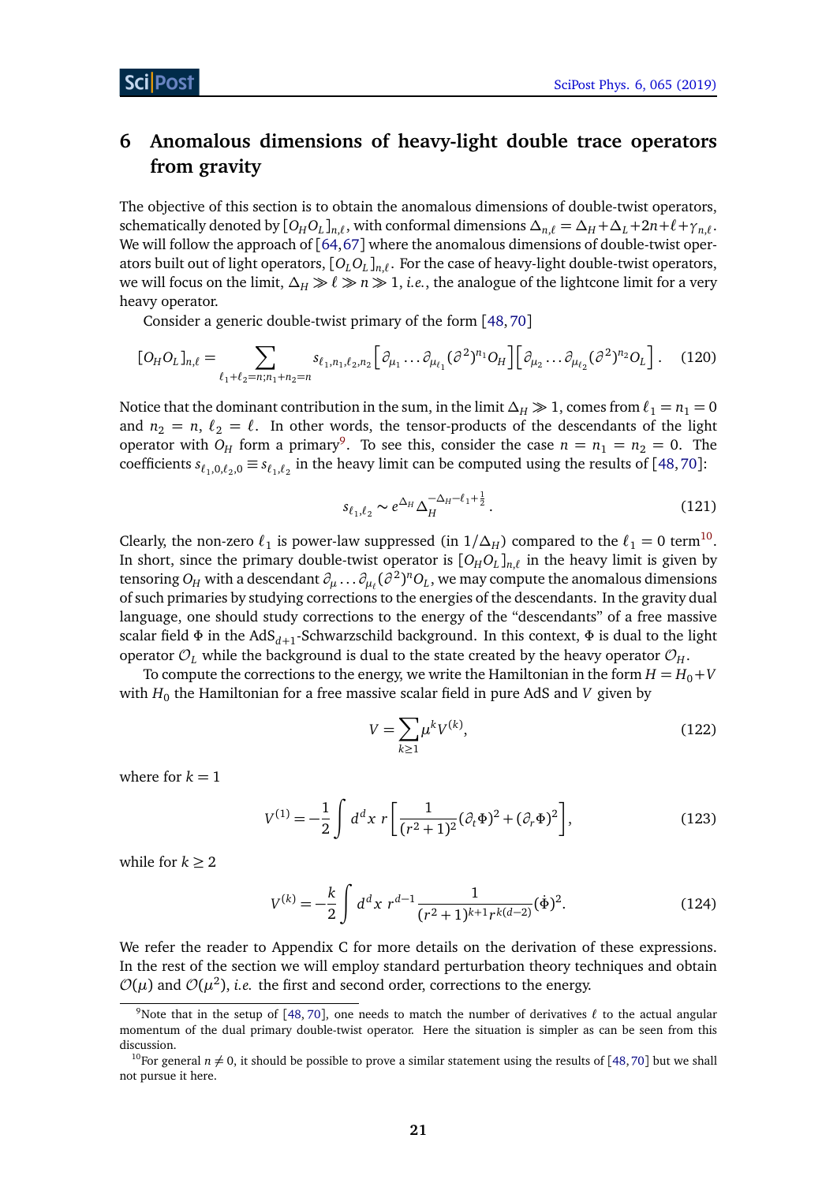# 6 Anomalous dimensions of heavy-light double trace operators from gravity

The objective of this section is to obtain the anomalous dimensions of double-twist operators, schematically denoted by $[O_H O_L]_{n,\ell}$, with conformal dimensions $\Delta_{n,\ell} = \Delta_H + \Delta_L + 2n + \ell + \gamma_{n,\ell}$. We will follow the approach of [64, 67] where the anomalous dimensions of double-twist operators built out of light operators, $[O_L O_L]_{n,\ell}$. For the case of heavy-light double-twist operators, we will focus on the limit, $\Delta_H \gg \ell \gg n \gg 1$, *i.e.*, the analogue of the lightcone limit for a very heavy operator.

Consider a generic double-twist primary of the form [48, 70]

$$
[O_H O_L]_{n,\ell} = \sum_{\ell_1+\ell_2=n; n_1+n_2=n} s_{\ell_1,n_1,\ell_2,n_2} \left[\partial_{\mu_1} \dots \partial_{\mu_{\ell_1}} (\partial^2)^{n_1} O_H\right] \left[\partial_{\mu_2} \dots \partial_{\mu_{\ell_2}} (\partial^2)^{n_2} O_L\right]. \tag{120}
$$

Notice that the dominant contribution in the sum, in the limit $\Delta_H \gg 1$, comes from $\ell_1 = n_1 = 0$ and $n_2 = n$, $\ell_2 = \ell$. In other words, the tensor-products of the descendants of the light operator with $O_H$ form a primary[9]. To see this, consider the case $n = n_1 = n_2 = 0$. The coefficients $s_{\ell_1,0,\ell_2,0} \equiv s_{\ell_1,\ell_2}$ in the heavy limit can be computed using the results of [48, 70]:

$$
s_{\ell_1,\ell_2} \sim e^{\Delta_H} \Delta_H^{-\Delta_H - \ell_1 + \frac{1}{2}}. \tag{121}
$$

Clearly, the non-zero $\ell_1$ is power-law suppressed (in $1/\Delta_H$) compared to the $\ell_1 = 0$ term[10]. In short, since the primary double-twist operator is $[O_H O_L]_{n,\ell}$ in the heavy limit is given by tensoring $O_H$ with a descendant $\partial_\mu \dots \partial_{\mu_\ell} (\partial^2)^n O_L$, we may compute the anomalous dimensions of such primaries by studying corrections to the energies of the descendants. In the gravity dual language, one should study corrections to the energy of the "descendants" of a free massive scalar field $\Phi$ in the AdS$_{d+1}$-Schwarzschild background. In this context, $\Phi$ is dual to the light operator $\mathcal{O}_L$ while the background is dual to the state created by the heavy operator $\mathcal{O}_H$.

To compute the corrections to the energy, we write the Hamiltonian in the form $H = H_0 + V$ with $H_0$ the Hamiltonian for a free massive scalar field in pure AdS and $V$ given by

$$
V = \sum_{k \geq 1} \mu^k V^{(k)}, \tag{122}
$$

where for $k = 1$

$$
V^{(1)} = -\frac{1}{2} \int d^d x \; r \left[ \frac{1}{(r^2+1)^2} (\partial_t \Phi)^2 + (\partial_r \Phi)^2 \right], \tag{123}
$$

while for $k \geq 2$

$$
V^{(k)} = -\frac{k}{2} \int d^d x \; r^{d-1} \frac{1}{(r^2+1)^{k+1} r^{k(d-2)}} (\dot{\Phi})^2. \tag{124}
$$

We refer the reader to Appendix C for more details on the derivation of these expressions. In the rest of the section we will employ standard perturbation theory techniques and obtain $\mathcal{O}(\mu)$ and $\mathcal{O}(\mu^2)$, *i.e.* the first and second order, corrections to the energy.

---

[9] Note that in the setup of [48, 70], one needs to match the number of derivatives $\ell$ to the actual angular momentum of the dual primary double-twist operator. Here the situation is simpler as can be seen from this discussion.

[10] For general $n \neq 0$, it should be possible to prove a similar statement using the results of [48, 70] but we shall not pursue it here.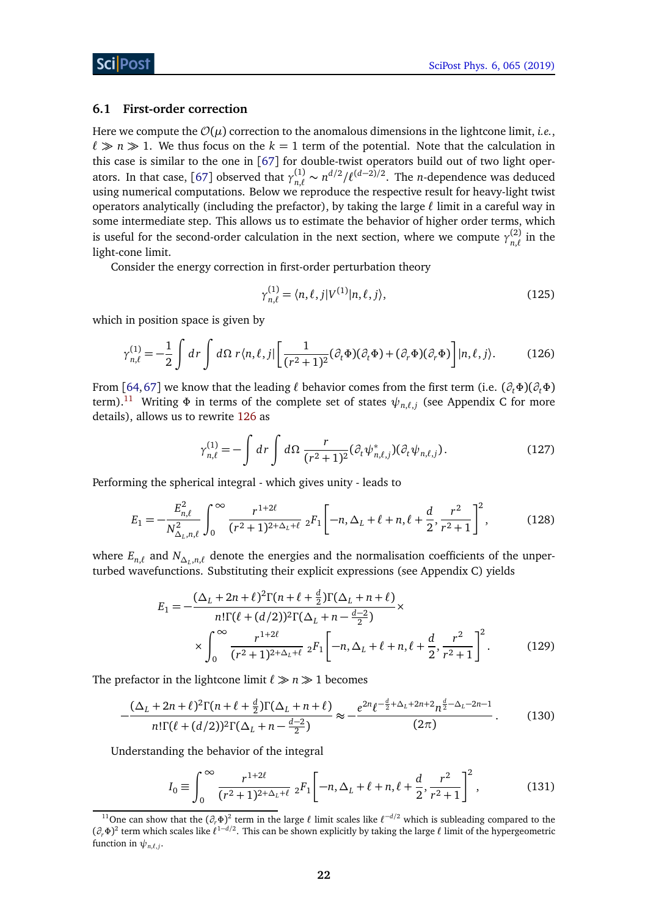### 6.1 First-order correction

Here we compute the $\mathcal{O}(\mu)$ correction to the anomalous dimensions in the lightcone limit, *i.e.*, $\ell \gg n \gg 1$. We thus focus on the $k=1$ term of the potential. Note that the calculation in this case is similar to the one in [67] for double-twist operators build out of two light operators. In that case, [67] observed that $\gamma^{(1)}_{n,\ell} \sim n^{d/2}/\ell^{(d-2)/2}$. The $n$-dependence was deduced using numerical computations. Below we reproduce the respective result for heavy-light twist operators analytically (including the prefactor), by taking the large $\ell$ limit in a careful way in some intermediate step. This allows us to estimate the behavior of higher order terms, which is useful for the second-order calculation in the next section, where we compute $\gamma^{(2)}_{n,\ell}$ in the light-cone limit.

Consider the energy correction in first-order perturbation theory

$$\gamma^{(1)}_{n,\ell} = \langle n,\ell,j|V^{(1)}|n,\ell,j\rangle, \tag{125}$$

which in position space is given by

$$\gamma^{(1)}_{n,\ell} = -\frac{1}{2}\int dr \int d\Omega\, r \langle n,\ell,j| \left[\frac{1}{(r^2+1)^2}(\partial_t\Phi)(\partial_t\Phi) + (\partial_r\Phi)(\partial_r\Phi)\right]|n,\ell,j\rangle. \tag{126}$$

From [64, 67] we know that the leading $\ell$ behavior comes from the first term (i.e. $(\partial_t\Phi)(\partial_t\Phi)$ term).[11] Writing $\Phi$ in terms of the complete set of states $\psi_{n,\ell,j}$ (see Appendix C for more details), allows us to rewrite 126 as

$$\gamma^{(1)}_{n,\ell} = -\int dr \int d\Omega\, \frac{r}{(r^2+1)^2}(\partial_t\psi^*_{n,\ell,j})(\partial_t\psi_{n,\ell,j}). \tag{127}$$

Performing the spherical integral - which gives unity - leads to

$$E_1 = -\frac{E^2_{n,\ell}}{N^2_{\Delta_L,n,\ell}}\int_0^\infty \frac{r^{1+2\ell}}{(r^2+1)^{2+\Delta_L+\ell}}\, {}_2F_1\left[-n,\Delta_L+\ell+n,\ell+\frac{d}{2},\frac{r^2}{r^2+1}\right]^2, \tag{128}$$

where $E_{n,\ell}$ and $N_{\Delta_L,n,\ell}$ denote the energies and the normalisation coefficients of the unperturbed wavefunctions. Substituting their explicit expressions (see Appendix C) yields

$$\begin{aligned} E_1 = &-\frac{(\Delta_L+2n+\ell)^2\Gamma(n+\ell+\frac{d}{2})\Gamma(\Delta_L+n+\ell)}{n!\Gamma(\ell+(d/2))^2\Gamma(\Delta_L+n-\frac{d-2}{2})}\times \\ &\times \int_0^\infty \frac{r^{1+2\ell}}{(r^2+1)^{2+\Delta_L+\ell}}\, {}_2F_1\left[-n,\Delta_L+\ell+n,\ell+\frac{d}{2},\frac{r^2}{r^2+1}\right]^2. \end{aligned} \tag{129}$$

The prefactor in the lightcone limit $\ell \gg n \gg 1$ becomes

$$-\frac{(\Delta_L+2n+\ell)^2\Gamma(n+\ell+\frac{d}{2})\Gamma(\Delta_L+n+\ell)}{n!\Gamma(\ell+(d/2))^2\Gamma(\Delta_L+n-\frac{d-2}{2})} \approx -\frac{e^{2n}\ell^{-\frac{d}{2}+\Delta_L+2n+2}n^{\frac{d}{2}-\Delta_L-2n-1}}{(2\pi)}. \tag{130}$$

Understanding the behavior of the integral

$$I_0 \equiv \int_0^\infty \frac{r^{1+2\ell}}{(r^2+1)^{2+\Delta_L+\ell}}\, {}_2F_1\left[-n,\Delta_L+\ell+n,\ell+\frac{d}{2},\frac{r^2}{r^2+1}\right]^2, \tag{131}$$

[11] One can show that the $(\partial_r\Phi)^2$ term in the large $\ell$ limit scales like $\ell^{-d/2}$ which is subleading compared to the $(\partial_t\Phi)^2$ term which scales like $\ell^{1-d/2}$. This can be shown explicitly by taking the large $\ell$ limit of the hypergeometric function in $\psi_{n,\ell,j}$.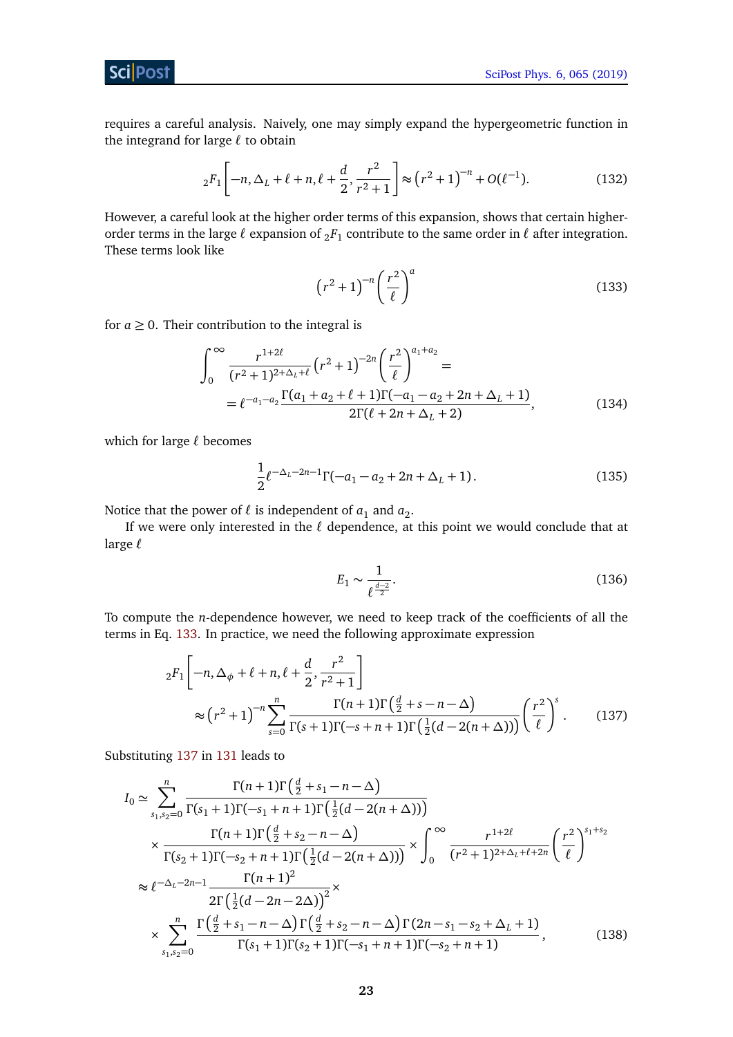requires a careful analysis. Naively, one may simply expand the hypergeometric function in the integrand for large $\ell$ to obtain

$$
{}_2F_1\left[-n, \Delta_L + \ell + n, \ell + \frac{d}{2}, \frac{r^2}{r^2+1}\right] \approx \left(r^2+1\right)^{-n} + O(\ell^{-1}). \tag{132}
$$

However, a careful look at the higher order terms of this expansion, shows that certain higher-order terms in the large $\ell$ expansion of ${}_2F_1$ contribute to the same order in $\ell$ after integration. These terms look like

$$
\left(r^2+1\right)^{-n}\left(\frac{r^2}{\ell}\right)^a \tag{133}
$$

for $a \geq 0$. Their contribution to the integral is

$$
\begin{aligned}
&\int_0^\infty \frac{r^{1+2\ell}}{(r^2+1)^{2+\Delta_L+\ell}}\left(r^2+1\right)^{-2n}\left(\frac{r^2}{\ell}\right)^{a_1+a_2} = \\
&= \ell^{-a_1-a_2}\frac{\Gamma(a_1+a_2+\ell+1)\Gamma(-a_1-a_2+2n+\Delta_L+1)}{2\Gamma(\ell+2n+\Delta_L+2)},
\end{aligned} \tag{134}
$$

which for large $\ell$ becomes

$$
\frac{1}{2}\ell^{-\Delta_L-2n-1}\Gamma(-a_1-a_2+2n+\Delta_L+1)\,. \tag{135}
$$

Notice that the power of $\ell$ is independent of $a_1$ and $a_2$.

If we were only interested in the $\ell$ dependence, at this point we would conclude that at large $\ell$

$$
E_1 \sim \frac{1}{\ell^{\frac{d-2}{2}}}. \tag{136}
$$

To compute the $n$-dependence however, we need to keep track of the coefficients of all the terms in Eq. 133. In practice, we need the following approximate expression

$$
\begin{aligned}
&{}_2F_1\left[-n, \Delta_\phi + \ell + n, \ell + \frac{d}{2}, \frac{r^2}{r^2+1}\right] \\
&\quad\approx \left(r^2+1\right)^{-n}\sum_{s=0}^{n}\frac{\Gamma(n+1)\Gamma\left(\frac{d}{2}+s-n-\Delta\right)}{\Gamma(s+1)\Gamma(-s+n+1)\Gamma\left(\frac{1}{2}(d-2(n+\Delta))\right)}\left(\frac{r^2}{\ell}\right)^s.
\end{aligned} \tag{137}
$$

Substituting 137 in 131 leads to

$$
\begin{aligned}
I_0 \simeq &\sum_{s_1,s_2=0}^{n}\frac{\Gamma(n+1)\Gamma\left(\frac{d}{2}+s_1-n-\Delta\right)}{\Gamma(s_1+1)\Gamma(-s_1+n+1)\Gamma\left(\frac{1}{2}(d-2(n+\Delta))\right)} \\
&\times\frac{\Gamma(n+1)\Gamma\left(\frac{d}{2}+s_2-n-\Delta\right)}{\Gamma(s_2+1)\Gamma(-s_2+n+1)\Gamma\left(\frac{1}{2}(d-2(n+\Delta))\right)} \times \int_0^\infty \frac{r^{1+2\ell}}{(r^2+1)^{2+\Delta_L+\ell+2n}}\left(\frac{r^2}{\ell}\right)^{s_1+s_2} \\
\approx\, &\ell^{-\Delta_L-2n-1}\frac{\Gamma(n+1)^2}{2\Gamma\left(\frac{1}{2}(d-2n-2\Delta)\right)^2}\times \\
&\times\sum_{s_1,s_2=0}^{n}\frac{\Gamma\left(\frac{d}{2}+s_1-n-\Delta\right)\Gamma\left(\frac{d}{2}+s_2-n-\Delta\right)\Gamma(2n-s_1-s_2+\Delta_L+1)}{\Gamma(s_1+1)\Gamma(s_2+1)\Gamma(-s_1+n+1)\Gamma(-s_2+n+1)},
\end{aligned} \tag{138}
$$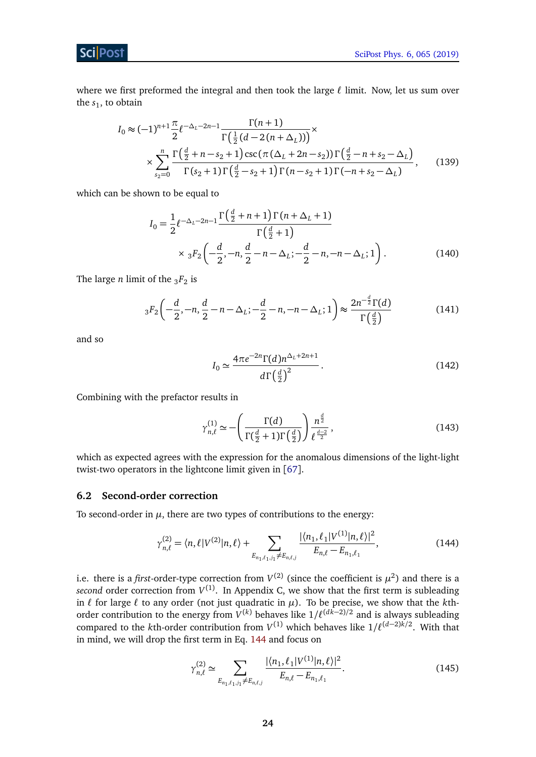where we first preformed the integral and then took the large $\ell$ limit. Now, let us sum over the $s_1$, to obtain

$$I_0 \approx (-1)^{n+1}\frac{\pi}{2}\ell^{-\Delta_L-2n-1}\frac{\Gamma(n+1)}{\Gamma\left(\frac{1}{2}(d-2(n+\Delta_L))\right)}\times$$
$$\times\sum_{s_2=0}^{n}\frac{\Gamma\left(\frac{d}{2}+n-s_2+1\right)\csc(\pi(\Delta_L+2n-s_2))\Gamma\left(\frac{d}{2}-n+s_2-\Delta_L\right)}{\Gamma(s_2+1)\Gamma\left(\frac{d}{2}-s_2+1\right)\Gamma(n-s_2+1)\Gamma(-n+s_2-\Delta_L)}, \tag{139}$$

which can be shown to be equal to

$$I_0 = \frac{1}{2}\ell^{-\Delta_L-2n-1}\frac{\Gamma\left(\frac{d}{2}+n+1\right)\Gamma(n+\Delta_L+1)}{\Gamma\left(\frac{d}{2}+1\right)}$$
$$\times\, {}_3F_2\left(-\frac{d}{2},-n,\frac{d}{2}-n-\Delta_L;-\frac{d}{2}-n,-n-\Delta_L;1\right). \tag{140}$$

The large $n$ limit of the ${}_3F_2$ is

$${}_3F_2\left(-\frac{d}{2},-n,\frac{d}{2}-n-\Delta_L;-\frac{d}{2}-n,-n-\Delta_L;1\right)\approx\frac{2n^{-\frac{d}{2}}\Gamma(d)}{\Gamma\left(\frac{d}{2}\right)} \tag{141}$$

and so

$$I_0 \simeq \frac{4\pi e^{-2n}\Gamma(d)n^{\Delta_L+2n+1}}{d\Gamma\left(\frac{d}{2}\right)^2}. \tag{142}$$

Combining with the prefactor results in

$$\gamma^{(1)}_{n,\ell}\simeq-\left(\frac{\Gamma(d)}{\Gamma(\frac{d}{2}+1)\Gamma\left(\frac{d}{2}\right)}\right)\frac{n^{\frac{d}{2}}}{\ell^{\frac{d-2}{2}}}, \tag{143}$$

which as expected agrees with the expression for the anomalous dimensions of the light-light twist-two operators in the lightcone limit given in [67].

### 6.2 Second-order correction

To second-order in $\mu$, there are two types of contributions to the energy:

$$\gamma^{(2)}_{n,\ell}=\langle n,\ell|V^{(2)}|n,\ell\rangle+\sum_{E_{n_1,\ell_1,j_1}\neq E_{n,\ell,j}}\frac{|\langle n_1,\ell_1|V^{(1)}|n,\ell\rangle|^2}{E_{n,\ell}-E_{n_1,\ell_1}}, \tag{144}$$

i.e. there is a *first*-order-type correction from $V^{(2)}$ (since the coefficient is $\mu^2$) and there is a *second* order correction from $V^{(1)}$. In Appendix C, we show that the first term is subleading in $\ell$ for large $\ell$ to any order (not just quadratic in $\mu$). To be precise, we show that the $k$th-order contribution to the energy from $V^{(k)}$ behaves like $1/\ell^{(dk-2)/2}$ and is always subleading compared to the $k$th-order contribution from $V^{(1)}$ which behaves like $1/\ell^{(d-2)k/2}$. With that in mind, we will drop the first term in Eq. 144 and focus on

$$\gamma^{(2)}_{n,\ell}\simeq\sum_{E_{n_1,\ell_1,j_1}\neq E_{n,\ell,j}}\frac{|\langle n_1,\ell_1|V^{(1)}|n,\ell\rangle|^2}{E_{n,\ell}-E_{n_1,\ell_1}}. \tag{145}$$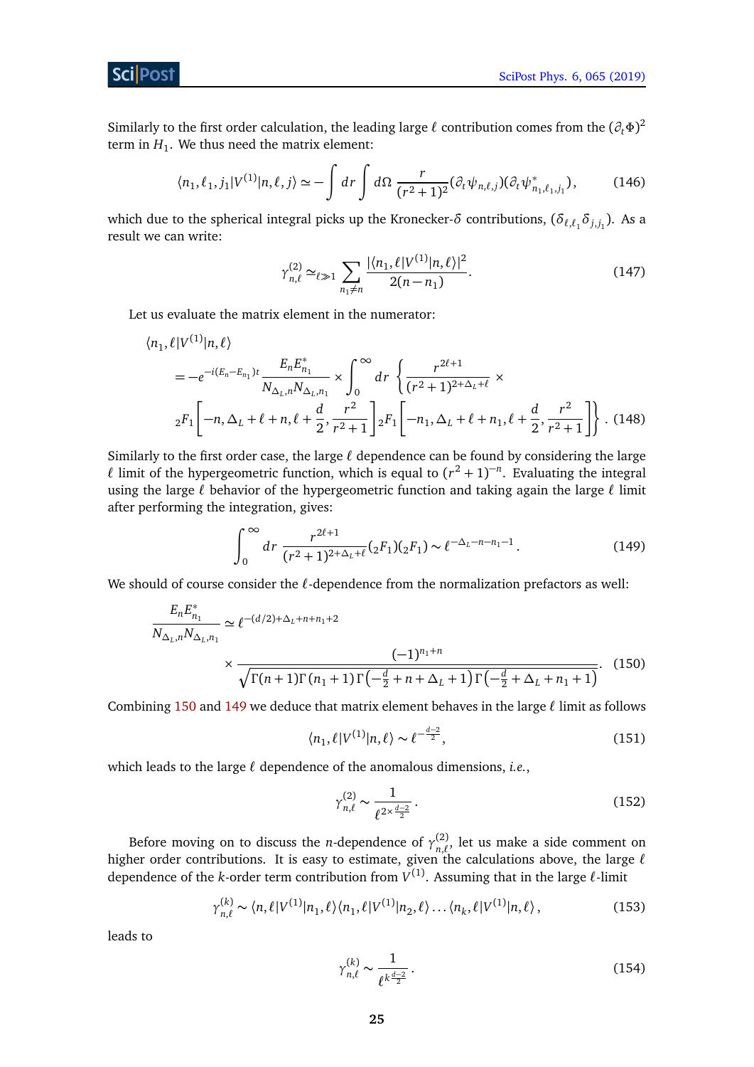Similarly to the first order calculation, the leading large $\ell$ contribution comes from the $(\partial_t \Phi)^2$ term in $H_1$. We thus need the matrix element:

$$\langle n_1, \ell_1, j_1 | V^{(1)} | n, \ell, j \rangle \simeq -\int dr \int d\Omega \, \frac{r}{(r^2+1)^2} (\partial_t \psi_{n,\ell,j})(\partial_t \psi^*_{n_1,\ell_1,j_1}) \,, \tag{146}$$

which due to the spherical integral picks up the Kronecker-$\delta$ contributions, $(\delta_{\ell,\ell_1}\delta_{j,j_1})$. As a result we can write:

$$\gamma^{(2)}_{n,\ell} \simeq_{\ell \gg 1} \sum_{n_1 \neq n} \frac{|\langle n_1, \ell | V^{(1)} | n, \ell \rangle|^2}{2(n-n_1)} . \tag{147}$$

Let us evaluate the matrix element in the numerator:

$$\begin{aligned}
&\langle n_1, \ell | V^{(1)} | n, \ell \rangle \\
&= -e^{-i(E_n - E_{n_1})t} \frac{E_n E^*_{n_1}}{N_{\Delta_L,n} N_{\Delta_L,n_1}} \times \int_0^\infty dr \, \Bigg\{ \frac{r^{2\ell+1}}{(r^2+1)^{2+\Delta_L+\ell}} \times \\
&{}_2F_1\left[-n, \Delta_L + \ell + n, \ell + \frac{d}{2}, \frac{r^2}{r^2+1}\right] {}_2F_1\left[-n_1, \Delta_L + \ell + n_1, \ell + \frac{d}{2}, \frac{r^2}{r^2+1}\right] \Bigg\} \,.
\end{aligned} \tag{148}$$

Similarly to the first order case, the large $\ell$ dependence can be found by considering the large $\ell$ limit of the hypergeometric function, which is equal to $(r^2+1)^{-n}$. Evaluating the integral using the large $\ell$ behavior of the hypergeometric function and taking again the large $\ell$ limit after performing the integration, gives:

$$\int_0^\infty dr \, \frac{r^{2\ell+1}}{(r^2+1)^{2+\Delta_L+\ell}} ({}_2F_1)({}_2F_1) \sim \ell^{-\Delta_L - n - n_1 - 1} \,. \tag{149}$$

We should of course consider the $\ell$-dependence from the normalization prefactors as well:

$$\begin{aligned}
\frac{E_n E^*_{n_1}}{N_{\Delta_L,n} N_{\Delta_L,n_1}} &\simeq \ell^{-(d/2)+\Delta_L+n+n_1+2} \\
&\times \frac{(-1)^{n_1+n}}{\sqrt{\Gamma(n+1)\Gamma(n_1+1)\Gamma\left(-\frac{d}{2}+n+\Delta_L+1\right)\Gamma\left(-\frac{d}{2}+\Delta_L+n_1+1\right)}} .
\end{aligned} \tag{150}$$

Combining 150 and 149 we deduce that matrix element behaves in the large $\ell$ limit as follows

$$\langle n_1, \ell | V^{(1)} | n, \ell \rangle \sim \ell^{-\frac{d-2}{2}} , \tag{151}$$

which leads to the large $\ell$ dependence of the anomalous dimensions, *i.e.*,

$$\gamma^{(2)}_{n,\ell} \sim \frac{1}{\ell^{2 \times \frac{d-2}{2}}} \,. \tag{152}$$

Before moving on to discuss the $n$-dependence of $\gamma^{(2)}_{n,\ell}$, let us make a side comment on higher order contributions. It is easy to estimate, given the calculations above, the large $\ell$ dependence of the $k$-order term contribution from $V^{(1)}$. Assuming that in the large $\ell$-limit

$$\gamma^{(k)}_{n,\ell} \sim \langle n, \ell | V^{(1)} | n_1, \ell \rangle \langle n_1, \ell | V^{(1)} | n_2, \ell \rangle \ldots \langle n_k, \ell | V^{(1)} | n, \ell \rangle \,, \tag{153}$$

leads to

$$\gamma^{(k)}_{n,\ell} \sim \frac{1}{\ell^{k \frac{d-2}{2}}} \,. \tag{154}$$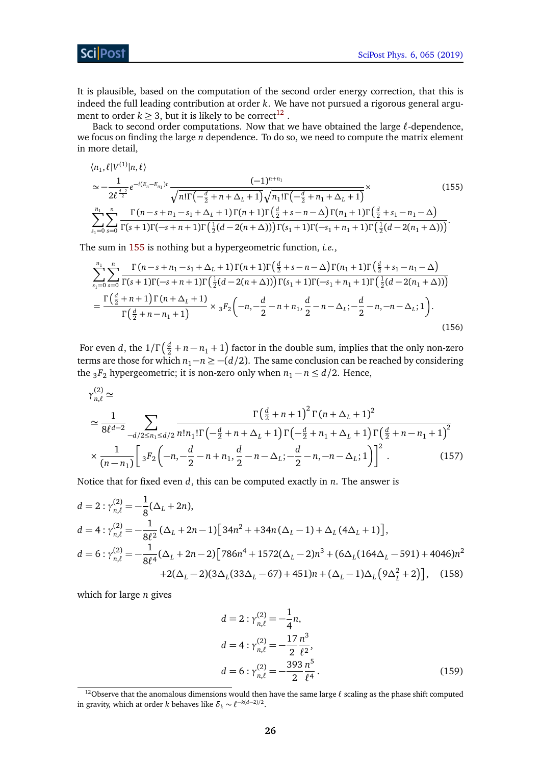It is plausible, based on the computation of the second order energy correction, that this is indeed the full leading contribution at order $k$. We have not pursued a rigorous general argument to order $k \geq 3$, but it is likely to be correct[12] .

Back to second order computations. Now that we have obtained the large $\ell$-dependence, we focus on finding the large $n$ dependence. To do so, we need to compute the matrix element in more detail,

$$
\begin{aligned}
&\langle n_1, \ell | V^{(1)} | n, \ell \rangle \\
&\simeq -\frac{1}{2\ell^{\frac{d-2}{2}}} e^{-i(E_n - E_{n_1})t} \frac{(-1)^{n+n_1}}{\sqrt{n!\Gamma\left(-\frac{d}{2}+n+\Delta_L+1\right)}\sqrt{n_1!\Gamma\left(-\frac{d}{2}+n_1+\Delta_L+1\right)}} \times \\
&\sum_{s_1=0}^{n_1}\sum_{s=0}^{n} \frac{\Gamma(n-s+n_1-s_1+\Delta_L+1)\Gamma(n+1)\Gamma\left(\frac{d}{2}+s-n-\Delta\right)\Gamma(n_1+1)\Gamma\left(\frac{d}{2}+s_1-n_1-\Delta\right)}{\Gamma(s+1)\Gamma(-s+n+1)\Gamma\left(\frac{1}{2}(d-2(n+\Delta))\right)\Gamma(s_1+1)\Gamma(-s_1+n_1+1)\Gamma\left(\frac{1}{2}(d-2(n_1+\Delta))\right)}.
\end{aligned}
\tag{155}
$$

The sum in 155 is nothing but a hypergeometric function, *i.e.*,

$$
\begin{aligned}
&\sum_{s_1=0}^{n_1}\sum_{s=0}^{n} \frac{\Gamma(n-s+n_1-s_1+\Delta_L+1)\Gamma(n+1)\Gamma\left(\frac{d}{2}+s-n-\Delta\right)\Gamma(n_1+1)\Gamma\left(\frac{d}{2}+s_1-n_1-\Delta\right)}{\Gamma(s+1)\Gamma(-s+n+1)\Gamma\left(\frac{1}{2}(d-2(n+\Delta))\right)\Gamma(s_1+1)\Gamma(-s_1+n_1+1)\Gamma\left(\frac{1}{2}(d-2(n_1+\Delta))\right)} \\
&= \frac{\Gamma\left(\frac{d}{2}+n+1\right)\Gamma(n+\Delta_L+1)}{\Gamma\left(\frac{d}{2}+n-n_1+1\right)} \times {}_3F_2\left(-n,-\frac{d}{2}-n+n_1,\frac{d}{2}-n-\Delta_L;-\frac{d}{2}-n,-n-\Delta_L;1\right).
\end{aligned}
\tag{156}
$$

For even $d$, the $1/\Gamma\left(\frac{d}{2}+n-n_1+1\right)$ factor in the double sum, implies that the only non-zero terms are those for which $n_1 - n \geq -(d/2)$. The same conclusion can be reached by considering the ${}_3F_2$ hypergeometric; it is non-zero only when $n_1 - n \leq d/2$. Hence,

$$
\begin{aligned}
&\gamma^{(2)}_{n,\ell} \simeq \\
&\simeq \frac{1}{8\ell^{d-2}} \sum_{-d/2\leq n_1 \leq d/2} \frac{\Gamma\left(\frac{d}{2}+n+1\right)^2\Gamma(n+\Delta_L+1)^2}{n!n_1!\Gamma\left(-\frac{d}{2}+n+\Delta_L+1\right)\Gamma\left(-\frac{d}{2}+n_1+\Delta_L+1\right)\Gamma\left(\frac{d}{2}+n-n_1+1\right)^2} \\
&\times \frac{1}{(n-n_1)}\left[{}_3F_2\left(-n,-\frac{d}{2}-n+n_1,\frac{d}{2}-n-\Delta_L;-\frac{d}{2}-n,-n-\Delta_L;1\right)\right]^2.
\end{aligned}
\tag{157}
$$

Notice that for fixed even $d$, this can be computed exactly in $n$. The answer is

$$
\begin{aligned}
&d=2: \gamma^{(2)}_{n,\ell} = -\frac{1}{8}(\Delta_L+2n), \\
&d=4: \gamma^{(2)}_{n,\ell} = -\frac{1}{8\ell^2}(\Delta_L+2n-1)\left[34n^2++34n(\Delta_L-1)+\Delta_L(4\Delta_L+1)\right], \\
&d=6: \gamma^{(2)}_{n,\ell} = -\frac{1}{8\ell^4}(\Delta_L+2n-2)\left[786n^4+1572(\Delta_L-2)n^3+(6\Delta_L(164\Delta_L-591)+4046)n^2\right. \\
&\qquad\qquad \left.+2(\Delta_L-2)(3\Delta_L(33\Delta_L-67)+451)n+(\Delta_L-1)\Delta_L\left(9\Delta_L^2+2\right)\right],
\end{aligned}
\tag{158}
$$

which for large $n$ gives

$$
\begin{aligned}
&d=2: \gamma^{(2)}_{n,\ell} = -\frac{1}{4}n, \\
&d=4: \gamma^{(2)}_{n,\ell} = -\frac{17}{2}\frac{n^3}{\ell^2}, \\
&d=6: \gamma^{(2)}_{n,\ell} = -\frac{393}{2}\frac{n^5}{\ell^4}.
\end{aligned}
\tag{159}
$$

---

[12] Observe that the anomalous dimensions would then have the same large $\ell$ scaling as the phase shift computed in gravity, which at order $k$ behaves like $\delta_k \sim \ell^{-k(d-2)/2}$.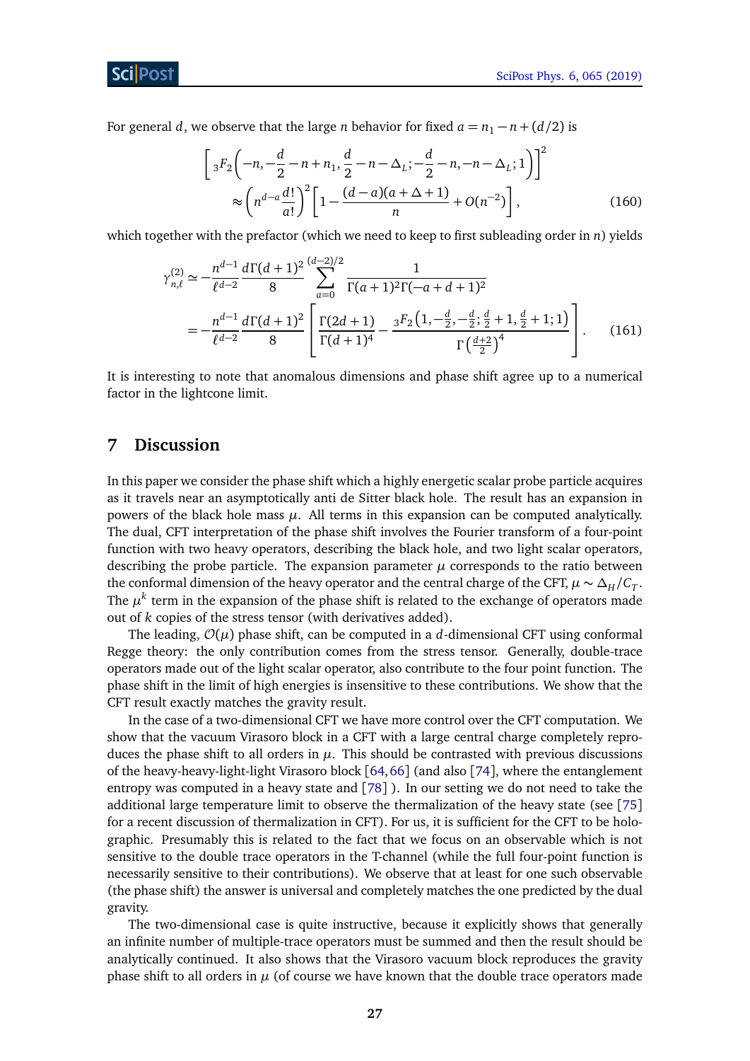For general $d$, we observe that the large $n$ behavior for fixed $a = n_1 - n + (d/2)$ is

$$
\begin{aligned}
&\left[ {}_3F_2\left(-n, -\frac{d}{2} - n + n_1, \frac{d}{2} - n - \Delta_L; -\frac{d}{2} - n, -n - \Delta_L; 1\right)\right]^2 \\
&\quad \approx \left(n^{d-a}\frac{d!}{a!}\right)^2 \left[1 - \frac{(d-a)(a+\Delta+1)}{n} + O(n^{-2})\right],
\end{aligned} \tag{160}
$$

which together with the prefactor (which we need to keep to first subleading order in $n$) yields

$$
\begin{aligned}
\gamma^{(2)}_{n,\ell} &\simeq -\frac{n^{d-1}}{\ell^{d-2}} \frac{d\Gamma(d+1)^2}{8} \sum_{a=0}^{(d-2)/2} \frac{1}{\Gamma(a+1)^2\Gamma(-a+d+1)^2} \\
&= -\frac{n^{d-1}}{\ell^{d-2}} \frac{d\Gamma(d+1)^2}{8} \left[\frac{\Gamma(2d+1)}{\Gamma(d+1)^4} - \frac{{}_3F_2\left(1, -\frac{d}{2}, -\frac{d}{2}; \frac{d}{2}+1, \frac{d}{2}+1; 1\right)}{\Gamma\left(\frac{d+2}{2}\right)^4}\right].
\end{aligned} \tag{161}
$$

It is interesting to note that anomalous dimensions and phase shift agree up to a numerical factor in the lightcone limit.

## 7 Discussion

In this paper we consider the phase shift which a highly energetic scalar probe particle acquires as it travels near an asymptotically anti de Sitter black hole. The result has an expansion in powers of the black hole mass $\mu$. All terms in this expansion can be computed analytically. The dual, CFT interpretation of the phase shift involves the Fourier transform of a four-point function with two heavy operators, describing the black hole, and two light scalar operators, describing the probe particle. The expansion parameter $\mu$ corresponds to the ratio between the conformal dimension of the heavy operator and the central charge of the CFT, $\mu \sim \Delta_H / C_T$. The $\mu^k$ term in the expansion of the phase shift is related to the exchange of operators made out of $k$ copies of the stress tensor (with derivatives added).

The leading, $\mathcal{O}(\mu)$ phase shift, can be computed in a $d$-dimensional CFT using conformal Regge theory: the only contribution comes from the stress tensor. Generally, double-trace operators made out of the light scalar operator, also contribute to the four point function. The phase shift in the limit of high energies is insensitive to these contributions. We show that the CFT result exactly matches the gravity result.

In the case of a two-dimensional CFT we have more control over the CFT computation. We show that the vacuum Virasoro block in a CFT with a large central charge completely reproduces the phase shift to all orders in $\mu$. This should be contrasted with previous discussions of the heavy-heavy-light-light Virasoro block [64,66] (and also [74], where the entanglement entropy was computed in a heavy state and [78] ). In our setting we do not need to take the additional large temperature limit to observe the thermalization of the heavy state (see [75] for a recent discussion of thermalization in CFT). For us, it is sufficient for the CFT to be holographic. Presumably this is related to the fact that we focus on an observable which is not sensitive to the double trace operators in the T-channel (while the full four-point function is necessarily sensitive to their contributions). We observe that at least for one such observable (the phase shift) the answer is universal and completely matches the one predicted by the dual gravity.

The two-dimensional case is quite instructive, because it explicitly shows that generally an infinite number of multiple-trace operators must be summed and then the result should be analytically continued. It also shows that the Virasoro vacuum block reproduces the gravity phase shift to all orders in $\mu$ (of course we have known that the double trace operators made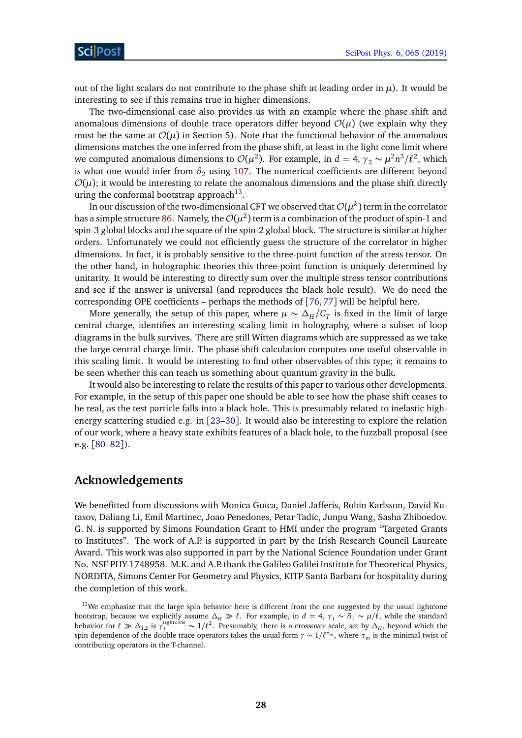out of the light scalars do not contribute to the phase shift at leading order in $\mu$). It would be interesting to see if this remains true in higher dimensions.

The two-dimensional case also provides us with an example where the phase shift and anomalous dimensions of double trace operators differ beyond $\mathcal{O}(\mu)$ (we explain why they must be the same at $\mathcal{O}(\mu)$ in Section 5). Note that the functional behavior of the anomalous dimensions matches the one inferred from the phase shift, at least in the light cone limit where we computed anomalous dimensions to $\mathcal{O}(\mu^2)$. For example, in $d=4$, $\gamma_2 \sim \mu^2 n^3/\ell^2$, which is what one would infer from $\delta_2$ using 107. The numerical coefficients are different beyond $\mathcal{O}(\mu)$; it would be interesting to relate the anomalous dimensions and the phase shift directly uring the conformal bootstrap approach[13].

In our discussion of the two-dimensional CFT we observed that $\mathcal{O}(\mu^k)$ term in the correlator has a simple structure 86. Namely, the $\mathcal{O}(\mu^2)$ term is a combination of the product of spin-1 and spin-3 global blocks and the square of the spin-2 global block. The structure is similar at higher orders. Unfortunately we could not efficiently guess the structure of the correlator in higher dimensions. In fact, it is probably sensitive to the three-point function of the stress tensor. On the other hand, in holographic theories this three-point function is uniquely determined by unitarity. It would be interesting to directly sum over the multiple stress tensor contributions and see if the answer is universal (and reproduces the black hole result). We do need the corresponding OPE coefficients – perhaps the methods of [76, 77] will be helpful here.

More generally, the setup of this paper, where $\mu \sim \Delta_H/C_T$ is fixed in the limit of large central charge, identifies an interesting scaling limit in holography, where a subset of loop diagrams in the bulk survives. There are still Witten diagrams which are suppressed as we take the large central charge limit. The phase shift calculation computes one useful observable in this scaling limit. It would be interesting to find other observables of this type; it remains to be seen whether this can teach us something about quantum gravity in the bulk.

It would also be interesting to relate the results of this paper to various other developments. For example, in the setup of this paper one should be able to see how the phase shift ceases to be real, as the test particle falls into a black hole. This is presumably related to inelastic high-energy scattering studied e.g. in [23–30]. It would also be interesting to explore the relation of our work, where a heavy state exhibits features of a black hole, to the fuzzball proposal (see e.g. [80–82]).

## Acknowledgements

We benefitted from discussions with Monica Guica, Daniel Jafferis, Robin Karlsson, David Kutasov, Daliang Li, Emil Martinec, Joao Penedones, Petar Tadic, Junpu Wang, Sasha Zhiboedov. G. N. is supported by Simons Foundation Grant to HMI under the program "Targeted Grants to Institutes". The work of A.P. is supported in part by the Irish Research Council Laureate Award. This work was also supported in part by the National Science Foundation under Grant No. NSF PHY-1748958. M.K. and A.P. thank the Galileo Galilei Institute for Theoretical Physics, NORDITA, Simons Center For Geometry and Physics, KITP Santa Barbara for hospitality during the completion of this work.

---

[13] We emphasize that the large spin behavior here is different from the one suggested by the usual lightcone bootstrap, because we explicitly assume $\Delta_H \gg \ell$. For example, in $d=4$, $\gamma_1 \sim \delta_1 \sim \mu/\ell$, while the standard behavior for $\ell \gg \Delta_{1,2}$ is $\gamma_1^{lightcone} \sim 1/\ell^2$. Presumably, there is a crossover scale, set by $\Delta_H$, beyond which the spin dependence of the double trace operators takes the usual form $\gamma \sim 1/\ell^{\tau_m}$, where $\tau_m$ is the minimal twist of contributing operators in the T-channel.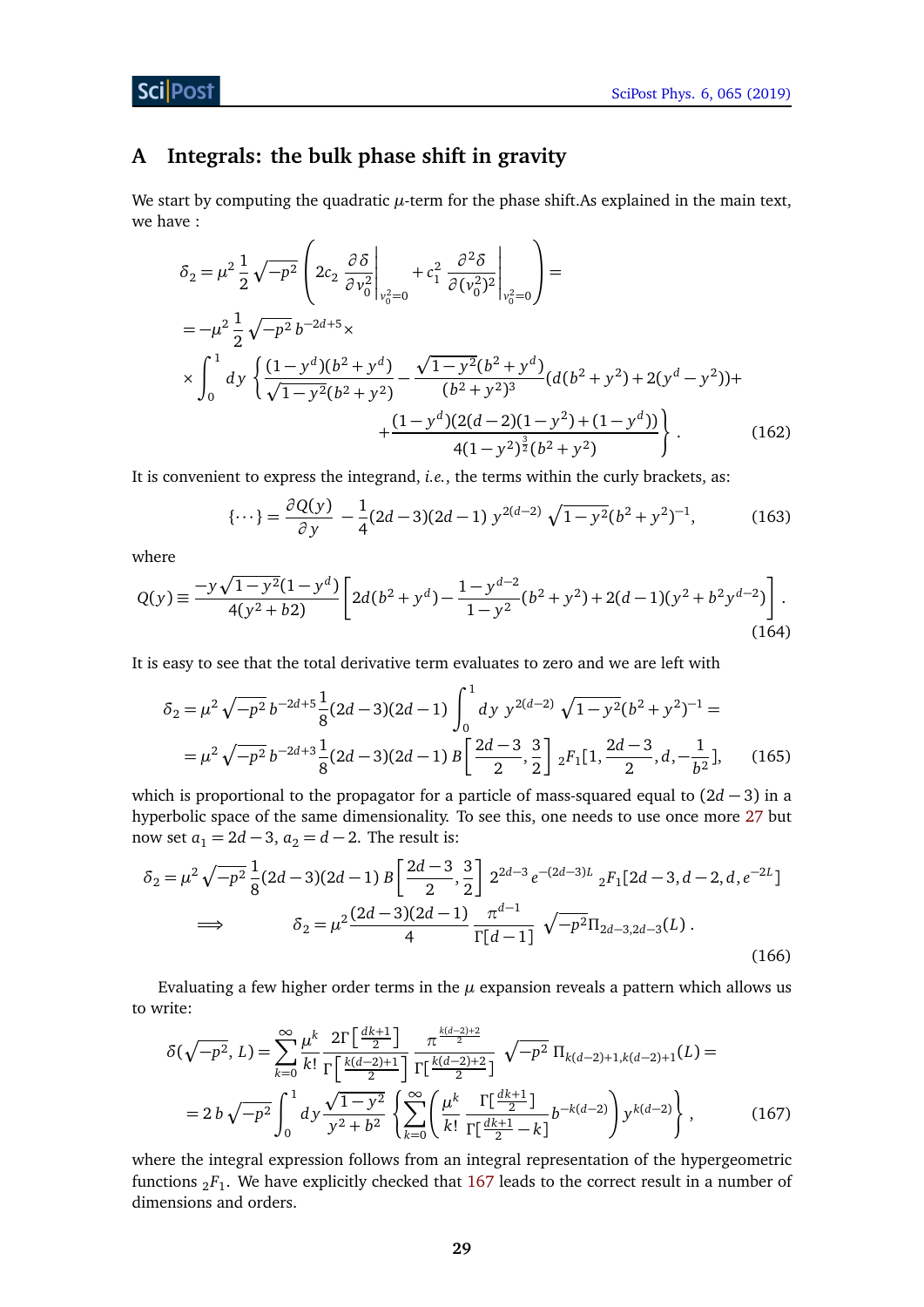## A Integrals: the bulk phase shift in gravity

We start by computing the quadratic $\mu$-term for the phase shift.As explained in the main text, we have :

$$
\begin{aligned}
\delta_2 &= \mu^2 \frac{1}{2}\sqrt{-p^2}\left(2c_2 \left.\frac{\partial \delta}{\partial v_0^2}\right|_{v_0^2=0} + c_1^2 \left.\frac{\partial^2 \delta}{\partial (v_0^2)^2}\right|_{v_0^2=0}\right) = \\
&= -\mu^2 \frac{1}{2}\sqrt{-p^2}\, b^{-2d+5} \times \\
&\times \int_0^1 dy \left\{ \frac{(1-y^d)(b^2+y^d)}{\sqrt{1-y^2}(b^2+y^2)} - \frac{\sqrt{1-y^2}(b^2+y^d)}{(b^2+y^2)^3}(d(b^2+y^2)+2(y^d-y^2)) + \right. \\
&\qquad\qquad \left. + \frac{(1-y^d)(2(d-2)(1-y^2)+(1-y^d))}{4(1-y^2)^{\frac{3}{2}}(b^2+y^2)} \right\} . 
\end{aligned}
\tag{162}
$$

It is convenient to express the integrand, *i.e.*, the terms within the curly brackets, as:

$$
\{\cdots\} = \frac{\partial Q(y)}{\partial y} - \frac{1}{4}(2d-3)(2d-1)\, y^{2(d-2)}\, \sqrt{1-y^2}(b^2+y^2)^{-1}, \tag{163}
$$

where

$$
Q(y) \equiv \frac{-y\sqrt{1-y^2}(1-y^d)}{4(y^2+b2)}\left[2d(b^2+y^d) - \frac{1-y^{d-2}}{1-y^2}(b^2+y^2) + 2(d-1)(y^2+b^2y^{d-2})\right] . \tag{164}
$$

It is easy to see that the total derivative term evaluates to zero and we are left with

$$
\begin{aligned}
\delta_2 &= \mu^2\sqrt{-p^2}\, b^{-2d+5}\frac{1}{8}(2d-3)(2d-1)\int_0^1 dy\; y^{2(d-2)}\,\sqrt{1-y^2}(b^2+y^2)^{-1} = \\
&= \mu^2\sqrt{-p^2}\, b^{-2d+3}\frac{1}{8}(2d-3)(2d-1)\, B\left[\frac{2d-3}{2},\frac{3}{2}\right]\, {}_2F_1[1,\frac{2d-3}{2},d,-\frac{1}{b^2}],
\end{aligned}
\tag{165}
$$

which is proportional to the propagator for a particle of mass-squared equal to $(2d-3)$ in a hyperbolic space of the same dimensionality. To see this, one needs to use once more 27 but now set $a_1 = 2d-3$, $a_2 = d-2$. The result is:

$$
\begin{aligned}
\delta_2 &= \mu^2\sqrt{-p^2}\,\frac{1}{8}(2d-3)(2d-1)\, B\left[\frac{2d-3}{2},\frac{3}{2}\right]\, 2^{2d-3}\, e^{-(2d-3)L}\; {}_2F_1[2d-3,d-2,d,e^{-2L}] \\
&\Longrightarrow \qquad \delta_2 = \mu^2\frac{(2d-3)(2d-1)}{4}\,\frac{\pi^{d-1}}{\Gamma[d-1]}\,\sqrt{-p^2}\Pi_{2d-3,2d-3}(L)\,.
\end{aligned}
\tag{166}
$$

Evaluating a few higher order terms in the $\mu$ expansion reveals a pattern which allows us to write:

$$
\begin{aligned}
\delta(\sqrt{-p^2},L) &= \sum_{k=0}^{\infty}\frac{\mu^k}{k!}\frac{2\Gamma\left[\frac{dk+1}{2}\right]}{\Gamma\left[\frac{k(d-2)+1}{2}\right]}\,\frac{\pi^{\frac{k(d-2)+2}{2}}}{\Gamma[\frac{k(d-2)+2}{2}]}\,\sqrt{-p^2}\,\Pi_{k(d-2)+1,k(d-2)+1}(L) = \\
&= 2\,b\sqrt{-p^2}\int_0^1 dy\frac{\sqrt{1-y^2}}{y^2+b^2}\left\{\sum_{k=0}^{\infty}\left(\frac{\mu^k}{k!}\,\frac{\Gamma[\frac{dk+1}{2}]}{\Gamma[\frac{dk+1}{2}-k]}\,b^{-k(d-2)}\right)y^{k(d-2)}\right\},
\end{aligned}
\tag{167}
$$

where the integral expression follows from an integral representation of the hypergeometric functions ${}_2F_1$. We have explicitly checked that 167 leads to the correct result in a number of dimensions and orders.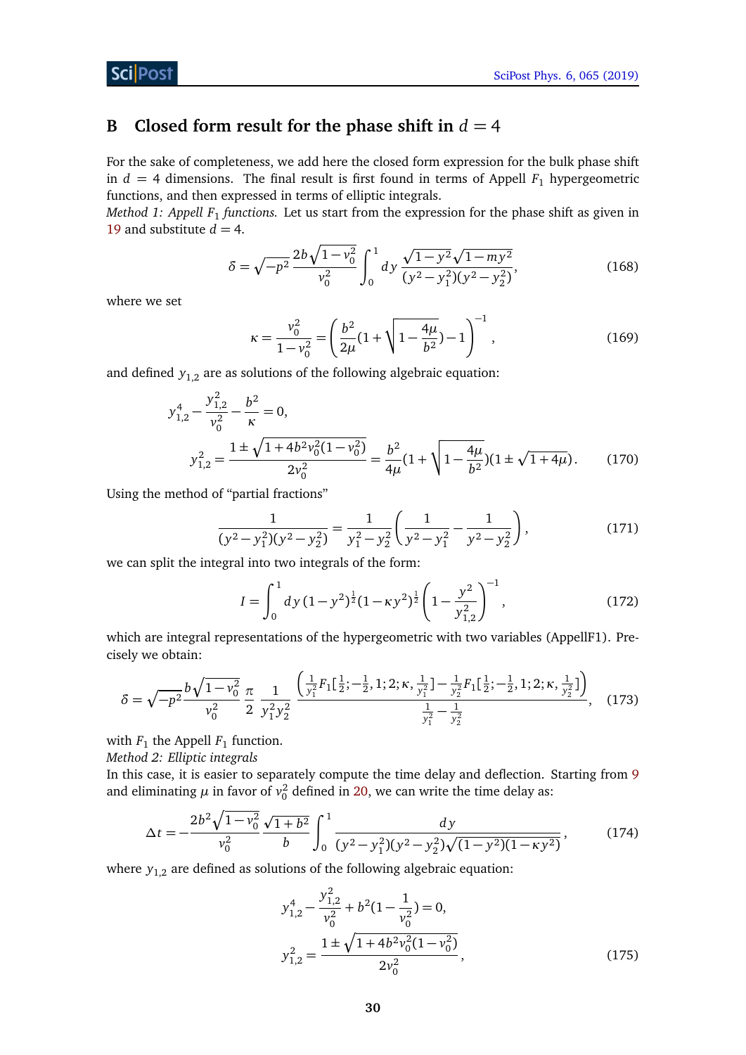## B Closed form result for the phase shift in $d = 4$

For the sake of completeness, we add here the closed form expression for the bulk phase shift in $d = 4$ dimensions. The final result is first found in terms of Appell $F_1$ hypergeometric functions, and then expressed in terms of elliptic integrals.

*Method 1: Appell $F_1$ functions.* Let us start from the expression for the phase shift as given in 19 and substitute $d = 4$.

$$\delta = \sqrt{-p^2}\,\frac{2b\sqrt{1-v_0^2}}{v_0^2}\int_0^1 dy\,\frac{\sqrt{1-y^2}\sqrt{1-my^2}}{(y^2-y_1^2)(y^2-y_2^2)}, \tag{168}$$

where we set

$$\kappa = \frac{v_0^2}{1-v_0^2} = \left(\frac{b^2}{2\mu}(1+\sqrt{1-\frac{4\mu}{b^2}})-1\right)^{-1}, \tag{169}$$

and defined $y_{1,2}$ are as solutions of the following algebraic equation:

$$\begin{aligned}
&y_{1,2}^4 - \frac{y_{1,2}^2}{v_0^2} - \frac{b^2}{\kappa} = 0, \\
&y_{1,2}^2 = \frac{1 \pm \sqrt{1+4b^2v_0^2(1-v_0^2)}}{2v_0^2} = \frac{b^2}{4\mu}(1+\sqrt{1-\frac{4\mu}{b^2}})(1\pm\sqrt{1+4\mu}).
\end{aligned} \tag{170}$$

Using the method of "partial fractions"

$$\frac{1}{(y^2-y_1^2)(y^2-y_2^2)} = \frac{1}{y_1^2-y_2^2}\left(\frac{1}{y^2-y_1^2}-\frac{1}{y^2-y_2^2}\right), \tag{171}$$

we can split the integral into two integrals of the form:

$$I = \int_0^1 dy\,(1-y^2)^{\frac{1}{2}}(1-\kappa y^2)^{\frac{1}{2}}\left(1-\frac{y^2}{y_{1,2}^2}\right)^{-1}, \tag{172}$$

which are integral representations of the hypergeometric with two variables (AppellF1). Precisely we obtain:

$$\delta = \sqrt{-p^2}\frac{b\sqrt{1-v_0^2}}{v_0^2}\,\frac{\pi}{2}\,\frac{1}{y_1^2y_2^2}\,\frac{\left(\frac{1}{y_1^2}F_1[\frac{1}{2};-\frac{1}{2},1;2;\kappa,\frac{1}{y_1^2}]-\frac{1}{y_2^2}F_1[\frac{1}{2};-\frac{1}{2},1;2;\kappa,\frac{1}{y_2^2}]\right)}{\frac{1}{y_1^2}-\frac{1}{y_2^2}}, \tag{173}$$

with $F_1$ the Appell $F_1$ function.

*Method 2: Elliptic integrals*

In this case, it is easier to separately compute the time delay and deflection. Starting from 9 and eliminating $\mu$ in favor of $v_0^2$ defined in 20, we can write the time delay as:

$$\Delta t = -\frac{2b^2\sqrt{1-v_0^2}}{v_0^2}\,\frac{\sqrt{1+b^2}}{b}\int_0^1 \frac{dy}{(y^2-y_1^2)(y^2-y_2^2)\sqrt{(1-y^2)(1-\kappa y^2)}}, \tag{174}$$

where $y_{1,2}$ are defined as solutions of the following algebraic equation:

$$\begin{aligned}
&y_{1,2}^4 - \frac{y_{1,2}^2}{v_0^2} + b^2(1-\frac{1}{v_0^2}) = 0, \\
&y_{1,2}^2 = \frac{1\pm\sqrt{1+4b^2v_0^2(1-v_0^2)}}{2v_0^2},
\end{aligned} \tag{175}$$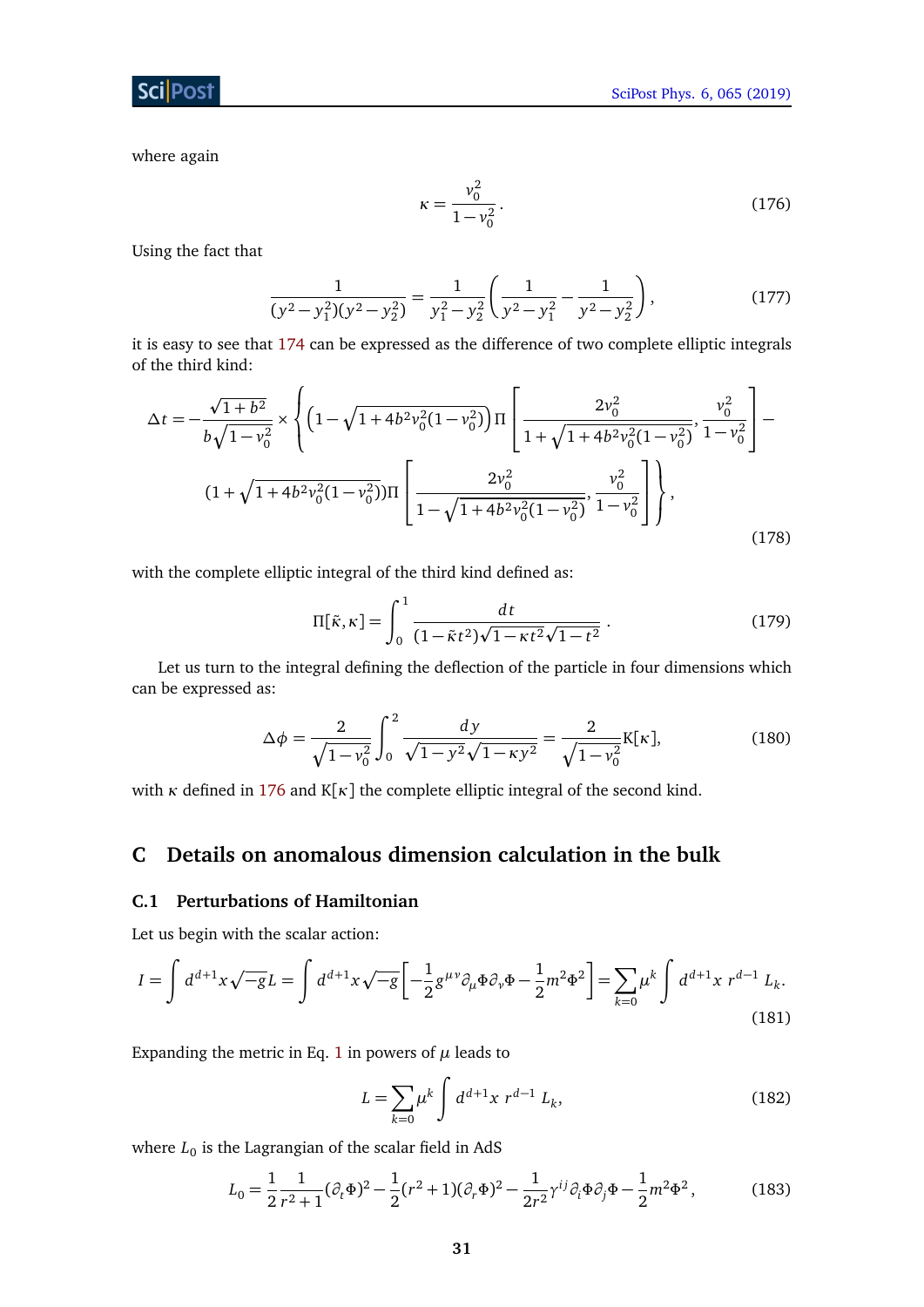where again

$$\kappa = \frac{v_0^2}{1-v_0^2}. \tag{176}$$

Using the fact that

$$\frac{1}{(y^2-y_1^2)(y^2-y_2^2)} = \frac{1}{y_1^2-y_2^2}\left(\frac{1}{y^2-y_1^2} - \frac{1}{y^2-y_2^2}\right), \tag{177}$$

it is easy to see that 174 can be expressed as the difference of two complete elliptic integrals of the third kind:

$$\begin{aligned}\Delta t = -\frac{\sqrt{1+b^2}}{b\sqrt{1-v_0^2}} \times \Bigg\{ &\left(1-\sqrt{1+4b^2v_0^2(1-v_0^2)}\right)\Pi\left[\frac{2v_0^2}{1+\sqrt{1+4b^2v_0^2(1-v_0^2)}}, \frac{v_0^2}{1-v_0^2}\right] - \\ &(1+\sqrt{1+4b^2v_0^2(1-v_0^2)})\Pi\left[\frac{2v_0^2}{1-\sqrt{1+4b^2v_0^2(1-v_0^2)}}, \frac{v_0^2}{1-v_0^2}\right]\Bigg\},\end{aligned} \tag{178}$$

with the complete elliptic integral of the third kind defined as:

$$\Pi[\tilde{\kappa},\kappa] = \int_0^1 \frac{dt}{(1-\tilde{\kappa}t^2)\sqrt{1-\kappa t^2}\sqrt{1-t^2}}. \tag{179}$$

Let us turn to the integral defining the deflection of the particle in four dimensions which can be expressed as:

$$\Delta\phi = \frac{2}{\sqrt{1-v_0^2}}\int_0^2 \frac{dy}{\sqrt{1-y^2}\sqrt{1-\kappa y^2}} = \frac{2}{\sqrt{1-v_0^2}}\mathrm{K}[\kappa], \tag{180}$$

with $\kappa$ defined in 176 and $\mathrm{K}[\kappa]$ the complete elliptic integral of the second kind.

## C Details on anomalous dimension calculation in the bulk

### C.1 Perturbations of Hamiltonian

Let us begin with the scalar action:

$$I = \int d^{d+1}x\sqrt{-g}L = \int d^{d+1}x\sqrt{-g}\left[-\frac{1}{2}g^{\mu\nu}\partial_\mu\Phi\partial_\nu\Phi - \frac{1}{2}m^2\Phi^2\right] = \sum_{k=0}\mu^k\int d^{d+1}x\ r^{d-1}\ L_k. \tag{181}$$

Expanding the metric in Eq. 1 in powers of $\mu$ leads to

$$L = \sum_{k=0}\mu^k\int d^{d+1}x\ r^{d-1}\ L_k, \tag{182}$$

where $L_0$ is the Lagrangian of the scalar field in AdS

$$L_0 = \frac{1}{2}\frac{1}{r^2+1}(\partial_t\Phi)^2 - \frac{1}{2}(r^2+1)(\partial_r\Phi)^2 - \frac{1}{2r^2}\gamma^{ij}\partial_i\Phi\partial_j\Phi - \frac{1}{2}m^2\Phi^2, \tag{183}$$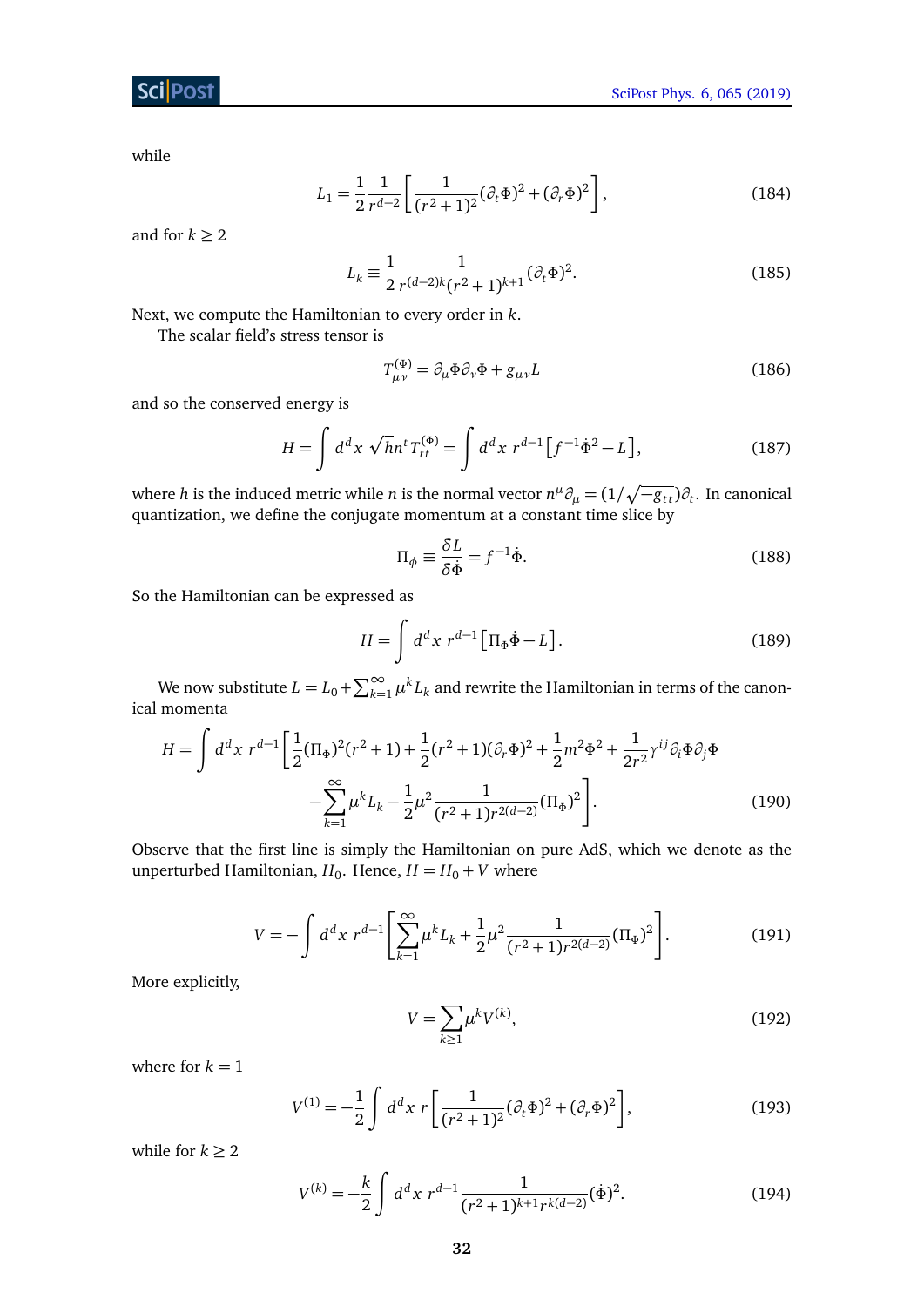while

$$
L_1 = \frac{1}{2}\frac{1}{r^{d-2}}\left[\frac{1}{(r^2+1)^2}(\partial_t\Phi)^2 + (\partial_r\Phi)^2\right], \tag{184}
$$

and for $k \geq 2$

$$
L_k \equiv \frac{1}{2}\frac{1}{r^{(d-2)k}(r^2+1)^{k+1}}(\partial_t\Phi)^2. \tag{185}
$$

Next, we compute the Hamiltonian to every order in $k$.

The scalar field's stress tensor is

$$
T^{(\Phi)}_{\mu\nu} = \partial_\mu\Phi\partial_\nu\Phi + g_{\mu\nu}L \tag{186}
$$

and so the conserved energy is

$$
H = \int d^d x\, \sqrt{h} n^t T^{(\Phi)}_{tt} = \int d^d x\, r^{d-1}\left[f^{-1}\dot{\Phi}^2 - L\right], \tag{187}
$$

where $h$ is the induced metric while $n$ is the normal vector $n^\mu\partial_\mu = (1/\sqrt{-g_{tt}})\partial_t$. In canonical quantization, we define the conjugate momentum at a constant time slice by

$$
\Pi_\phi \equiv \frac{\delta L}{\delta\dot{\Phi}} = f^{-1}\dot{\Phi}. \tag{188}
$$

So the Hamiltonian can be expressed as

$$
H = \int d^d x\, r^{d-1}\left[\Pi_\Phi\dot{\Phi} - L\right]. \tag{189}
$$

We now substitute $L = L_0 + \sum_{k=1}^{\infty}\mu^k L_k$ and rewrite the Hamiltonian in terms of the canonical momenta

$$
\begin{aligned}
H = \int d^d x\, r^{d-1}\Bigg[&\frac{1}{2}(\Pi_\Phi)^2(r^2+1) + \frac{1}{2}(r^2+1)(\partial_r\Phi)^2 + \frac{1}{2}m^2\Phi^2 + \frac{1}{2r^2}\gamma^{ij}\partial_i\Phi\partial_j\Phi \\
&-\sum_{k=1}^{\infty}\mu^k L_k - \frac{1}{2}\mu^2\frac{1}{(r^2+1)r^{2(d-2)}}(\Pi_\Phi)^2\Bigg].
\end{aligned} \tag{190}
$$

Observe that the first line is simply the Hamiltonian on pure AdS, which we denote as the unperturbed Hamiltonian, $H_0$. Hence, $H = H_0 + V$ where

$$
V = -\int d^d x\, r^{d-1}\left[\sum_{k=1}^{\infty}\mu^k L_k + \frac{1}{2}\mu^2\frac{1}{(r^2+1)r^{2(d-2)}}(\Pi_\Phi)^2\right]. \tag{191}
$$

More explicitly,

$$
V = \sum_{k\geq 1}\mu^k V^{(k)}, \tag{192}
$$

where for $k = 1$

$$
V^{(1)} = -\frac{1}{2}\int d^d x\, r\left[\frac{1}{(r^2+1)^2}(\partial_t\Phi)^2 + (\partial_r\Phi)^2\right], \tag{193}
$$

while for $k \geq 2$

$$
V^{(k)} = -\frac{k}{2}\int d^d x\, r^{d-1}\frac{1}{(r^2+1)^{k+1}r^{k(d-2)}}(\dot{\Phi})^2. \tag{194}
$$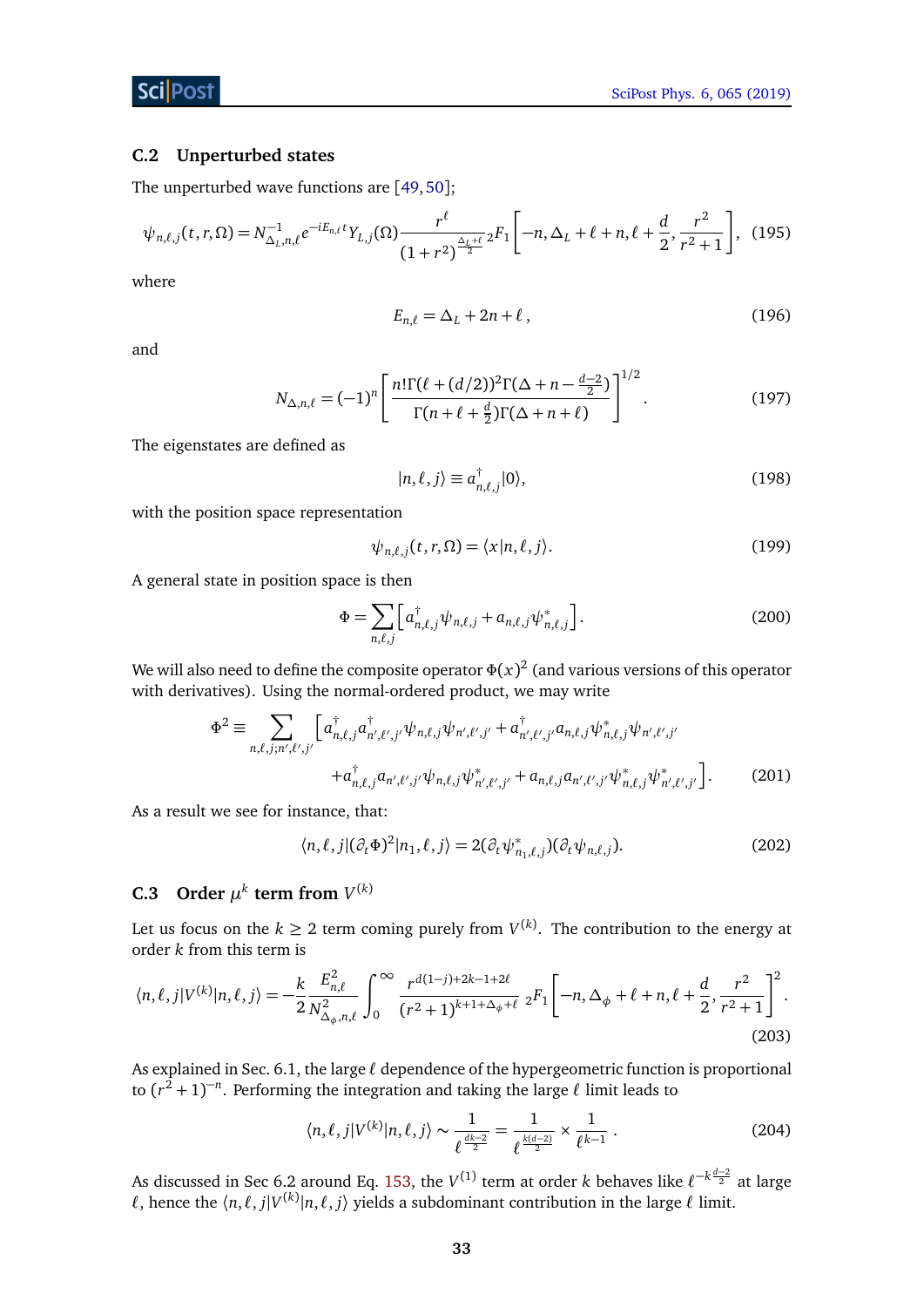### C.2 Unperturbed states

The unperturbed wave functions are [49, 50];

$$\psi_{n,\ell,j}(t,r,\Omega) = N^{-1}_{\Delta_L,n,\ell} e^{-iE_{n,\ell}t} Y_{L,j}(\Omega) \frac{r^\ell}{(1+r^2)^{\frac{\Delta_L+\ell}{2}}} \, {}_2F_1\left[-n, \Delta_L+\ell+n, \ell+\frac{d}{2}, \frac{r^2}{r^2+1}\right], \quad (195)$$

where

$$E_{n,\ell} = \Delta_L + 2n + \ell \,, \quad (196)$$

and

$$N_{\Delta,n,\ell} = (-1)^n \left[\frac{n!\Gamma(\ell+(d/2))^2\Gamma(\Delta+n-\frac{d-2}{2})}{\Gamma(n+\ell+\frac{d}{2})\Gamma(\Delta+n+\ell)}\right]^{1/2} . \quad (197)$$

The eigenstates are defined as

$$|n,\ell,j\rangle \equiv a^\dagger_{n,\ell,j}|0\rangle, \quad (198)$$

with the position space representation

$$\psi_{n,\ell,j}(t,r,\Omega) = \langle x|n,\ell,j\rangle. \quad (199)$$

A general state in position space is then

$$\Phi = \sum_{n,\ell,j}\left[a^\dagger_{n,\ell,j}\psi_{n,\ell,j} + a_{n,\ell,j}\psi^*_{n,\ell,j}\right]. \quad (200)$$

We will also need to define the composite operator $\Phi(x)^2$ (and various versions of this operator with derivatives). Using the normal-ordered product, we may write

$$\begin{aligned}\Phi^2 \equiv \sum_{n,\ell,j;n',\ell',j'} \Big[ & a^\dagger_{n,\ell,j}a^\dagger_{n',\ell',j'}\psi_{n,\ell,j}\psi_{n',\ell',j'} + a^\dagger_{n',\ell',j'}a_{n,\ell,j}\psi^*_{n,\ell,j}\psi_{n',\ell',j'} \\ & + a^\dagger_{n,\ell,j}a_{n',\ell',j'}\psi_{n,\ell,j}\psi^*_{n',\ell',j'} + a_{n,\ell,j}a_{n',\ell',j'}\psi^*_{n,\ell,j}\psi^*_{n',\ell',j'}\Big]. \end{aligned} \quad (201)$$

As a result we see for instance, that:

$$\langle n,\ell,j|(\partial_t\Phi)^2|n_1,\ell,j\rangle = 2(\partial_t\psi^*_{n_1,\ell,j})(\partial_t\psi_{n,\ell,j}). \quad (202)$$

### C.3 Order $\mu^k$ term from $V^{(k)}$

Let us focus on the $k \geq 2$ term coming purely from $V^{(k)}$. The contribution to the energy at order $k$ from this term is

$$\langle n,\ell,j|V^{(k)}|n,\ell,j\rangle = -\frac{k}{2}\frac{E^2_{n,\ell}}{N^2_{\Delta_\phi,n,\ell}}\int_0^\infty \frac{r^{d(1-j)+2k-1+2\ell}}{(r^2+1)^{k+1+\Delta_\phi+\ell}} \, {}_2F_1\left[-n, \Delta_\phi+\ell+n, \ell+\frac{d}{2}, \frac{r^2}{r^2+1}\right]^2 . \quad (203)$$

As explained in Sec. 6.1, the large $\ell$ dependence of the hypergeometric function is proportional to $(r^2+1)^{-n}$. Performing the integration and taking the large $\ell$ limit leads to

$$\langle n,\ell,j|V^{(k)}|n,\ell,j\rangle \sim \frac{1}{\ell^{\frac{dk-2}{2}}} = \frac{1}{\ell^{\frac{k(d-2)}{2}}} \times \frac{1}{\ell^{k-1}} \,. \quad (204)$$

As discussed in Sec 6.2 around Eq. 153, the $V^{(1)}$ term at order $k$ behaves like $\ell^{-k\frac{d-2}{2}}$ at large $\ell$, hence the $\langle n,\ell,j|V^{(k)}|n,\ell,j\rangle$ yields a subdominant contribution in the large $\ell$ limit.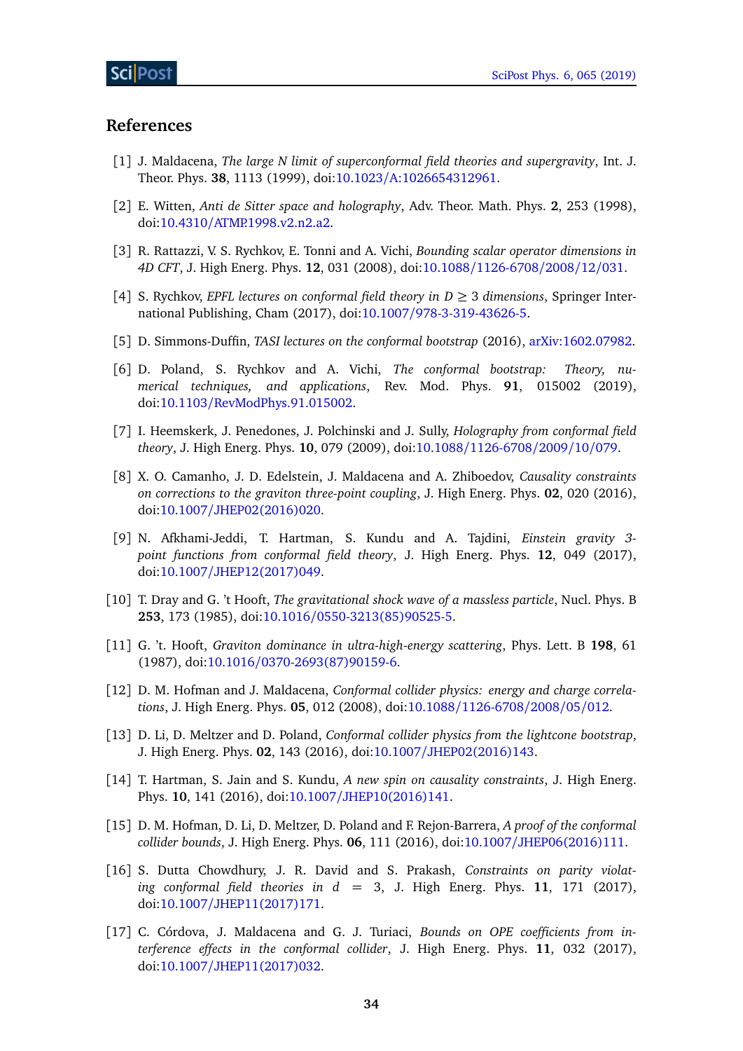## References

[1] J. Maldacena, *The large N limit of superconformal field theories and supergravity*, Int. J. Theor. Phys. **38**, 1113 (1999), doi:10.1023/A:1026654312961.

[2] E. Witten, *Anti de Sitter space and holography*, Adv. Theor. Math. Phys. **2**, 253 (1998), doi:10.4310/ATMP.1998.v2.n2.a2.

[3] R. Rattazzi, V. S. Rychkov, E. Tonni and A. Vichi, *Bounding scalar operator dimensions in 4D CFT*, J. High Energ. Phys. **12**, 031 (2008), doi:10.1088/1126-6708/2008/12/031.

[4] S. Rychkov, *EPFL lectures on conformal field theory in $D \geq 3$ dimensions*, Springer International Publishing, Cham (2017), doi:10.1007/978-3-319-43626-5.

[5] D. Simmons-Duffin, *TASI lectures on the conformal bootstrap* (2016), arXiv:1602.07982.

[6] D. Poland, S. Rychkov and A. Vichi, *The conformal bootstrap: Theory, numerical techniques, and applications*, Rev. Mod. Phys. **91**, 015002 (2019), doi:10.1103/RevModPhys.91.015002.

[7] I. Heemskerk, J. Penedones, J. Polchinski and J. Sully, *Holography from conformal field theory*, J. High Energ. Phys. **10**, 079 (2009), doi:10.1088/1126-6708/2009/10/079.

[8] X. O. Camanho, J. D. Edelstein, J. Maldacena and A. Zhiboedov, *Causality constraints on corrections to the graviton three-point coupling*, J. High Energ. Phys. **02**, 020 (2016), doi:10.1007/JHEP02(2016)020.

[9] N. Afkhami-Jeddi, T. Hartman, S. Kundu and A. Tajdini, *Einstein gravity 3-point functions from conformal field theory*, J. High Energ. Phys. **12**, 049 (2017), doi:10.1007/JHEP12(2017)049.

[10] T. Dray and G. 't Hooft, *The gravitational shock wave of a massless particle*, Nucl. Phys. B **253**, 173 (1985), doi:10.1016/0550-3213(85)90525-5.

[11] G. 't. Hooft, *Graviton dominance in ultra-high-energy scattering*, Phys. Lett. B **198**, 61 (1987), doi:10.1016/0370-2693(87)90159-6.

[12] D. M. Hofman and J. Maldacena, *Conformal collider physics: energy and charge correlations*, J. High Energ. Phys. **05**, 012 (2008), doi:10.1088/1126-6708/2008/05/012.

[13] D. Li, D. Meltzer and D. Poland, *Conformal collider physics from the lightcone bootstrap*, J. High Energ. Phys. **02**, 143 (2016), doi:10.1007/JHEP02(2016)143.

[14] T. Hartman, S. Jain and S. Kundu, *A new spin on causality constraints*, J. High Energ. Phys. **10**, 141 (2016), doi:10.1007/JHEP10(2016)141.

[15] D. M. Hofman, D. Li, D. Meltzer, D. Poland and F. Rejon-Barrera, *A proof of the conformal collider bounds*, J. High Energ. Phys. **06**, 111 (2016), doi:10.1007/JHEP06(2016)111.

[16] S. Dutta Chowdhury, J. R. David and S. Prakash, *Constraints on parity violating conformal field theories in $d = 3$*, J. High Energ. Phys. **11**, 171 (2017), doi:10.1007/JHEP11(2017)171.

[17] C. Córdova, J. Maldacena and G. J. Turiaci, *Bounds on OPE coefficients from interference effects in the conformal collider*, J. High Energ. Phys. **11**, 032 (2017), doi:10.1007/JHEP11(2017)032.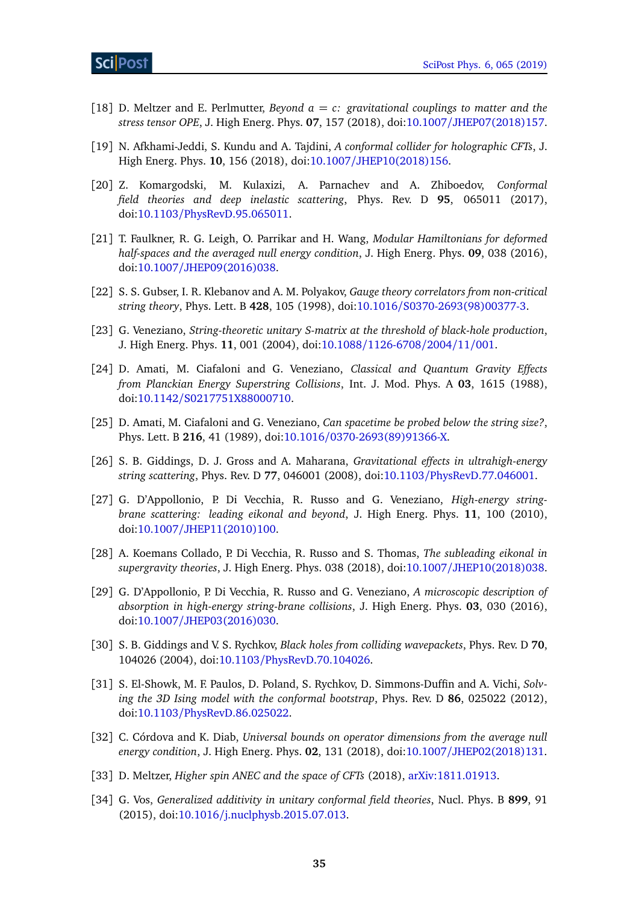[18] D. Meltzer and E. Perlmutter, *Beyond $a = c$: gravitational couplings to matter and the stress tensor OPE*, J. High Energ. Phys. **07**, 157 (2018), doi:10.1007/JHEP07(2018)157.

[19] N. Afkhami-Jeddi, S. Kundu and A. Tajdini, *A conformal collider for holographic CFTs*, J. High Energ. Phys. **10**, 156 (2018), doi:10.1007/JHEP10(2018)156.

[20] Z. Komargodski, M. Kulaxizi, A. Parnachev and A. Zhiboedov, *Conformal field theories and deep inelastic scattering*, Phys. Rev. D **95**, 065011 (2017), doi:10.1103/PhysRevD.95.065011.

[21] T. Faulkner, R. G. Leigh, O. Parrikar and H. Wang, *Modular Hamiltonians for deformed half-spaces and the averaged null energy condition*, J. High Energ. Phys. **09**, 038 (2016), doi:10.1007/JHEP09(2016)038.

[22] S. S. Gubser, I. R. Klebanov and A. M. Polyakov, *Gauge theory correlators from non-critical string theory*, Phys. Lett. B **428**, 105 (1998), doi:10.1016/S0370-2693(98)00377-3.

[23] G. Veneziano, *String-theoretic unitary S-matrix at the threshold of black-hole production*, J. High Energ. Phys. **11**, 001 (2004), doi:10.1088/1126-6708/2004/11/001.

[24] D. Amati, M. Ciafaloni and G. Veneziano, *Classical and Quantum Gravity Effects from Planckian Energy Superstring Collisions*, Int. J. Mod. Phys. A **03**, 1615 (1988), doi:10.1142/S0217751X88000710.

[25] D. Amati, M. Ciafaloni and G. Veneziano, *Can spacetime be probed below the string size?*, Phys. Lett. B **216**, 41 (1989), doi:10.1016/0370-2693(89)91366-X.

[26] S. B. Giddings, D. J. Gross and A. Maharana, *Gravitational effects in ultrahigh-energy string scattering*, Phys. Rev. D **77**, 046001 (2008), doi:10.1103/PhysRevD.77.046001.

[27] G. D'Appollonio, P. Di Vecchia, R. Russo and G. Veneziano, *High-energy string-brane scattering: leading eikonal and beyond*, J. High Energ. Phys. **11**, 100 (2010), doi:10.1007/JHEP11(2010)100.

[28] A. Koemans Collado, P. Di Vecchia, R. Russo and S. Thomas, *The subleading eikonal in supergravity theories*, J. High Energ. Phys. 038 (2018), doi:10.1007/JHEP10(2018)038.

[29] G. D'Appollonio, P. Di Vecchia, R. Russo and G. Veneziano, *A microscopic description of absorption in high-energy string-brane collisions*, J. High Energ. Phys. **03**, 030 (2016), doi:10.1007/JHEP03(2016)030.

[30] S. B. Giddings and V. S. Rychkov, *Black holes from colliding wavepackets*, Phys. Rev. D **70**, 104026 (2004), doi:10.1103/PhysRevD.70.104026.

[31] S. El-Showk, M. F. Paulos, D. Poland, S. Rychkov, D. Simmons-Duffin and A. Vichi, *Solving the 3D Ising model with the conformal bootstrap*, Phys. Rev. D **86**, 025022 (2012), doi:10.1103/PhysRevD.86.025022.

[32] C. Córdova and K. Diab, *Universal bounds on operator dimensions from the average null energy condition*, J. High Energ. Phys. **02**, 131 (2018), doi:10.1007/JHEP02(2018)131.

[33] D. Meltzer, *Higher spin ANEC and the space of CFTs* (2018), arXiv:1811.01913.

[34] G. Vos, *Generalized additivity in unitary conformal field theories*, Nucl. Phys. B **899**, 91 (2015), doi:10.1016/j.nuclphysb.2015.07.013.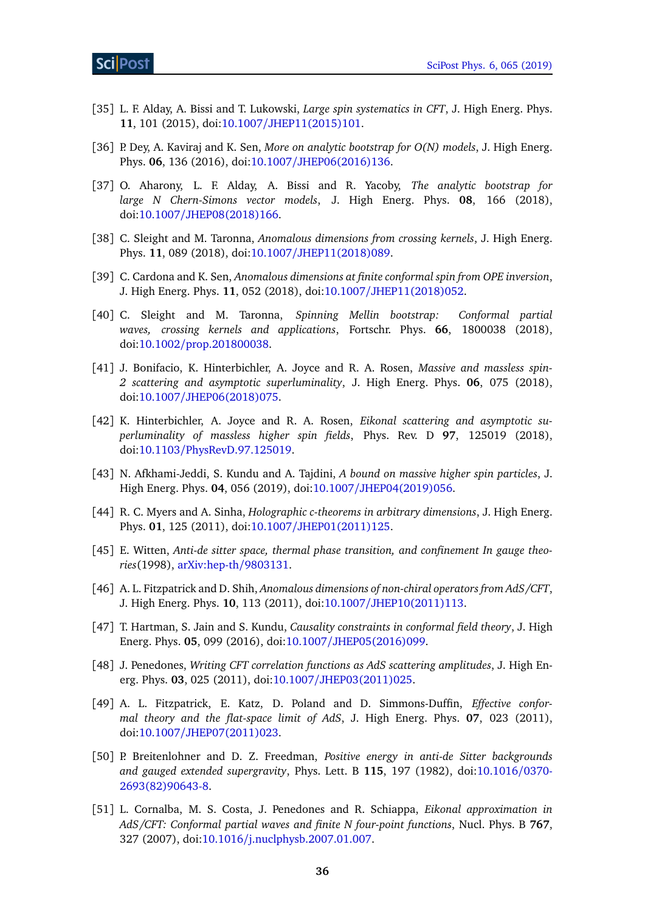[35] L. F. Alday, A. Bissi and T. Lukowski, *Large spin systematics in CFT*, J. High Energ. Phys. **11**, 101 (2015), doi:10.1007/JHEP11(2015)101.

[36] P. Dey, A. Kaviraj and K. Sen, *More on analytic bootstrap for O(N) models*, J. High Energ. Phys. **06**, 136 (2016), doi:10.1007/JHEP06(2016)136.

[37] O. Aharony, L. F. Alday, A. Bissi and R. Yacoby, *The analytic bootstrap for large N Chern-Simons vector models*, J. High Energ. Phys. **08**, 166 (2018), doi:10.1007/JHEP08(2018)166.

[38] C. Sleight and M. Taronna, *Anomalous dimensions from crossing kernels*, J. High Energ. Phys. **11**, 089 (2018), doi:10.1007/JHEP11(2018)089.

[39] C. Cardona and K. Sen, *Anomalous dimensions at finite conformal spin from OPE inversion*, J. High Energ. Phys. **11**, 052 (2018), doi:10.1007/JHEP11(2018)052.

[40] C. Sleight and M. Taronna, *Spinning Mellin bootstrap: Conformal partial waves, crossing kernels and applications*, Fortschr. Phys. **66**, 1800038 (2018), doi:10.1002/prop.201800038.

[41] J. Bonifacio, K. Hinterbichler, A. Joyce and R. A. Rosen, *Massive and massless spin-2 scattering and asymptotic superluminality*, J. High Energ. Phys. **06**, 075 (2018), doi:10.1007/JHEP06(2018)075.

[42] K. Hinterbichler, A. Joyce and R. A. Rosen, *Eikonal scattering and asymptotic superluminality of massless higher spin fields*, Phys. Rev. D **97**, 125019 (2018), doi:10.1103/PhysRevD.97.125019.

[43] N. Afkhami-Jeddi, S. Kundu and A. Tajdini, *A bound on massive higher spin particles*, J. High Energ. Phys. **04**, 056 (2019), doi:10.1007/JHEP04(2019)056.

[44] R. C. Myers and A. Sinha, *Holographic c-theorems in arbitrary dimensions*, J. High Energ. Phys. **01**, 125 (2011), doi:10.1007/JHEP01(2011)125.

[45] E. Witten, *Anti-de sitter space, thermal phase transition, and confinement In gauge theories*(1998), arXiv:hep-th/9803131.

[46] A. L. Fitzpatrick and D. Shih, *Anomalous dimensions of non-chiral operators from AdS/CFT*, J. High Energ. Phys. **10**, 113 (2011), doi:10.1007/JHEP10(2011)113.

[47] T. Hartman, S. Jain and S. Kundu, *Causality constraints in conformal field theory*, J. High Energ. Phys. **05**, 099 (2016), doi:10.1007/JHEP05(2016)099.

[48] J. Penedones, *Writing CFT correlation functions as AdS scattering amplitudes*, J. High Energ. Phys. **03**, 025 (2011), doi:10.1007/JHEP03(2011)025.

[49] A. L. Fitzpatrick, E. Katz, D. Poland and D. Simmons-Duffin, *Effective conformal theory and the flat-space limit of AdS*, J. High Energ. Phys. **07**, 023 (2011), doi:10.1007/JHEP07(2011)023.

[50] P. Breitenlohner and D. Z. Freedman, *Positive energy in anti-de Sitter backgrounds and gauged extended supergravity*, Phys. Lett. B **115**, 197 (1982), doi:10.1016/0370-2693(82)90643-8.

[51] L. Cornalba, M. S. Costa, J. Penedones and R. Schiappa, *Eikonal approximation in AdS/CFT: Conformal partial waves and finite N four-point functions*, Nucl. Phys. B **767**, 327 (2007), doi:10.1016/j.nuclphysb.2007.01.007.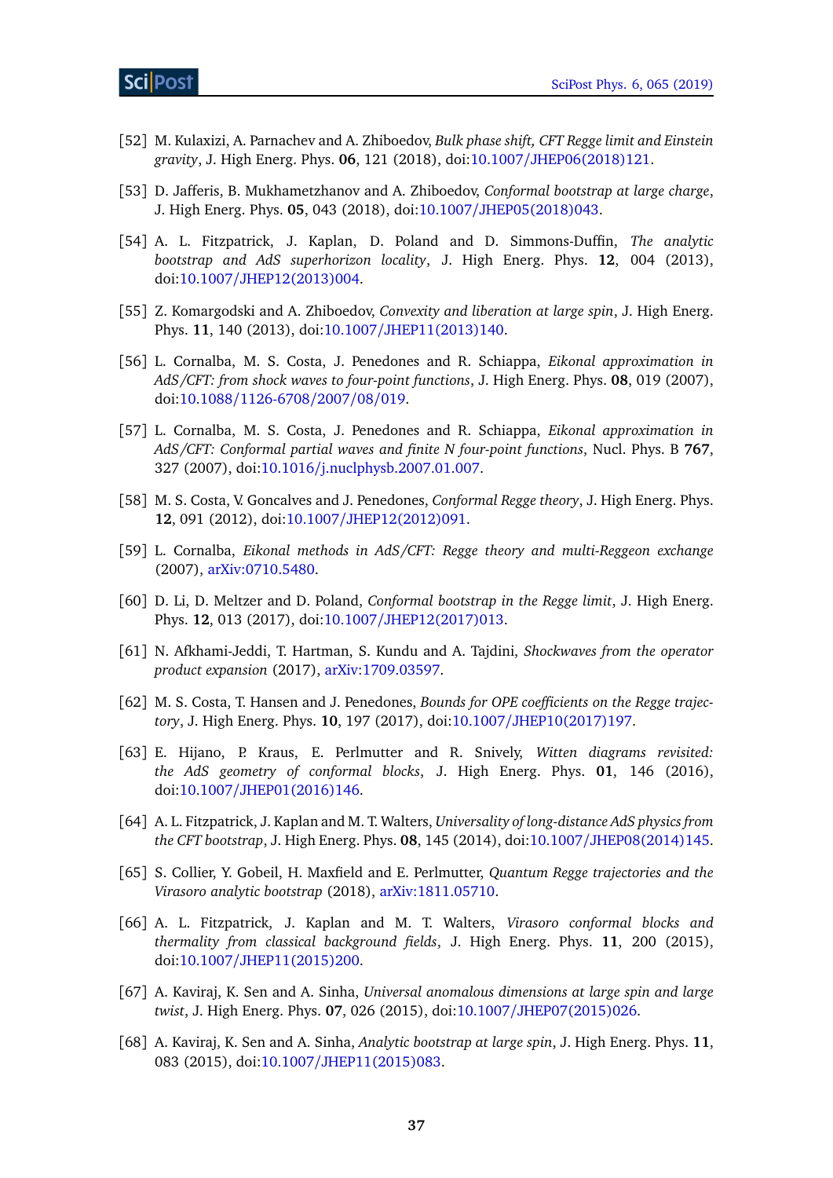[52] M. Kulaxizi, A. Parnachev and A. Zhiboedov, *Bulk phase shift, CFT Regge limit and Einstein gravity*, J. High Energ. Phys. **06**, 121 (2018), doi:10.1007/JHEP06(2018)121.

[53] D. Jafferis, B. Mukhametzhanov and A. Zhiboedov, *Conformal bootstrap at large charge*, J. High Energ. Phys. **05**, 043 (2018), doi:10.1007/JHEP05(2018)043.

[54] A. L. Fitzpatrick, J. Kaplan, D. Poland and D. Simmons-Duffin, *The analytic bootstrap and AdS superhorizon locality*, J. High Energ. Phys. **12**, 004 (2013), doi:10.1007/JHEP12(2013)004.

[55] Z. Komargodski and A. Zhiboedov, *Convexity and liberation at large spin*, J. High Energ. Phys. **11**, 140 (2013), doi:10.1007/JHEP11(2013)140.

[56] L. Cornalba, M. S. Costa, J. Penedones and R. Schiappa, *Eikonal approximation in AdS/CFT: from shock waves to four-point functions*, J. High Energ. Phys. **08**, 019 (2007), doi:10.1088/1126-6708/2007/08/019.

[57] L. Cornalba, M. S. Costa, J. Penedones and R. Schiappa, *Eikonal approximation in AdS/CFT: Conformal partial waves and finite N four-point functions*, Nucl. Phys. B **767**, 327 (2007), doi:10.1016/j.nuclphysb.2007.01.007.

[58] M. S. Costa, V. Goncalves and J. Penedones, *Conformal Regge theory*, J. High Energ. Phys. **12**, 091 (2012), doi:10.1007/JHEP12(2012)091.

[59] L. Cornalba, *Eikonal methods in AdS/CFT: Regge theory and multi-Reggeon exchange* (2007), arXiv:0710.5480.

[60] D. Li, D. Meltzer and D. Poland, *Conformal bootstrap in the Regge limit*, J. High Energ. Phys. **12**, 013 (2017), doi:10.1007/JHEP12(2017)013.

[61] N. Afkhami-Jeddi, T. Hartman, S. Kundu and A. Tajdini, *Shockwaves from the operator product expansion* (2017), arXiv:1709.03597.

[62] M. S. Costa, T. Hansen and J. Penedones, *Bounds for OPE coefficients on the Regge trajectory*, J. High Energ. Phys. **10**, 197 (2017), doi:10.1007/JHEP10(2017)197.

[63] E. Hijano, P. Kraus, E. Perlmutter and R. Snively, *Witten diagrams revisited: the AdS geometry of conformal blocks*, J. High Energ. Phys. **01**, 146 (2016), doi:10.1007/JHEP01(2016)146.

[64] A. L. Fitzpatrick, J. Kaplan and M. T. Walters, *Universality of long-distance AdS physics from the CFT bootstrap*, J. High Energ. Phys. **08**, 145 (2014), doi:10.1007/JHEP08(2014)145.

[65] S. Collier, Y. Gobeil, H. Maxfield and E. Perlmutter, *Quantum Regge trajectories and the Virasoro analytic bootstrap* (2018), arXiv:1811.05710.

[66] A. L. Fitzpatrick, J. Kaplan and M. T. Walters, *Virasoro conformal blocks and thermality from classical background fields*, J. High Energ. Phys. **11**, 200 (2015), doi:10.1007/JHEP11(2015)200.

[67] A. Kaviraj, K. Sen and A. Sinha, *Universal anomalous dimensions at large spin and large twist*, J. High Energ. Phys. **07**, 026 (2015), doi:10.1007/JHEP07(2015)026.

[68] A. Kaviraj, K. Sen and A. Sinha, *Analytic bootstrap at large spin*, J. High Energ. Phys. **11**, 083 (2015), doi:10.1007/JHEP11(2015)083.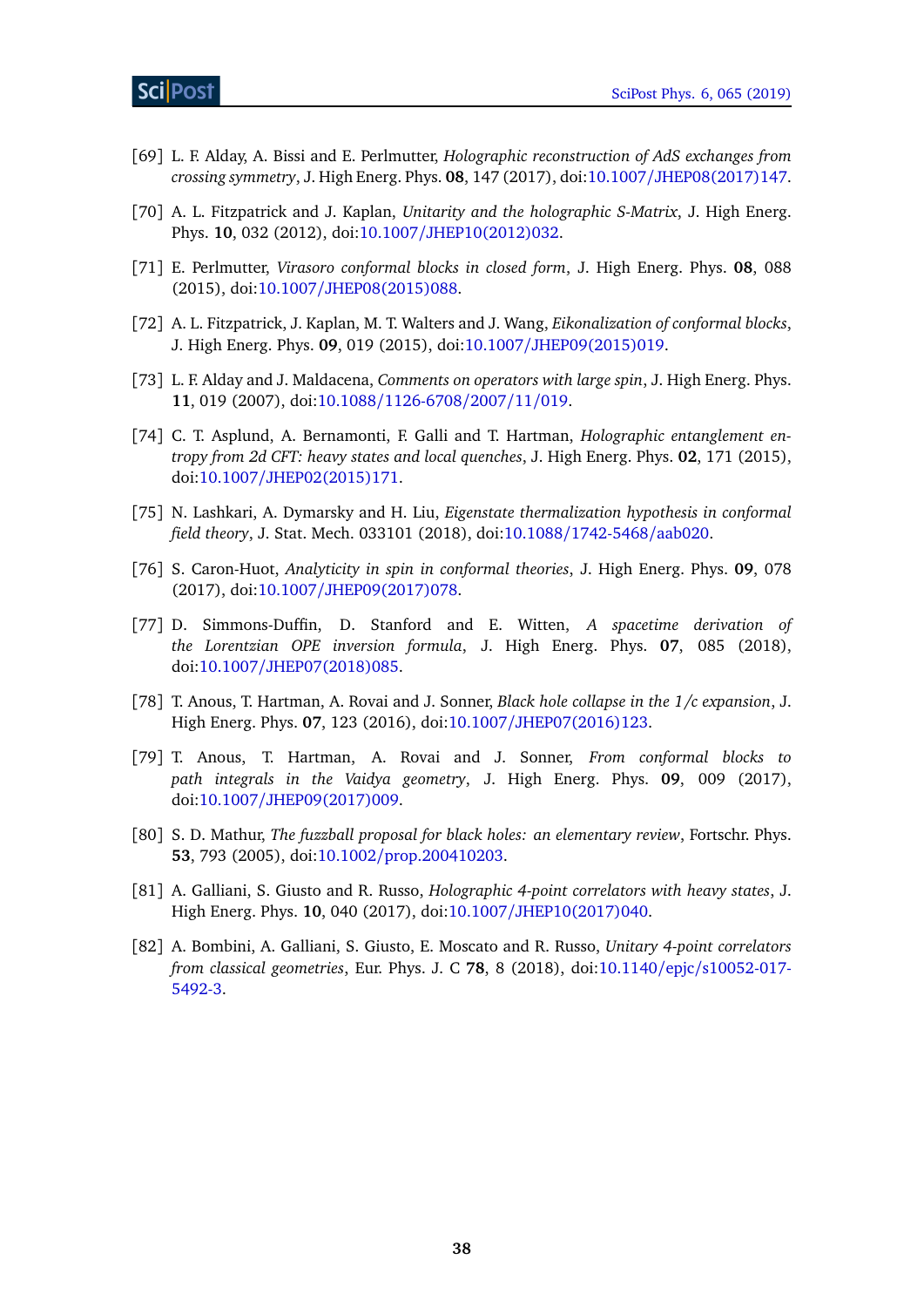[69] L. F. Alday, A. Bissi and E. Perlmutter, *Holographic reconstruction of AdS exchanges from crossing symmetry*, J. High Energ. Phys. **08**, 147 (2017), doi:10.1007/JHEP08(2017)147.

[70] A. L. Fitzpatrick and J. Kaplan, *Unitarity and the holographic S-Matrix*, J. High Energ. Phys. **10**, 032 (2012), doi:10.1007/JHEP10(2012)032.

[71] E. Perlmutter, *Virasoro conformal blocks in closed form*, J. High Energ. Phys. **08**, 088 (2015), doi:10.1007/JHEP08(2015)088.

[72] A. L. Fitzpatrick, J. Kaplan, M. T. Walters and J. Wang, *Eikonalization of conformal blocks*, J. High Energ. Phys. **09**, 019 (2015), doi:10.1007/JHEP09(2015)019.

[73] L. F. Alday and J. Maldacena, *Comments on operators with large spin*, J. High Energ. Phys. **11**, 019 (2007), doi:10.1088/1126-6708/2007/11/019.

[74] C. T. Asplund, A. Bernamonti, F. Galli and T. Hartman, *Holographic entanglement entropy from 2d CFT: heavy states and local quenches*, J. High Energ. Phys. **02**, 171 (2015), doi:10.1007/JHEP02(2015)171.

[75] N. Lashkari, A. Dymarsky and H. Liu, *Eigenstate thermalization hypothesis in conformal field theory*, J. Stat. Mech. 033101 (2018), doi:10.1088/1742-5468/aab020.

[76] S. Caron-Huot, *Analyticity in spin in conformal theories*, J. High Energ. Phys. **09**, 078 (2017), doi:10.1007/JHEP09(2017)078.

[77] D. Simmons-Duffin, D. Stanford and E. Witten, *A spacetime derivation of the Lorentzian OPE inversion formula*, J. High Energ. Phys. **07**, 085 (2018), doi:10.1007/JHEP07(2018)085.

[78] T. Anous, T. Hartman, A. Rovai and J. Sonner, *Black hole collapse in the $1/c$ expansion*, J. High Energ. Phys. **07**, 123 (2016), doi:10.1007/JHEP07(2016)123.

[79] T. Anous, T. Hartman, A. Rovai and J. Sonner, *From conformal blocks to path integrals in the Vaidya geometry*, J. High Energ. Phys. **09**, 009 (2017), doi:10.1007/JHEP09(2017)009.

[80] S. D. Mathur, *The fuzzball proposal for black holes: an elementary review*, Fortschr. Phys. **53**, 793 (2005), doi:10.1002/prop.200410203.

[81] A. Galliani, S. Giusto and R. Russo, *Holographic 4-point correlators with heavy states*, J. High Energ. Phys. **10**, 040 (2017), doi:10.1007/JHEP10(2017)040.

[82] A. Bombini, A. Galliani, S. Giusto, E. Moscato and R. Russo, *Unitary 4-point correlators from classical geometries*, Eur. Phys. J. C **78**, 8 (2018), doi:10.1140/epjc/s10052-017-5492-3.